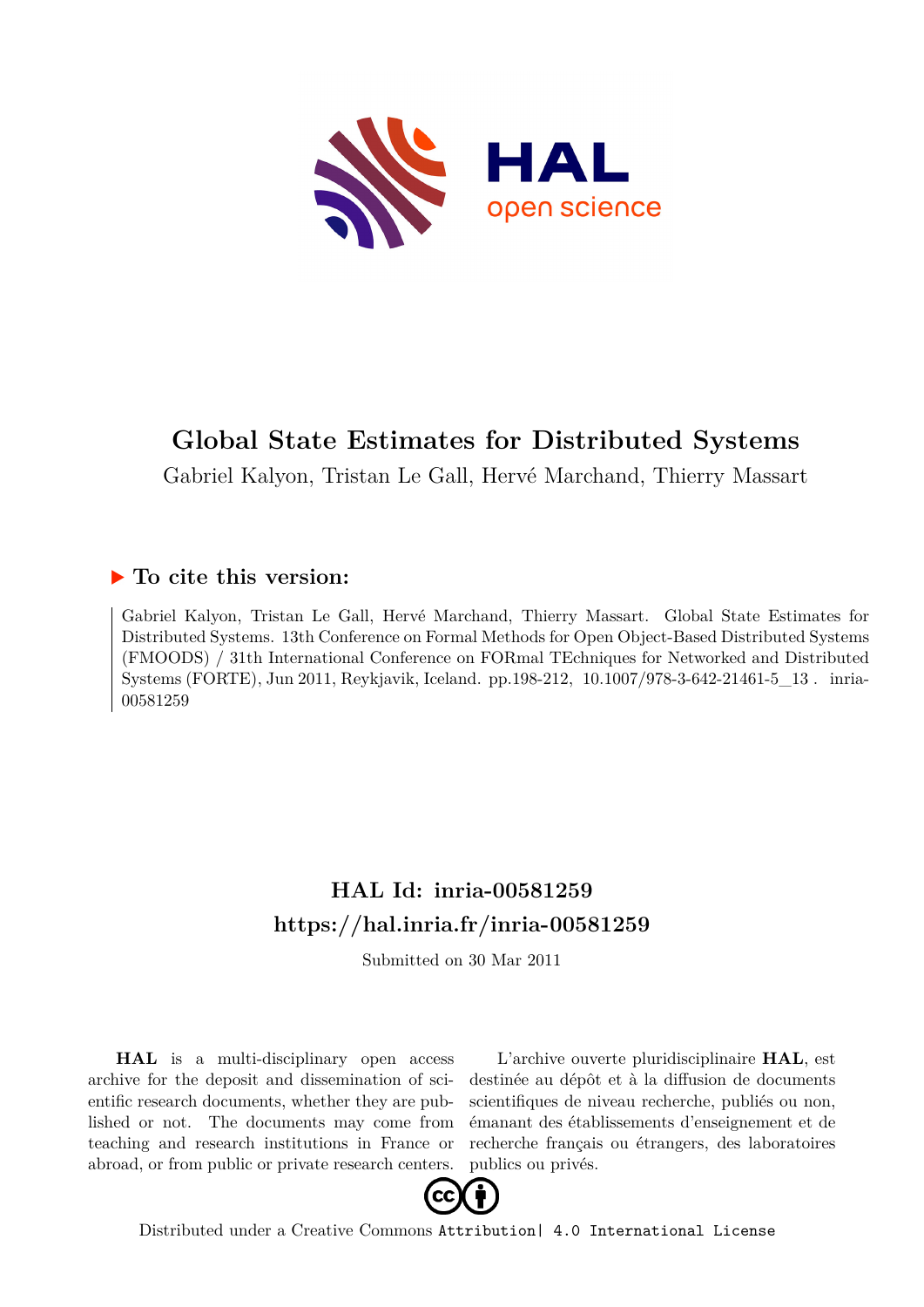# Global State Estimates for Distributed Systems

Gabriel Kalyon, Tristan Le Gall, Hervé Marchand, Thierry Massart

## ▶ To cite this version:

Gabriel Kalyon, Tristan Le Gall, Hervé Marchand, Thierry Massart. Global State Estimates for Distributed Systems. 13th Conference on Formal Methods for Open Object-Based Distributed Systems (FMOODS) / 31th International Conference on FORmal TEchniques for Networked and Distributed Systems (FORTE), Jun 2011, Reykjavik, Iceland. pp.198-212, 10.1007/978-3-642-21461-5_13 . inria-00581259

## HAL Id: inria-00581259

## https://hal.inria.fr/inria-00581259

Submitted on 30 Mar 2011

**HAL** is a multi-disciplinary open access archive for the deposit and dissemination of scientific research documents, whether they are published or not. The documents may come from teaching and research institutions in France or abroad, or from public or private research centers.

L'archive ouverte pluridisciplinaire **HAL**, est destinée au dépôt et à la diffusion de documents scientifiques de niveau recherche, publiés ou non, émanant des établissements d'enseignement et de recherche français ou étrangers, des laboratoires publics ou privés.

Distributed under a Creative Commons Attribution| 4.0 International License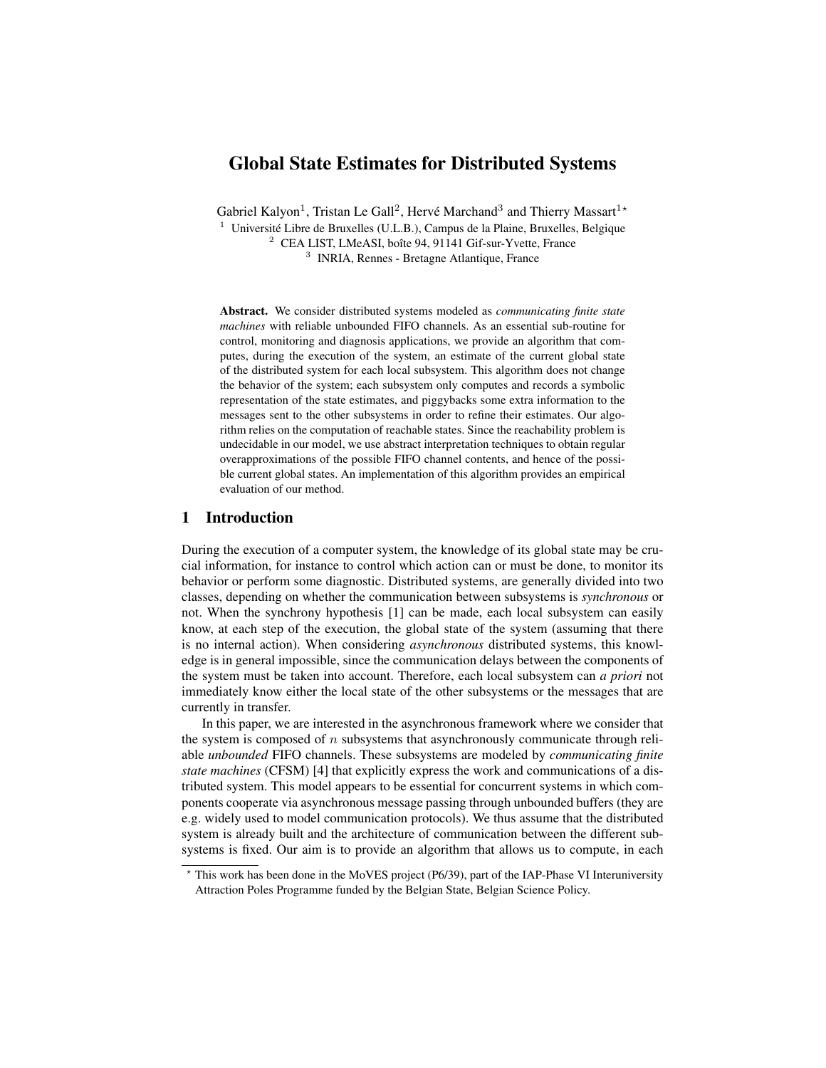# Global State Estimates for Distributed Systems

Gabriel Kalyon[1], Tristan Le Gall[2], Hervé Marchand[3] and Thierry Massart[1]*

[1] Université Libre de Bruxelles (U.L.B.), Campus de la Plaine, Bruxelles, Belgique
[2] CEA LIST, LMeASI, boîte 94, 91141 Gif-sur-Yvette, France
[3] INRIA, Rennes - Bretagne Atlantique, France

**Abstract.** We consider distributed systems modeled as *communicating finite state machines* with reliable unbounded FIFO channels. As an essential sub-routine for control, monitoring and diagnosis applications, we provide an algorithm that computes, during the execution of the system, an estimate of the current global state of the distributed system for each local subsystem. This algorithm does not change the behavior of the system; each subsystem only computes and records a symbolic representation of the state estimates, and piggybacks some extra information to the messages sent to the other subsystems in order to refine their estimates. Our algorithm relies on the computation of reachable states. Since the reachability problem is undecidable in our model, we use abstract interpretation techniques to obtain regular overapproximations of the possible FIFO channel contents, and hence of the possible current global states. An implementation of this algorithm provides an empirical evaluation of our method.

## 1 Introduction

During the execution of a computer system, the knowledge of its global state may be crucial information, for instance to control which action can or must be done, to monitor its behavior or perform some diagnostic. Distributed systems, are generally divided into two classes, depending on whether the communication between subsystems is *synchronous* or not. When the synchrony hypothesis [1] can be made, each local subsystem can easily know, at each step of the execution, the global state of the system (assuming that there is no internal action). When considering *asynchronous* distributed systems, this knowledge is in general impossible, since the communication delays between the components of the system must be taken into account. Therefore, each local subsystem can *a priori* not immediately know either the local state of the other subsystems or the messages that are currently in transfer.

In this paper, we are interested in the asynchronous framework where we consider that the system is composed of $n$ subsystems that asynchronously communicate through reliable *unbounded* FIFO channels. These subsystems are modeled by *communicating finite state machines* (CFSM) [4] that explicitly express the work and communications of a distributed system. This model appears to be essential for concurrent systems in which components cooperate via asynchronous message passing through unbounded buffers (they are e.g. widely used to model communication protocols). We thus assume that the distributed system is already built and the architecture of communication between the different subsystems is fixed. Our aim is to provide an algorithm that allows us to compute, in each

* This work has been done in the MoVES project (P6/39), part of the IAP-Phase VI Interuniversity Attraction Poles Programme funded by the Belgian State, Belgian Science Policy.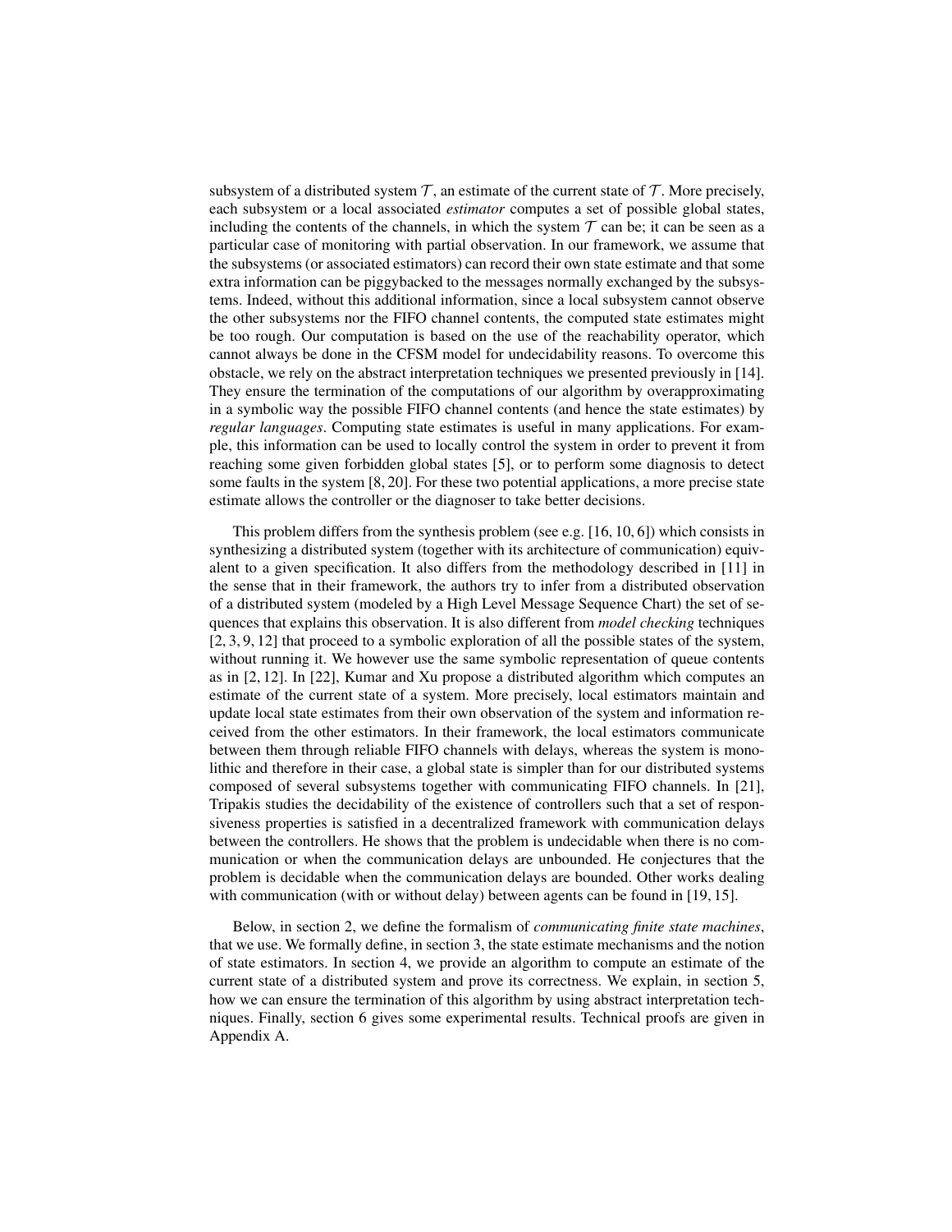subsystem of a distributed system $\mathcal{T}$, an estimate of the current state of $\mathcal{T}$. More precisely, each subsystem or a local associated *estimator* computes a set of possible global states, including the contents of the channels, in which the system $\mathcal{T}$ can be; it can be seen as a particular case of monitoring with partial observation. In our framework, we assume that the subsystems (or associated estimators) can record their own state estimate and that some extra information can be piggybacked to the messages normally exchanged by the subsystems. Indeed, without this additional information, since a local subsystem cannot observe the other subsystems nor the FIFO channel contents, the computed state estimates might be too rough. Our computation is based on the use of the reachability operator, which cannot always be done in the CFSM model for undecidability reasons. To overcome this obstacle, we rely on the abstract interpretation techniques we presented previously in [14]. They ensure the termination of the computations of our algorithm by overapproximating in a symbolic way the possible FIFO channel contents (and hence the state estimates) by *regular languages*. Computing state estimates is useful in many applications. For example, this information can be used to locally control the system in order to prevent it from reaching some given forbidden global states [5], or to perform some diagnosis to detect some faults in the system [8, 20]. For these two potential applications, a more precise state estimate allows the controller or the diagnoser to take better decisions.

This problem differs from the synthesis problem (see e.g. [16, 10, 6]) which consists in synthesizing a distributed system (together with its architecture of communication) equivalent to a given specification. It also differs from the methodology described in [11] in the sense that in their framework, the authors try to infer from a distributed observation of a distributed system (modeled by a High Level Message Sequence Chart) the set of sequences that explains this observation. It is also different from *model checking* techniques [2, 3, 9, 12] that proceed to a symbolic exploration of all the possible states of the system, without running it. We however use the same symbolic representation of queue contents as in [2, 12]. In [22], Kumar and Xu propose a distributed algorithm which computes an estimate of the current state of a system. More precisely, local estimators maintain and update local state estimates from their own observation of the system and information received from the other estimators. In their framework, the local estimators communicate between them through reliable FIFO channels with delays, whereas the system is monolithic and therefore in their case, a global state is simpler than for our distributed systems composed of several subsystems together with communicating FIFO channels. In [21], Tripakis studies the decidability of the existence of controllers such that a set of responsiveness properties is satisfied in a decentralized framework with communication delays between the controllers. He shows that the problem is undecidable when there is no communication or when the communication delays are unbounded. He conjectures that the problem is decidable when the communication delays are bounded. Other works dealing with communication (with or without delay) between agents can be found in [19, 15].

Below, in section 2, we define the formalism of *communicating finite state machines*, that we use. We formally define, in section 3, the state estimate mechanisms and the notion of state estimators. In section 4, we provide an algorithm to compute an estimate of the current state of a distributed system and prove its correctness. We explain, in section 5, how we can ensure the termination of this algorithm by using abstract interpretation techniques. Finally, section 6 gives some experimental results. Technical proofs are given in Appendix A.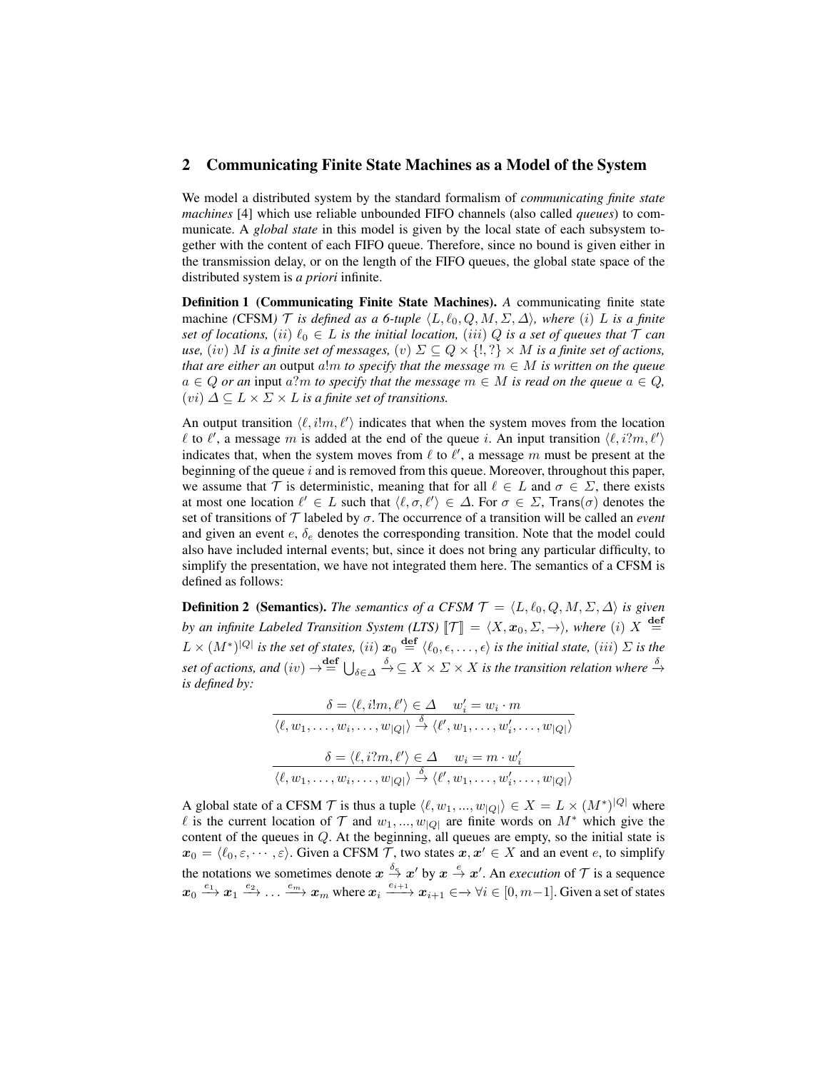## 2 Communicating Finite State Machines as a Model of the System

We model a distributed system by the standard formalism of *communicating finite state machines* [4] which use reliable unbounded FIFO channels (also called *queues*) to communicate. A *global state* in this model is given by the local state of each subsystem together with the content of each FIFO queue. Therefore, since no bound is given either in the transmission delay, or on the length of the FIFO queues, the global state space of the distributed system is *a priori* infinite.

**Definition 1 (Communicating Finite State Machines).** *A* communicating finite state machine *(*CFSM*)* $\mathcal{T}$ *is defined as a 6-tuple* $\langle L, \ell_0, Q, M, \Sigma, \Delta\rangle$*, where* $(i)$ $L$ *is a finite set of locations,* $(ii)$ $\ell_0 \in L$ *is the initial location,* $(iii)$ $Q$ *is a set of queues that* $\mathcal{T}$ *can use,* $(iv)$ $M$ *is a finite set of messages,* $(v)$ $\Sigma \subseteq Q \times \{!, ?\} \times M$ *is a finite set of actions, that are either an* output $a!m$ *to specify that the message* $m \in M$ *is written on the queue* $a \in Q$ *or an* input $a?m$ *to specify that the message* $m \in M$ *is read on the queue* $a \in Q$*,* $(vi)$ $\Delta \subseteq L \times \Sigma \times L$ *is a finite set of transitions.*

An output transition $\langle \ell, i!m, \ell'\rangle$ indicates that when the system moves from the location $\ell$ to $\ell'$, a message $m$ is added at the end of the queue $i$. An input transition $\langle \ell, i?m, \ell'\rangle$ indicates that, when the system moves from $\ell$ to $\ell'$, a message $m$ must be present at the beginning of the queue $i$ and is removed from this queue. Moreover, throughout this paper, we assume that $\mathcal{T}$ is deterministic, meaning that for all $\ell \in L$ and $\sigma \in \Sigma$, there exists at most one location $\ell' \in L$ such that $\langle \ell, \sigma, \ell'\rangle \in \Delta$. For $\sigma \in \Sigma$, $\mathsf{Trans}(\sigma)$ denotes the set of transitions of $\mathcal{T}$ labeled by $\sigma$. The occurrence of a transition will be called an *event* and given an event $e$, $\delta_e$ denotes the corresponding transition. Note that the model could also have included internal events; but, since it does not bring any particular difficulty, to simplify the presentation, we have not integrated them here. The semantics of a CFSM is defined as follows:

**Definition 2 (Semantics).** *The semantics of a CFSM* $\mathcal{T} = \langle L, \ell_0, Q, M, \Sigma, \Delta\rangle$ *is given by an infinite Labeled Transition System (LTS)* $[\![\mathcal{T}]\!] = \langle X, \boldsymbol{x}_0, \Sigma, \rightarrow\rangle$*, where* $(i)$ $X \stackrel{\mathbf{def}}{=} L \times (M^*)^{|Q|}$ *is the set of states,* $(ii)$ $\boldsymbol{x}_0 \stackrel{\mathbf{def}}{=} \langle \ell_0, \epsilon, \ldots, \epsilon\rangle$ *is the initial state,* $(iii)$ $\Sigma$ *is the set of actions, and* $(iv)$ $\rightarrow \stackrel{\mathbf{def}}{=} \bigcup_{\delta\in\Delta} \stackrel{\delta}{\rightarrow} \subseteq X \times \Sigma \times X$ *is the transition relation where* $\stackrel{\delta}{\rightarrow}$ *is defined by:*

$$\frac{\delta = \langle \ell, i!m, \ell'\rangle \in \Delta \quad w_i' = w_i \cdot m}{\langle \ell, w_1, \ldots, w_i, \ldots, w_{|Q|}\rangle \stackrel{\delta}{\rightarrow} \langle \ell', w_1, \ldots, w_i', \ldots, w_{|Q|}\rangle}$$

$$\frac{\delta = \langle \ell, i?m, \ell'\rangle \in \Delta \quad w_i = m \cdot w_i'}{\langle \ell, w_1, \ldots, w_i, \ldots, w_{|Q|}\rangle \stackrel{\delta}{\rightarrow} \langle \ell', w_1, \ldots, w_i', \ldots, w_{|Q|}\rangle}$$

A global state of a CFSM $\mathcal{T}$ is thus a tuple $\langle \ell, w_1, ..., w_{|Q|}\rangle \in X = L \times (M^*)^{|Q|}$ where $\ell$ is the current location of $\mathcal{T}$ and $w_1, ..., w_{|Q|}$ are finite words on $M^*$ which give the content of the queues in $Q$. At the beginning, all queues are empty, so the initial state is $\boldsymbol{x}_0 = \langle \ell_0, \varepsilon, \cdots, \varepsilon\rangle$. Given a CFSM $\mathcal{T}$, two states $\boldsymbol{x}, \boldsymbol{x}' \in X$ and an event $e$, to simplify the notations we sometimes denote $\boldsymbol{x} \stackrel{\delta_e}{\rightarrow} \boldsymbol{x}'$ by $\boldsymbol{x} \stackrel{e}{\rightarrow} \boldsymbol{x}'$. An *execution* of $\mathcal{T}$ is a sequence $\boldsymbol{x}_0 \stackrel{e_1}{\longrightarrow} \boldsymbol{x}_1 \stackrel{e_2}{\longrightarrow} \ldots \stackrel{e_m}{\longrightarrow} \boldsymbol{x}_m$ where $\boldsymbol{x}_i \stackrel{e_{i+1}}{\longrightarrow} \boldsymbol{x}_{i+1} \in \rightarrow \forall i \in [0, m-1]$. Given a set of states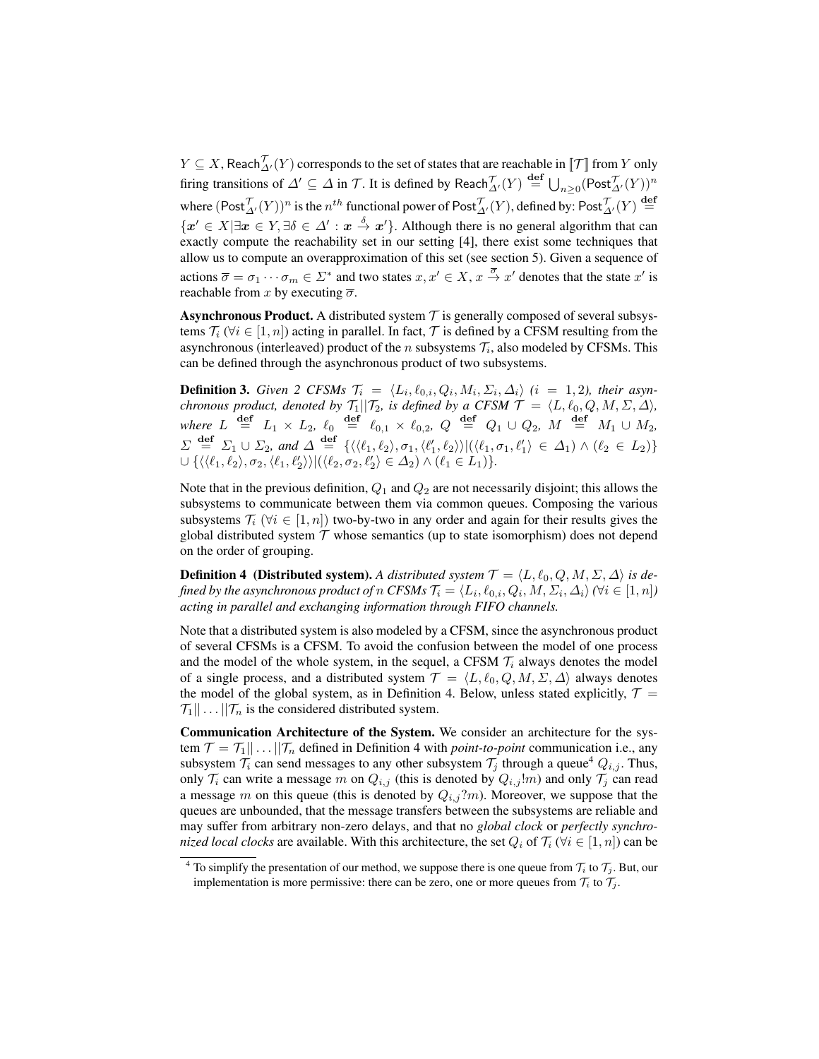$Y \subseteq X$, $\mathsf{Reach}^{\mathcal{T}}_{\Delta'}(Y)$ corresponds to the set of states that are reachable in $[\![\mathcal{T}]\!]$ from $Y$ only firing transitions of $\Delta' \subseteq \Delta$ in $\mathcal{T}$. It is defined by $\mathsf{Reach}^{\mathcal{T}}_{\Delta'}(Y) \stackrel{\mathbf{def}}{=} \bigcup_{n\geq 0}(\mathsf{Post}^{\mathcal{T}}_{\Delta'}(Y))^n$ where $(\mathsf{Post}^{\mathcal{T}}_{\Delta'}(Y))^n$ is the $n^{th}$ functional power of $\mathsf{Post}^{\mathcal{T}}_{\Delta'}(Y)$, defined by: $\mathsf{Post}^{\mathcal{T}}_{\Delta'}(Y) \stackrel{\mathbf{def}}{=} \{\boldsymbol{x}' \in X | \exists \boldsymbol{x} \in Y, \exists \delta \in \Delta' : \boldsymbol{x} \xrightarrow{\delta} \boldsymbol{x}'\}$. Although there is no general algorithm that can exactly compute the reachability set in our setting [4], there exist some techniques that allow us to compute an overapproximation of this set (see section 5). Given a sequence of actions $\overline{\sigma} = \sigma_1 \cdots \sigma_m \in \Sigma^*$ and two states $x, x' \in X$, $x \xrightarrow{\overline{\sigma}} x'$ denotes that the state $x'$ is reachable from $x$ by executing $\overline{\sigma}$.

**Asynchronous Product.** A distributed system $\mathcal{T}$ is generally composed of several subsystems $\mathcal{T}_i$ ($\forall i \in [1, n]$) acting in parallel. In fact, $\mathcal{T}$ is defined by a CFSM resulting from the asynchronous (interleaved) product of the $n$ subsystems $\mathcal{T}_i$, also modeled by CFSMs. This can be defined through the asynchronous product of two subsystems.

**Definition 3.** *Given 2 CFSMs $\mathcal{T}_i = \langle L_i, \ell_{0,i}, Q_i, M_i, \Sigma_i, \Delta_i\rangle$ ($i = 1, 2$), their asynchronous product, denoted by $\mathcal{T}_1||\mathcal{T}_2$, is defined by a CFSM $\mathcal{T} = \langle L, \ell_0, Q, M, \Sigma, \Delta\rangle$, where $L \stackrel{\mathbf{def}}{=} L_1 \times L_2$, $\ell_0 \stackrel{\mathbf{def}}{=} \ell_{0,1} \times \ell_{0,2}$, $Q \stackrel{\mathbf{def}}{=} Q_1 \cup Q_2$, $M \stackrel{\mathbf{def}}{=} M_1 \cup M_2$, $\Sigma \stackrel{\mathbf{def}}{=} \Sigma_1 \cup \Sigma_2$, and $\Delta \stackrel{\mathbf{def}}{=} \{\langle\langle \ell_1, \ell_2\rangle, \sigma_1, \langle \ell_1', \ell_2\rangle\rangle | (\langle \ell_1, \sigma_1, \ell_1'\rangle \in \Delta_1) \wedge (\ell_2 \in L_2)\}$ $\cup \{\langle\langle \ell_1, \ell_2\rangle, \sigma_2, \langle \ell_1, \ell_2'\rangle\rangle | (\langle \ell_2, \sigma_2, \ell_2'\rangle \in \Delta_2) \wedge (\ell_1 \in L_1)\}$.*

Note that in the previous definition, $Q_1$ and $Q_2$ are not necessarily disjoint; this allows the subsystems to communicate between them via common queues. Composing the various subsystems $\mathcal{T}_i$ ($\forall i \in [1, n]$) two-by-two in any order and again for their results gives the global distributed system $\mathcal{T}$ whose semantics (up to state isomorphism) does not depend on the order of grouping.

**Definition 4 (Distributed system).** *A distributed system $\mathcal{T} = \langle L, \ell_0, Q, M, \Sigma, \Delta\rangle$ is defined by the asynchronous product of $n$ CFSMs $\mathcal{T}_i = \langle L_i, \ell_{0,i}, Q_i, M, \Sigma_i, \Delta_i\rangle$ ($\forall i \in [1, n]$) acting in parallel and exchanging information through FIFO channels.*

Note that a distributed system is also modeled by a CFSM, since the asynchronous product of several CFSMs is a CFSM. To avoid the confusion between the model of one process and the model of the whole system, in the sequel, a CFSM $\mathcal{T}_i$ always denotes the model of a single process, and a distributed system $\mathcal{T} = \langle L, \ell_0, Q, M, \Sigma, \Delta\rangle$ always denotes the model of the global system, as in Definition 4. Below, unless stated explicitly, $\mathcal{T} = \mathcal{T}_1|| \ldots ||\mathcal{T}_n$ is the considered distributed system.

**Communication Architecture of the System.** We consider an architecture for the system $\mathcal{T} = \mathcal{T}_1|| \ldots ||\mathcal{T}_n$ defined in Definition 4 with *point-to-point* communication i.e., any subsystem $\mathcal{T}_i$ can send messages to any other subsystem $\mathcal{T}_j$ through a queue[4] $Q_{i,j}$. Thus, only $\mathcal{T}_i$ can write a message $m$ on $Q_{i,j}$ (this is denoted by $Q_{i,j}!m$) and only $\mathcal{T}_j$ can read a message $m$ on this queue (this is denoted by $Q_{i,j}?m$). Moreover, we suppose that the queues are unbounded, that the message transfers between the subsystems are reliable and may suffer from arbitrary non-zero delays, and that no *global clock* or *perfectly synchronized local clocks* are available. With this architecture, the set $Q_i$ of $\mathcal{T}_i$ ($\forall i \in [1, n]$) can be

[4] To simplify the presentation of our method, we suppose there is one queue from $\mathcal{T}_i$ to $\mathcal{T}_j$. But, our implementation is more permissive: there can be zero, one or more queues from $\mathcal{T}_i$ to $\mathcal{T}_j$.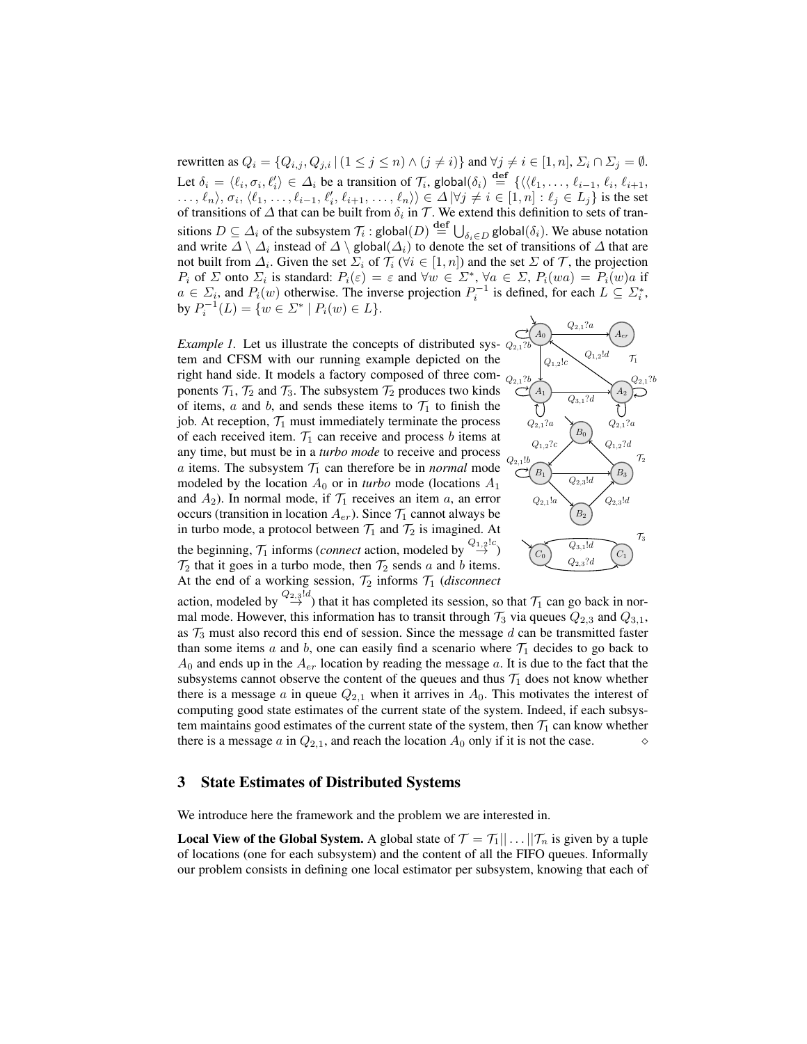rewritten as $Q_i = \{Q_{i,j}, Q_{j,i} \,|\, (1 \leq j \leq n) \wedge (j \neq i)\}$ and $\forall j \neq i \in [1,n], \Sigma_i \cap \Sigma_j = \emptyset$. Let $\delta_i = \langle \ell_i, \sigma_i, \ell'_i \rangle \in \Delta_i$ be a transition of $\mathcal{T}_i$, $\mathsf{global}(\delta_i) \stackrel{\text{def}}{=} \{\langle\langle \ell_1, \ldots, \ell_{i-1}, \ell_i, \ell_{i+1}, \ldots, \ell_n \rangle, \sigma_i, \langle \ell_1, \ldots, \ell_{i-1}, \ell'_i, \ell_{i+1}, \ldots, \ell_n \rangle\rangle \in \Delta \,|\, \forall j \neq i \in [1,n] : \ell_j \in L_j\}$ is the set of transitions of $\Delta$ that can be built from $\delta_i$ in $\mathcal{T}$. We extend this definition to sets of transitions $D \subseteq \Delta_i$ of the subsystem $\mathcal{T}_i$ : $\mathsf{global}(D) \stackrel{\text{def}}{=} \bigcup_{\delta_i \in D} \mathsf{global}(\delta_i)$. We abuse notation and write $\Delta \setminus \Delta_i$ instead of $\Delta \setminus \mathsf{global}(\Delta_i)$ to denote the set of transitions of $\Delta$ that are not built from $\Delta_i$. Given the set $\Sigma_i$ of $\mathcal{T}_i$ ($\forall i \in [1,n]$) and the set $\Sigma$ of $\mathcal{T}$, the projection $P_i$ of $\Sigma$ onto $\Sigma_i$ is standard: $P_i(\varepsilon) = \varepsilon$ and $\forall w \in \Sigma^*$, $\forall a \in \Sigma$, $P_i(wa) = P_i(w)a$ if $a \in \Sigma_i$, and $P_i(w)$ otherwise. The inverse projection $P_i^{-1}$ is defined, for each $L \subseteq \Sigma_i^*$, by $P_i^{-1}(L) = \{w \in \Sigma^* \mid P_i(w) \in L\}$.

*Example 1.* Let us illustrate the concepts of distributed system and CFSM with our running example depicted on the right hand side. It models a factory composed of three components $\mathcal{T}_1$, $\mathcal{T}_2$ and $\mathcal{T}_3$. The subsystem $\mathcal{T}_2$ produces two kinds of items, $a$ and $b$, and sends these items to $\mathcal{T}_1$ to finish the job. At reception, $\mathcal{T}_1$ must immediately terminate the process of each received item. $\mathcal{T}_1$ can receive and process $b$ items at any time, but must be in a *turbo mode* to receive and process $a$ items. The subsystem $\mathcal{T}_1$ can therefore be in *normal* mode modeled by the location $A_0$ or in *turbo* mode (locations $A_1$ and $A_2$). In normal mode, if $\mathcal{T}_1$ receives an item $a$, an error occurs (transition in location $A_{er}$). Since $\mathcal{T}_1$ cannot always be in turbo mode, a protocol between $\mathcal{T}_1$ and $\mathcal{T}_2$ is imagined. At the beginning, $\mathcal{T}_1$ informs (*connect* action, modeled by $\stackrel{Q_{1,2}!c}{\rightarrow}$) $\mathcal{T}_2$ that it goes in a turbo mode, then $\mathcal{T}_2$ sends $a$ and $b$ items. At the end of a working session, $\mathcal{T}_2$ informs $\mathcal{T}_1$ (*disconnect* action, modeled by $\stackrel{Q_{2,3}!d}{\rightarrow}$) that it has completed its session, so that $\mathcal{T}_1$ can go back in normal mode. However, this information has to transit through $\mathcal{T}_3$ via queues $Q_{2,3}$ and $Q_{3,1}$, as $\mathcal{T}_3$ must also record this end of session. Since the message $d$ can be transmitted faster than some items $a$ and $b$, one can easily find a scenario where $\mathcal{T}_1$ decides to go back to $A_0$ and ends up in the $A_{er}$ location by reading the message $a$. It is due to the fact that the subsystems cannot observe the content of the queues and thus $\mathcal{T}_1$ does not know whether there is a message $a$ in queue $Q_{2,1}$ when it arrives in $A_0$. This motivates the interest of computing good state estimates of the current state of the system. Indeed, if each subsystem maintains good estimates of the current state of the system, then $\mathcal{T}_1$ can know whether there is a message $a$ in $Q_{2,1}$, and reach the location $A_0$ only if it is not the case. $\diamond$

## 3 State Estimates of Distributed Systems

We introduce here the framework and the problem we are interested in.

**Local View of the Global System.** A global state of $\mathcal{T} = \mathcal{T}_1 || \ldots || \mathcal{T}_n$ is given by a tuple of locations (one for each subsystem) and the content of all the FIFO queues. Informally our problem consists in defining one local estimator per subsystem, knowing that each of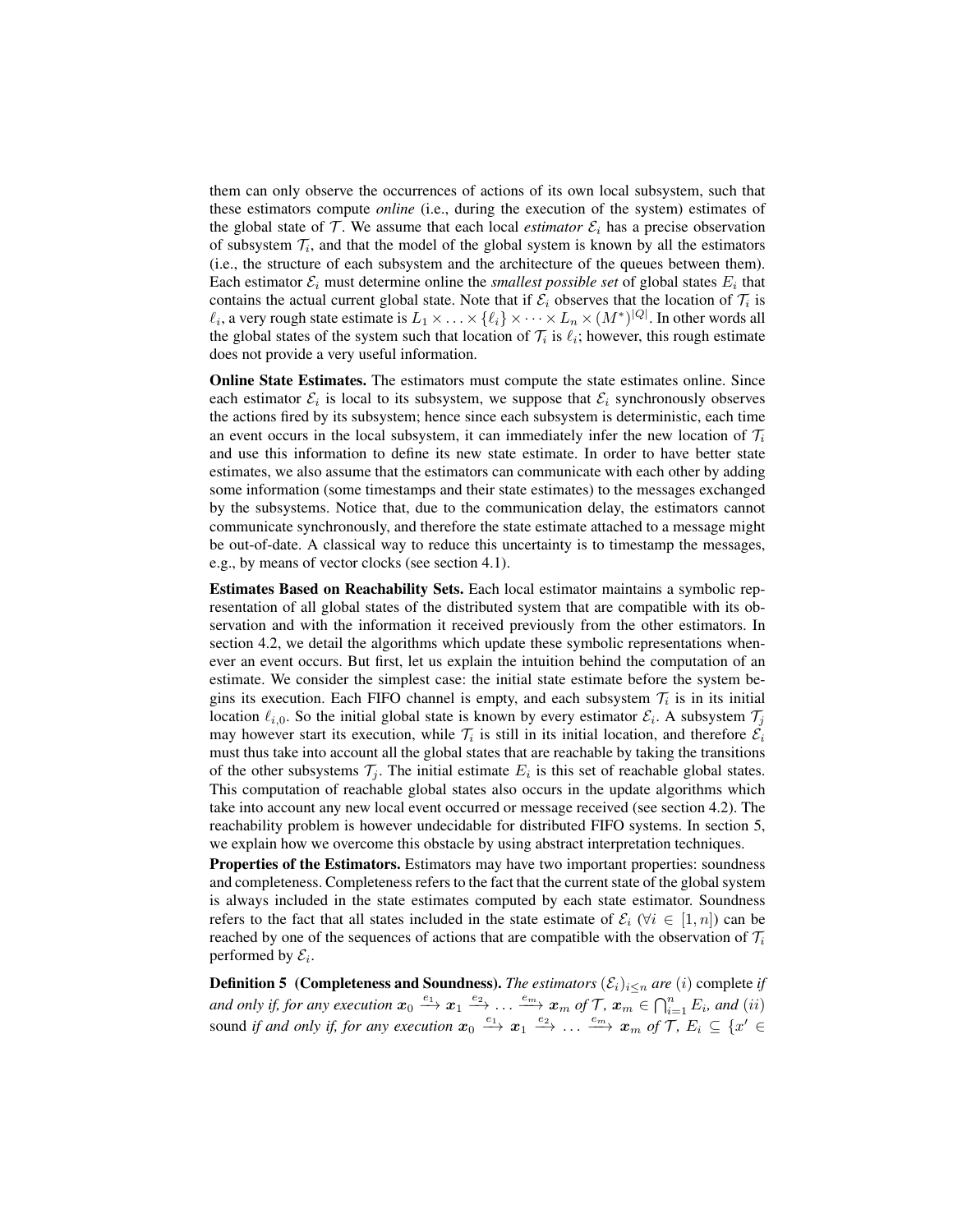them can only observe the occurrences of actions of its own local subsystem, such that these estimators compute *online* (i.e., during the execution of the system) estimates of the global state of $\mathcal{T}$. We assume that each local *estimator* $\mathcal{E}_i$ has a precise observation of subsystem $\mathcal{T}_i$, and that the model of the global system is known by all the estimators (i.e., the structure of each subsystem and the architecture of the queues between them). Each estimator $\mathcal{E}_i$ must determine online the *smallest possible set* of global states $E_i$ that contains the actual current global state. Note that if $\mathcal{E}_i$ observes that the location of $\mathcal{T}_i$ is $\ell_i$, a very rough state estimate is $L_1 \times \ldots \times \{\ell_i\} \times \cdots \times L_n \times (M^*)^{|Q|}$. In other words all the global states of the system such that location of $\mathcal{T}_i$ is $\ell_i$; however, this rough estimate does not provide a very useful information.

**Online State Estimates.** The estimators must compute the state estimates online. Since each estimator $\mathcal{E}_i$ is local to its subsystem, we suppose that $\mathcal{E}_i$ synchronously observes the actions fired by its subsystem; hence since each subsystem is deterministic, each time an event occurs in the local subsystem, it can immediately infer the new location of $\mathcal{T}_i$ and use this information to define its new state estimate. In order to have better state estimates, we also assume that the estimators can communicate with each other by adding some information (some timestamps and their state estimates) to the messages exchanged by the subsystems. Notice that, due to the communication delay, the estimators cannot communicate synchronously, and therefore the state estimate attached to a message might be out-of-date. A classical way to reduce this uncertainty is to timestamp the messages, e.g., by means of vector clocks (see section 4.1).

**Estimates Based on Reachability Sets.** Each local estimator maintains a symbolic representation of all global states of the distributed system that are compatible with its observation and with the information it received previously from the other estimators. In section 4.2, we detail the algorithms which update these symbolic representations whenever an event occurs. But first, let us explain the intuition behind the computation of an estimate. We consider the simplest case: the initial state estimate before the system begins its execution. Each FIFO channel is empty, and each subsystem $\mathcal{T}_i$ is in its initial location $\ell_{i,0}$. So the initial global state is known by every estimator $\mathcal{E}_i$. A subsystem $\mathcal{T}_j$ may however start its execution, while $\mathcal{T}_i$ is still in its initial location, and therefore $\mathcal{E}_i$ must thus take into account all the global states that are reachable by taking the transitions of the other subsystems $\mathcal{T}_j$. The initial estimate $E_i$ is this set of reachable global states. This computation of reachable global states also occurs in the update algorithms which take into account any new local event occurred or message received (see section 4.2). The reachability problem is however undecidable for distributed FIFO systems. In section 5, we explain how we overcome this obstacle by using abstract interpretation techniques.

**Properties of the Estimators.** Estimators may have two important properties: soundness and completeness. Completeness refers to the fact that the current state of the global system is always included in the state estimates computed by each state estimator. Soundness refers to the fact that all states included in the state estimate of $\mathcal{E}_i$ ($\forall i \in [1, n]$) can be reached by one of the sequences of actions that are compatible with the observation of $\mathcal{T}_i$ performed by $\mathcal{E}_i$.

**Definition 5 (Completeness and Soundness).** *The estimators $(\mathcal{E}_i)_{i \leq n}$ are $(i)$* complete *if and only if, for any execution $\boldsymbol{x}_0 \xrightarrow{e_1} \boldsymbol{x}_1 \xrightarrow{e_2} \ldots \xrightarrow{e_m} \boldsymbol{x}_m$ of $\mathcal{T}$, $\boldsymbol{x}_m \in \bigcap_{i=1}^{n} E_i$, and $(ii)$* sound *if and only if, for any execution $\boldsymbol{x}_0 \xrightarrow{e_1} \boldsymbol{x}_1 \xrightarrow{e_2} \ldots \xrightarrow{e_m} \boldsymbol{x}_m$ of $\mathcal{T}$, $E_i \subseteq \{x' \in$*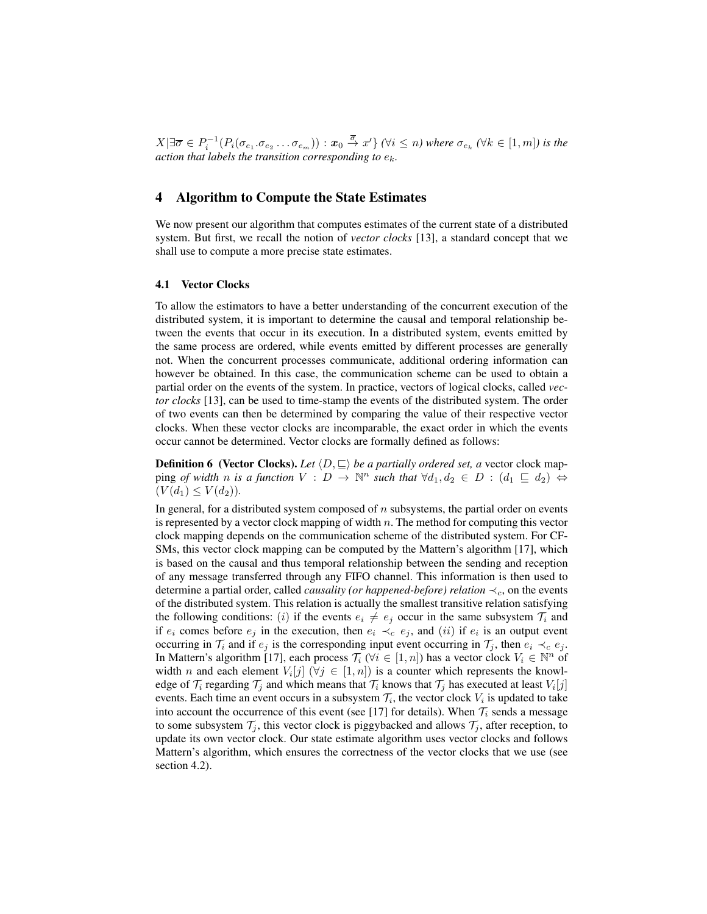$X | \exists \overline{\sigma} \in P_i^{-1}(P_i(\sigma_{e_1}.\sigma_{e_2} \ldots \sigma_{e_m})) : \boldsymbol{x}_0 \xrightarrow{\overline{\sigma}} x'\}$ *($\forall i \leq n$) where $\sigma_{e_k}$ ($\forall k \in [1, m]$) is the action that labels the transition corresponding to $e_k$.*

## 4 Algorithm to Compute the State Estimates

We now present our algorithm that computes estimates of the current state of a distributed system. But first, we recall the notion of *vector clocks* [13], a standard concept that we shall use to compute a more precise state estimates.

### 4.1 Vector Clocks

To allow the estimators to have a better understanding of the concurrent execution of the distributed system, it is important to determine the causal and temporal relationship between the events that occur in its execution. In a distributed system, events emitted by the same process are ordered, while events emitted by different processes are generally not. When the concurrent processes communicate, additional ordering information can however be obtained. In this case, the communication scheme can be used to obtain a partial order on the events of the system. In practice, vectors of logical clocks, called *vector clocks* [13], can be used to time-stamp the events of the distributed system. The order of two events can then be determined by comparing the value of their respective vector clocks. When these vector clocks are incomparable, the exact order in which the events occur cannot be determined. Vector clocks are formally defined as follows:

**Definition 6 (Vector Clocks).** *Let $\langle D, \sqsubseteq \rangle$ be a partially ordered set, a* vector clock mapping *of width $n$ is a function $V : D \rightarrow \mathbb{N}^n$ such that $\forall d_1, d_2 \in D : (d_1 \sqsubseteq d_2) \Leftrightarrow (V(d_1) \leq V(d_2))$.*

In general, for a distributed system composed of $n$ subsystems, the partial order on events is represented by a vector clock mapping of width $n$. The method for computing this vector clock mapping depends on the communication scheme of the distributed system. For CFSMs, this vector clock mapping can be computed by the Mattern's algorithm [17], which is based on the causal and thus temporal relationship between the sending and reception of any message transferred through any FIFO channel. This information is then used to determine a partial order, called *causality (or happened-before) relation* $\prec_c$, on the events of the distributed system. This relation is actually the smallest transitive relation satisfying the following conditions: $(i)$ if the events $e_i \neq e_j$ occur in the same subsystem $\mathcal{T}_i$ and if $e_i$ comes before $e_j$ in the execution, then $e_i \prec_c e_j$, and $(ii)$ if $e_i$ is an output event occurring in $\mathcal{T}_i$ and if $e_j$ is the corresponding input event occurring in $\mathcal{T}_j$, then $e_i \prec_c e_j$. In Mattern's algorithm [17], each process $\mathcal{T}_i$ ($\forall i \in [1, n]$) has a vector clock $V_i \in \mathbb{N}^n$ of width $n$ and each element $V_i[j]$ ($\forall j \in [1, n]$) is a counter which represents the knowledge of $\mathcal{T}_i$ regarding $\mathcal{T}_j$ and which means that $\mathcal{T}_i$ knows that $\mathcal{T}_j$ has executed at least $V_i[j]$ events. Each time an event occurs in a subsystem $\mathcal{T}_i$, the vector clock $V_i$ is updated to take into account the occurrence of this event (see [17] for details). When $\mathcal{T}_i$ sends a message to some subsystem $\mathcal{T}_j$, this vector clock is piggybacked and allows $\mathcal{T}_j$, after reception, to update its own vector clock. Our state estimate algorithm uses vector clocks and follows Mattern's algorithm, which ensures the correctness of the vector clocks that we use (see section 4.2).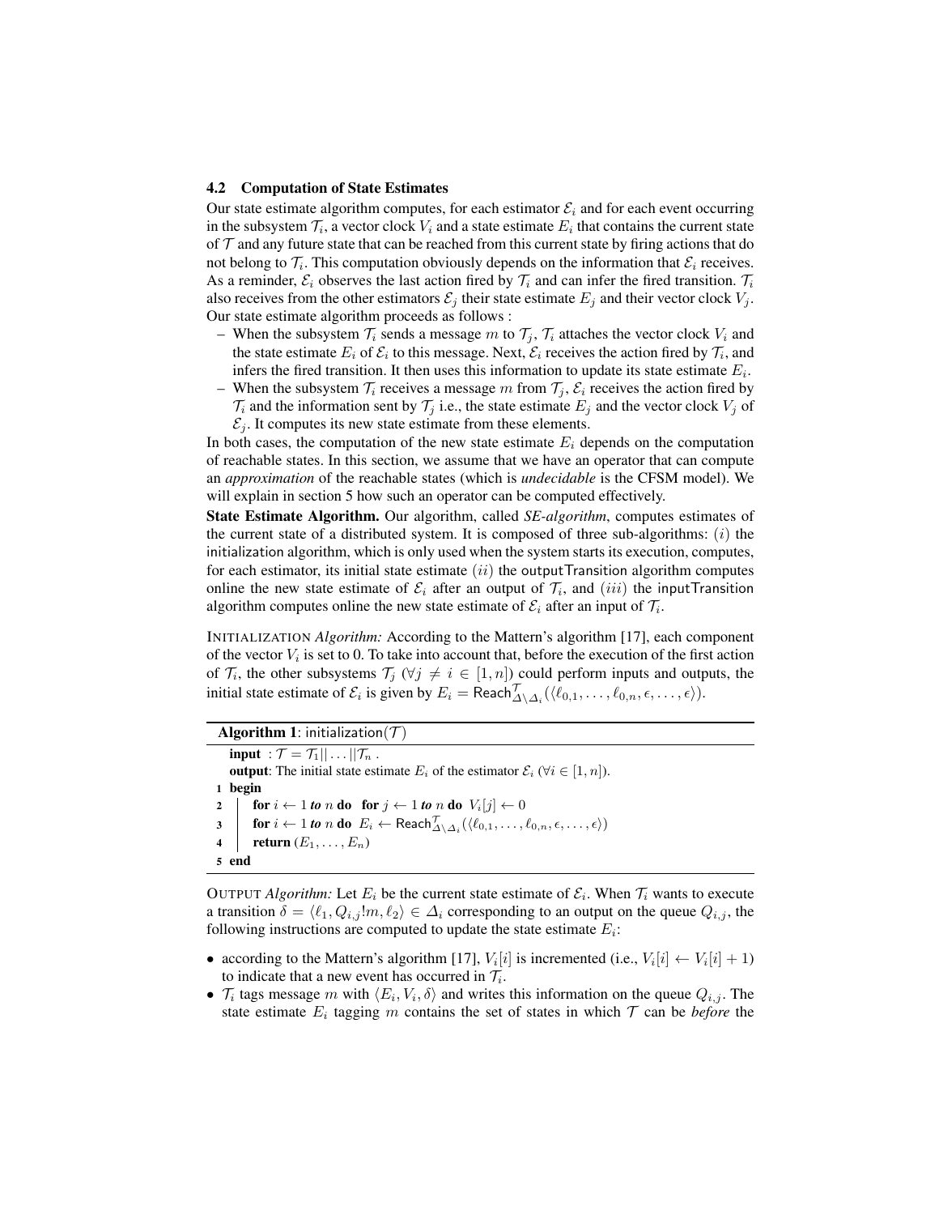### 4.2 Computation of State Estimates

Our state estimate algorithm computes, for each estimator $\mathcal{E}_i$ and for each event occurring in the subsystem $\mathcal{T}_i$, a vector clock $V_i$ and a state estimate $E_i$ that contains the current state of $\mathcal{T}$ and any future state that can be reached from this current state by firing actions that do not belong to $\mathcal{T}_i$. This computation obviously depends on the information that $\mathcal{E}_i$ receives. As a reminder, $\mathcal{E}_i$ observes the last action fired by $\mathcal{T}_i$ and can infer the fired transition. $\mathcal{T}_i$ also receives from the other estimators $\mathcal{E}_j$ their state estimate $E_j$ and their vector clock $V_j$. Our state estimate algorithm proceeds as follows :

- When the subsystem $\mathcal{T}_i$ sends a message $m$ to $\mathcal{T}_j$, $\mathcal{T}_i$ attaches the vector clock $V_i$ and the state estimate $E_i$ of $\mathcal{E}_i$ to this message. Next, $\mathcal{E}_i$ receives the action fired by $\mathcal{T}_i$, and infers the fired transition. It then uses this information to update its state estimate $E_i$.
- When the subsystem $\mathcal{T}_i$ receives a message $m$ from $\mathcal{T}_j$, $\mathcal{E}_i$ receives the action fired by $\mathcal{T}_i$ and the information sent by $\mathcal{T}_j$ i.e., the state estimate $E_j$ and the vector clock $V_j$ of $\mathcal{E}_j$. It computes its new state estimate from these elements.

In both cases, the computation of the new state estimate $E_i$ depends on the computation of reachable states. In this section, we assume that we have an operator that can compute an *approximation* of the reachable states (which is *undecidable* is the CFSM model). We will explain in section 5 how such an operator can be computed effectively.

**State Estimate Algorithm.** Our algorithm, called *SE-algorithm*, computes estimates of the current state of a distributed system. It is composed of three sub-algorithms: $(i)$ the initialization algorithm, which is only used when the system starts its execution, computes, for each estimator, its initial state estimate $(ii)$ the outputTransition algorithm computes online the new state estimate of $\mathcal{E}_i$ after an output of $\mathcal{T}_i$, and $(iii)$ the inputTransition algorithm computes online the new state estimate of $\mathcal{E}_i$ after an input of $\mathcal{T}_i$.

INITIALIZATION *Algorithm:* According to the Mattern's algorithm [17], each component of the vector $V_i$ is set to 0. To take into account that, before the execution of the first action of $\mathcal{T}_i$, the other subsystems $\mathcal{T}_j$ ($\forall j \neq i \in [1, n]$) could perform inputs and outputs, the initial state estimate of $\mathcal{E}_i$ is given by $E_i = \mathsf{Reach}^{\mathcal{T}}_{\Delta \setminus \Delta_i}(\langle \ell_{0,1}, \ldots, \ell_{0,n}, \epsilon, \ldots, \epsilon \rangle)$.

**Algorithm 1**: initialization($\mathcal{T}$)

```
   input  : T = T_1 || ... || T_n .
   output: The initial state estimate E_i of the estimator E_i (∀i ∈ [1, n]).
1  begin
2      for i ← 1 to n do  for j ← 1 to n do  V_i[j] ← 0
3      for i ← 1 to n do  E_i ← Reach^T_{Δ\Δ_i}(⟨ℓ_{0,1}, ..., ℓ_{0,n}, ε, ..., ε⟩)
4      return (E_1, ..., E_n)
5  end
```

OUTPUT *Algorithm:* Let $E_i$ be the current state estimate of $\mathcal{E}_i$. When $\mathcal{T}_i$ wants to execute a transition $\delta = \langle \ell_1, Q_{i,j}!m, \ell_2 \rangle \in \Delta_i$ corresponding to an output on the queue $Q_{i,j}$, the following instructions are computed to update the state estimate $E_i$:

- according to the Mattern's algorithm [17], $V_i[i]$ is incremented (i.e., $V_i[i] \leftarrow V_i[i] + 1$) to indicate that a new event has occurred in $\mathcal{T}_i$.
- $\mathcal{T}_i$ tags message $m$ with $\langle E_i, V_i, \delta \rangle$ and writes this information on the queue $Q_{i,j}$. The state estimate $E_i$ tagging $m$ contains the set of states in which $\mathcal{T}$ can be *before* the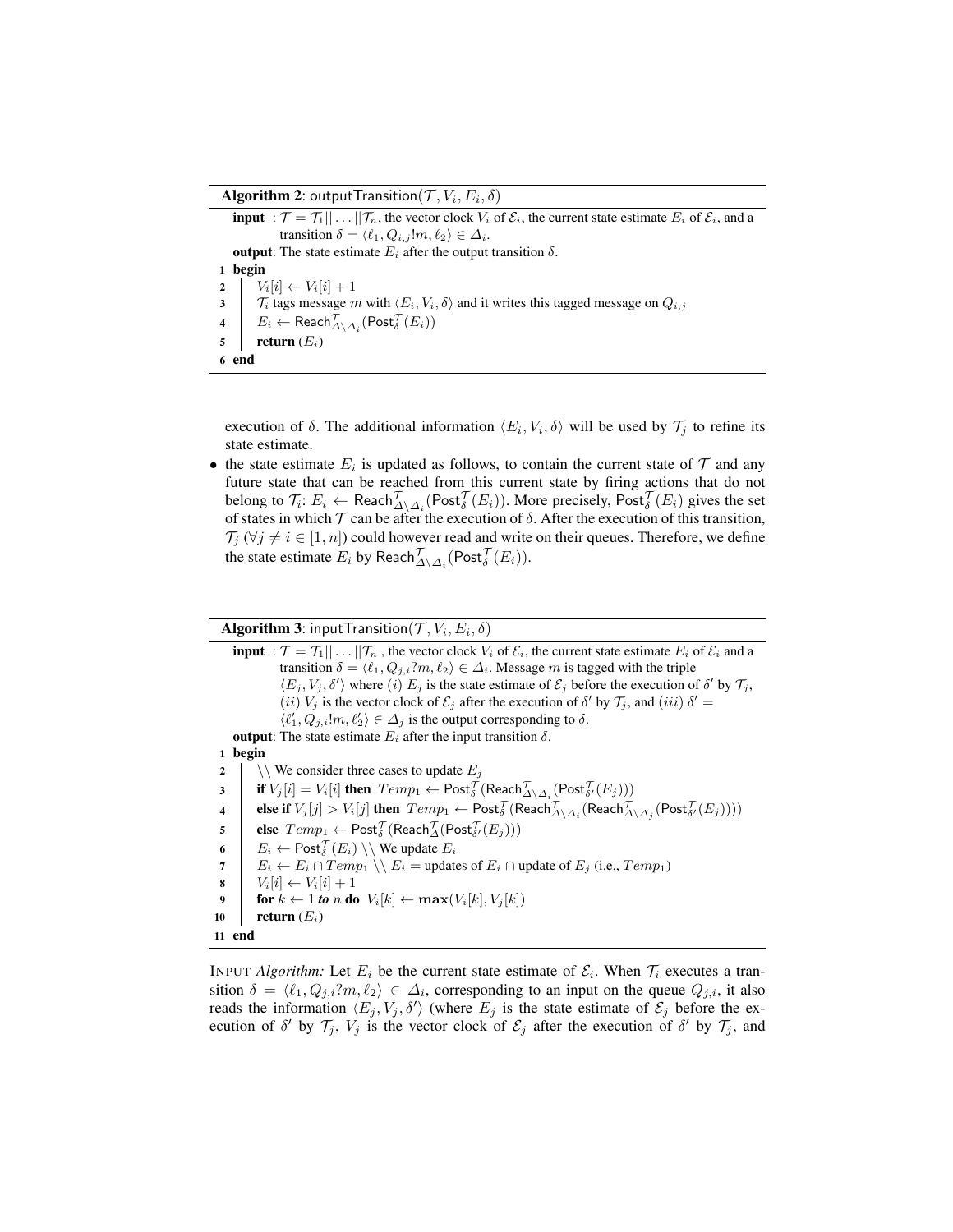**Algorithm 2**: outputTransition($\mathcal{T}, V_i, E_i, \delta$)

**input** : $\mathcal{T} = \mathcal{T}_1 || \ldots || \mathcal{T}_n$, the vector clock $V_i$ of $\mathcal{E}_i$, the current state estimate $E_i$ of $\mathcal{E}_i$, and a transition $\delta = \langle \ell_1, Q_{i,j}!m, \ell_2 \rangle \in \Delta_i$.

**output**: The state estimate $E_i$ after the output transition $\delta$.

```
1  begin
2  |  V_i[i] ← V_i[i] + 1
3  |  T_i tags message m with ⟨E_i, V_i, δ⟩ and it writes this tagged message on Q_{i,j}
4  |  E_i ← Reach^T_{Δ\Δ_i}(Post^T_δ(E_i))
5  |  return (E_i)
6  end
```

execution of $\delta$. The additional information $\langle E_i, V_i, \delta \rangle$ will be used by $\mathcal{T}_j$ to refine its state estimate.

- the state estimate $E_i$ is updated as follows, to contain the current state of $\mathcal{T}$ and any future state that can be reached from this current state by firing actions that do not belong to $\mathcal{T}_i$: $E_i \leftarrow \mathsf{Reach}^{\mathcal{T}}_{\Delta \setminus \Delta_i}(\mathsf{Post}^{\mathcal{T}}_{\delta}(E_i))$. More precisely, $\mathsf{Post}^{\mathcal{T}}_{\delta}(E_i)$ gives the set of states in which $\mathcal{T}$ can be after the execution of $\delta$. After the execution of this transition, $\mathcal{T}_j$ ($\forall j \neq i \in [1, n]$) could however read and write on their queues. Therefore, we define the state estimate $E_i$ by $\mathsf{Reach}^{\mathcal{T}}_{\Delta \setminus \Delta_i}(\mathsf{Post}^{\mathcal{T}}_{\delta}(E_i))$.

**Algorithm 3**: inputTransition($\mathcal{T}, V_i, E_i, \delta$)

**input** : $\mathcal{T} = \mathcal{T}_1 || \ldots || \mathcal{T}_n$ , the vector clock $V_i$ of $\mathcal{E}_i$, the current state estimate $E_i$ of $\mathcal{E}_i$ and a transition $\delta = \langle \ell_1, Q_{j,i}?m, \ell_2 \rangle \in \Delta_i$. Message $m$ is tagged with the triple $\langle E_j, V_j, \delta' \rangle$ where $(i)$ $E_j$ is the state estimate of $\mathcal{E}_j$ before the execution of $\delta'$ by $\mathcal{T}_j$, $(ii)$ $V_j$ is the vector clock of $\mathcal{E}_j$ after the execution of $\delta'$ by $\mathcal{T}_j$, and $(iii)$ $\delta' = \langle \ell'_1, Q_{j,i}!m, \ell'_2 \rangle \in \Delta_j$ is the output corresponding to $\delta$.

**output**: The state estimate $E_i$ after the input transition $\delta$.

```
1  begin
2  |  \\ We consider three cases to update E_j
3  |  if V_j[i] = V_i[i] then Temp_1 ← Post^T_δ(Reach^T_{Δ\Δ_i}(Post^T_{δ'}(E_j)))
4  |  else if V_j[j] > V_i[j] then Temp_1 ← Post^T_δ(Reach^T_{Δ\Δ_i}(Reach^T_{Δ\Δ_j}(Post^T_{δ'}(E_j))))
5  |  else Temp_1 ← Post^T_δ(Reach^T_Δ(Post^T_{δ'}(E_j)))
6  |  E_i ← Post^T_δ(E_i) \\ We update E_i
7  |  E_i ← E_i ∩ Temp_1 \\ E_i = updates of E_i ∩ update of E_j (i.e., Temp_1)
8  |  V_i[i] ← V_i[i] + 1
9  |  for k ← 1 to n do V_i[k] ← max(V_i[k], V_j[k])
10 |  return (E_i)
11 end
```

INPUT *Algorithm:* Let $E_i$ be the current state estimate of $\mathcal{E}_i$. When $\mathcal{T}_i$ executes a transition $\delta = \langle \ell_1, Q_{j,i}?m, \ell_2 \rangle \in \Delta_i$, corresponding to an input on the queue $Q_{j,i}$, it also reads the information $\langle E_j, V_j, \delta' \rangle$ (where $E_j$ is the state estimate of $\mathcal{E}_j$ before the execution of $\delta'$ by $\mathcal{T}_j$, $V_j$ is the vector clock of $\mathcal{E}_j$ after the execution of $\delta'$ by $\mathcal{T}_j$, and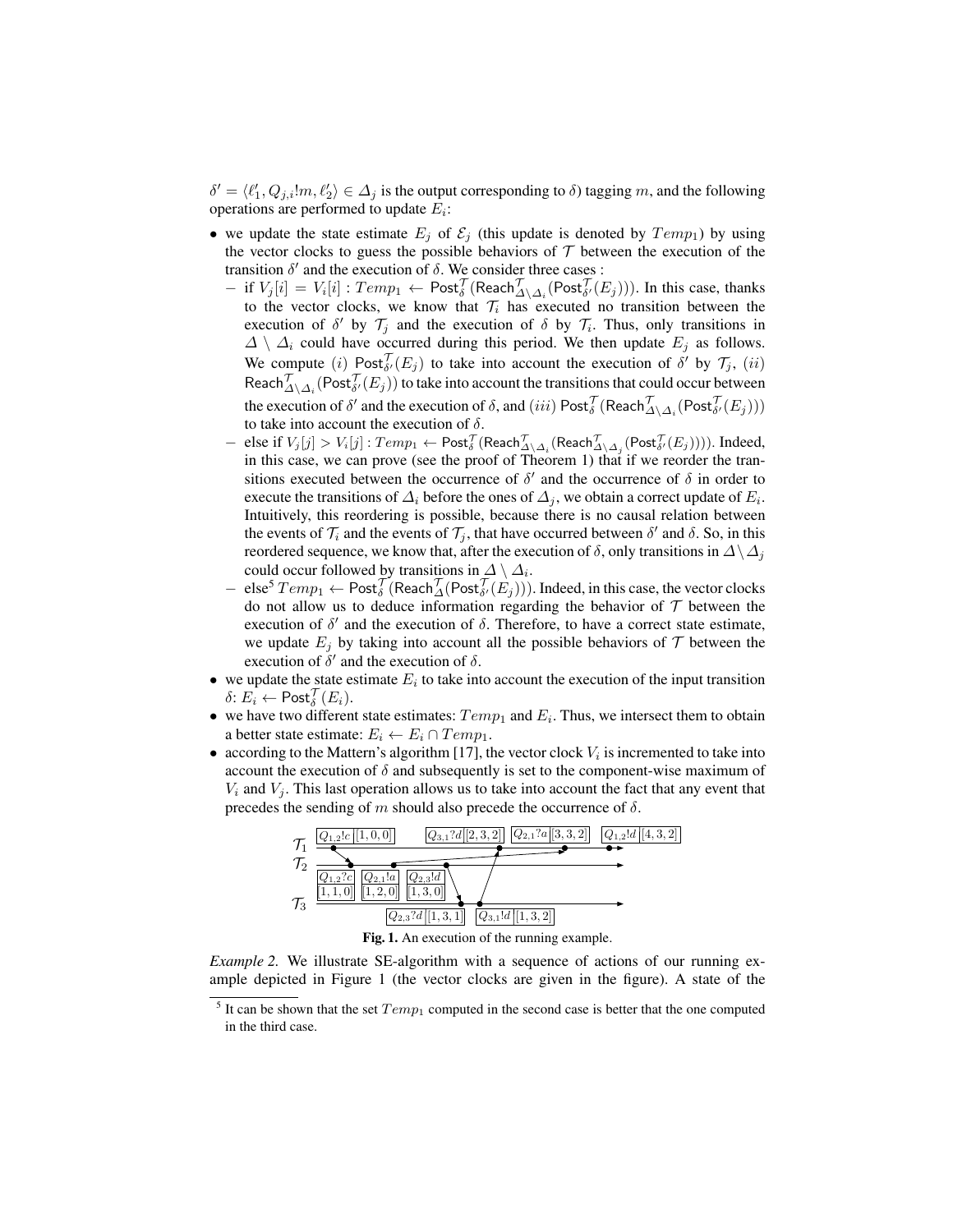$\delta' = \langle \ell'_1, Q_{j,i}!m, \ell'_2 \rangle \in \Delta_j$ is the output corresponding to $\delta$) tagging $m$, and the following operations are performed to update $E_i$:

- we update the state estimate $E_j$ of $\mathcal{E}_j$ (this update is denoted by $Temp_1$) by using the vector clocks to guess the possible behaviors of $\mathcal{T}$ between the execution of the transition $\delta'$ and the execution of $\delta$. We consider three cases :
  - if $V_j[i] = V_i[i]$ : $Temp_1 \leftarrow \mathsf{Post}^{\mathcal{T}}_{\delta}(\mathsf{Reach}^{\mathcal{T}}_{\Delta \setminus \Delta_i}(\mathsf{Post}^{\mathcal{T}}_{\delta'}(E_j)))$. In this case, thanks to the vector clocks, we know that $\mathcal{T}_i$ has executed no transition between the execution of $\delta'$ by $\mathcal{T}_j$ and the execution of $\delta$ by $\mathcal{T}_i$. Thus, only transitions in $\Delta \setminus \Delta_i$ could have occurred during this period. We then update $E_j$ as follows. We compute $(i)$ $\mathsf{Post}^{\mathcal{T}}_{\delta'}(E_j)$ to take into account the execution of $\delta'$ by $\mathcal{T}_j$, $(ii)$ $\mathsf{Reach}^{\mathcal{T}}_{\Delta \setminus \Delta_i}(\mathsf{Post}^{\mathcal{T}}_{\delta'}(E_j))$ to take into account the transitions that could occur between the execution of $\delta'$ and the execution of $\delta$, and $(iii)$ $\mathsf{Post}^{\mathcal{T}}_{\delta}(\mathsf{Reach}^{\mathcal{T}}_{\Delta \setminus \Delta_i}(\mathsf{Post}^{\mathcal{T}}_{\delta'}(E_j)))$ to take into account the execution of $\delta$.
  - else if $V_j[j] > V_i[j]$ : $Temp_1 \leftarrow \mathsf{Post}^{\mathcal{T}}_{\delta}(\mathsf{Reach}^{\mathcal{T}}_{\Delta \setminus \Delta_i}(\mathsf{Reach}^{\mathcal{T}}_{\Delta \setminus \Delta_j}(\mathsf{Post}^{\mathcal{T}}_{\delta'}(E_j))))$. Indeed, in this case, we can prove (see the proof of Theorem 1) that if we reorder the transitions executed between the occurrence of $\delta'$ and the occurrence of $\delta$ in order to execute the transitions of $\Delta_i$ before the ones of $\Delta_j$, we obtain a correct update of $E_i$. Intuitively, this reordering is possible, because there is no causal relation between the events of $\mathcal{T}_i$ and the events of $\mathcal{T}_j$, that have occurred between $\delta'$ and $\delta$. So, in this reordered sequence, we know that, after the execution of $\delta$, only transitions in $\Delta \setminus \Delta_j$ could occur followed by transitions in $\Delta \setminus \Delta_i$.
  - else[5] $Temp_1 \leftarrow \mathsf{Post}^{\mathcal{T}}_{\delta}(\mathsf{Reach}^{\mathcal{T}}_{\Delta}(\mathsf{Post}^{\mathcal{T}}_{\delta'}(E_j)))$. Indeed, in this case, the vector clocks do not allow us to deduce information regarding the behavior of $\mathcal{T}$ between the execution of $\delta'$ and the execution of $\delta$. Therefore, to have a correct state estimate, we update $E_j$ by taking into account all the possible behaviors of $\mathcal{T}$ between the execution of $\delta'$ and the execution of $\delta$.
- we update the state estimate $E_i$ to take into account the execution of the input transition $\delta$: $E_i \leftarrow \mathsf{Post}^{\mathcal{T}}_{\delta}(E_i)$.
- we have two different state estimates: $Temp_1$ and $E_i$. Thus, we intersect them to obtain a better state estimate: $E_i \leftarrow E_i \cap Temp_1$.
- according to the Mattern's algorithm [17], the vector clock $V_i$ is incremented to take into account the execution of $\delta$ and subsequently is set to the component-wise maximum of $V_i$ and $V_j$. This last operation allows us to take into account the fact that any event that precedes the sending of $m$ should also precede the occurrence of $\delta$.

**Fig. 1.** An execution of the running example.

*Example 2.* We illustrate SE-algorithm with a sequence of actions of our running example depicted in Figure 1 (the vector clocks are given in the figure). A state of the

[5] It can be shown that the set $Temp_1$ computed in the second case is better that the one computed in the third case.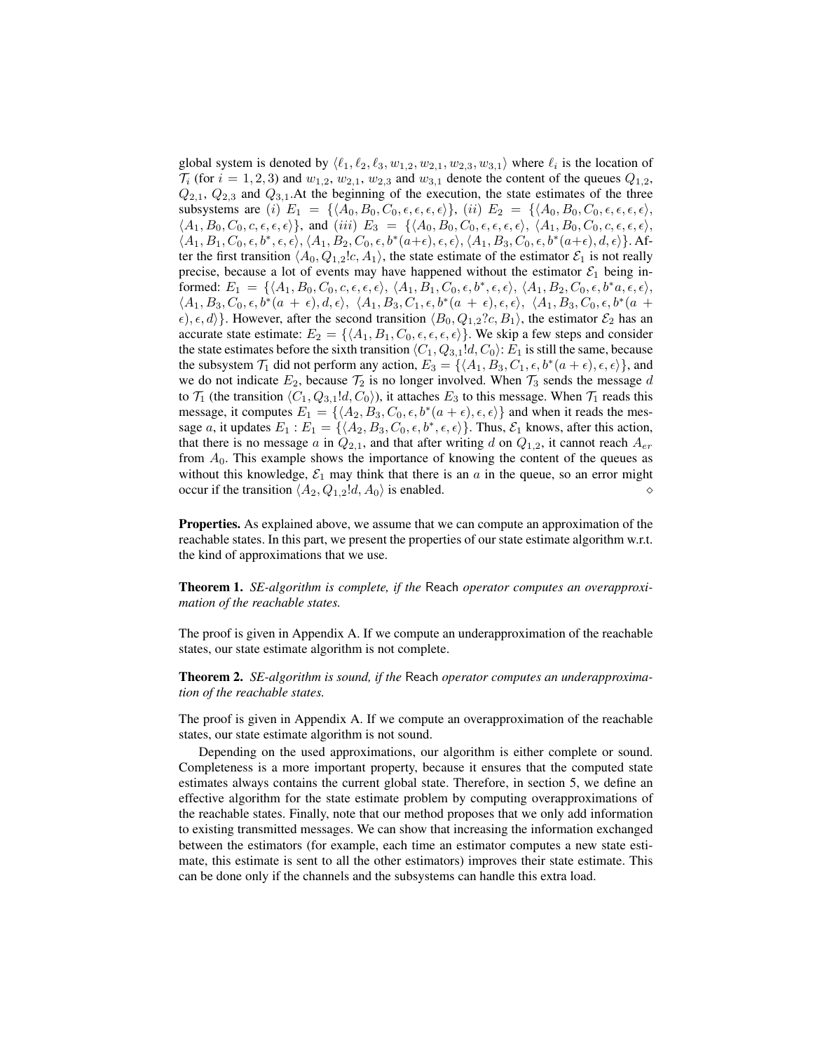global system is denoted by $\langle \ell_1, \ell_2, \ell_3, w_{1,2}, w_{2,1}, w_{2,3}, w_{3,1}\rangle$ where $\ell_i$ is the location of $\mathcal{T}_i$ (for $i = 1, 2, 3$) and $w_{1,2}$, $w_{2,1}$, $w_{2,3}$ and $w_{3,1}$ denote the content of the queues $Q_{1,2}$, $Q_{2,1}$, $Q_{2,3}$ and $Q_{3,1}$.At the beginning of the execution, the state estimates of the three subsystems are $(i)$ $E_1 = \{\langle A_0, B_0, C_0, \epsilon, \epsilon, \epsilon, \epsilon\rangle\}$, $(ii)$ $E_2 = \{\langle A_0, B_0, C_0, \epsilon, \epsilon, \epsilon, \epsilon\rangle$, $\langle A_1, B_0, C_0, c, \epsilon, \epsilon, \epsilon\rangle\}$, and $(iii)$ $E_3 = \{\langle A_0, B_0, C_0, \epsilon, \epsilon, \epsilon, \epsilon\rangle$, $\langle A_1, B_0, C_0, c, \epsilon, \epsilon, \epsilon\rangle$, $\langle A_1, B_1, C_0, \epsilon, b^*, \epsilon, \epsilon\rangle$, $\langle A_1, B_2, C_0, \epsilon, b^*(a{+}\epsilon), \epsilon, \epsilon\rangle$, $\langle A_1, B_3, C_0, \epsilon, b^*(a{+}\epsilon), d, \epsilon\rangle\}$. After the first transition $\langle A_0, Q_{1,2}!c, A_1\rangle$, the state estimate of the estimator $\mathcal{E}_1$ is not really precise, because a lot of events may have happened without the estimator $\mathcal{E}_1$ being informed: $E_1 = \{\langle A_1, B_0, C_0, c, \epsilon, \epsilon, \epsilon\rangle$, $\langle A_1, B_1, C_0, \epsilon, b^*, \epsilon, \epsilon\rangle$, $\langle A_1, B_2, C_0, \epsilon, b^*a, \epsilon, \epsilon\rangle$, $\langle A_1, B_3, C_0, \epsilon, b^*(a + \epsilon), d, \epsilon\rangle$, $\langle A_1, B_3, C_1, \epsilon, b^*(a + \epsilon), \epsilon, \epsilon\rangle$, $\langle A_1, B_3, C_0, \epsilon, b^*(a + \epsilon), \epsilon, d\rangle\}$. However, after the second transition $\langle B_0, Q_{1,2}?c, B_1\rangle$, the estimator $\mathcal{E}_2$ has an accurate state estimate: $E_2 = \{\langle A_1, B_1, C_0, \epsilon, \epsilon, \epsilon, \epsilon\rangle\}$. We skip a few steps and consider the state estimates before the sixth transition $\langle C_1, Q_{3,1}!d, C_0\rangle$: $E_1$ is still the same, because the subsystem $\mathcal{T}_1$ did not perform any action, $E_3 = \{\langle A_1, B_3, C_1, \epsilon, b^*(a + \epsilon), \epsilon, \epsilon\rangle\}$, and we do not indicate $E_2$, because $\mathcal{T}_2$ is no longer involved. When $\mathcal{T}_3$ sends the message $d$ to $\mathcal{T}_1$ (the transition $\langle C_1, Q_{3,1}!d, C_0\rangle$), it attaches $E_3$ to this message. When $\mathcal{T}_1$ reads this message, it computes $E_1 = \{\langle A_2, B_3, C_0, \epsilon, b^*(a + \epsilon), \epsilon, \epsilon\rangle\}$ and when it reads the message $a$, it updates $E_1 : E_1 = \{\langle A_2, B_3, C_0, \epsilon, b^*, \epsilon, \epsilon\rangle\}$. Thus, $\mathcal{E}_1$ knows, after this action, that there is no message $a$ in $Q_{2,1}$, and that after writing $d$ on $Q_{1,2}$, it cannot reach $A_{er}$ from $A_0$. This example shows the importance of knowing the content of the queues as without this knowledge, $\mathcal{E}_1$ may think that there is an $a$ in the queue, so an error might occur if the transition $\langle A_2, Q_{1,2}!d, A_0\rangle$ is enabled. ◇

**Properties.** As explained above, we assume that we can compute an approximation of the reachable states. In this part, we present the properties of our state estimate algorithm w.r.t. the kind of approximations that we use.

**Theorem 1.** *SE-algorithm is complete, if the* Reach *operator computes an overapproximation of the reachable states.*

The proof is given in Appendix A. If we compute an underapproximation of the reachable states, our state estimate algorithm is not complete.

**Theorem 2.** *SE-algorithm is sound, if the* Reach *operator computes an underapproximation of the reachable states.*

The proof is given in Appendix A. If we compute an overapproximation of the reachable states, our state estimate algorithm is not sound.

Depending on the used approximations, our algorithm is either complete or sound. Completeness is a more important property, because it ensures that the computed state estimates always contains the current global state. Therefore, in section 5, we define an effective algorithm for the state estimate problem by computing overapproximations of the reachable states. Finally, note that our method proposes that we only add information to existing transmitted messages. We can show that increasing the information exchanged between the estimators (for example, each time an estimator computes a new state estimate, this estimate is sent to all the other estimators) improves their state estimate. This can be done only if the channels and the subsystems can handle this extra load.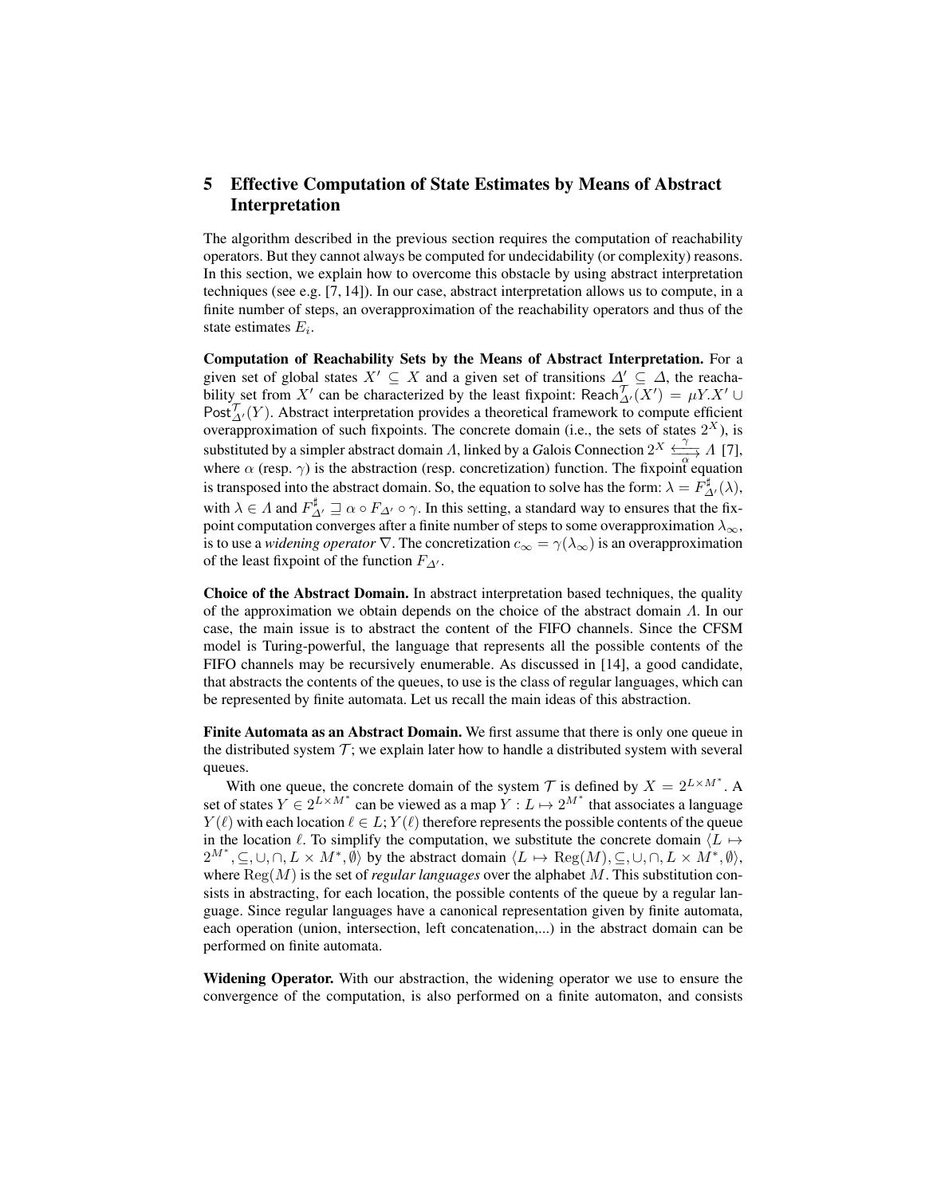## 5 Effective Computation of State Estimates by Means of Abstract Interpretation

The algorithm described in the previous section requires the computation of reachability operators. But they cannot always be computed for undecidability (or complexity) reasons. In this section, we explain how to overcome this obstacle by using abstract interpretation techniques (see e.g. [7, 14]). In our case, abstract interpretation allows us to compute, in a finite number of steps, an overapproximation of the reachability operators and thus of the state estimates $E_i$.

**Computation of Reachability Sets by the Means of Abstract Interpretation.** For a given set of global states $X' \subseteq X$ and a given set of transitions $\Delta' \subseteq \Delta$, the reachability set from $X'$ can be characterized by the least fixpoint: $\mathsf{Reach}^{\mathcal{T}}_{\Delta'}(X') = \mu Y.X' \cup \mathsf{Post}^{\mathcal{T}}_{\Delta'}(Y)$. Abstract interpretation provides a theoretical framework to compute efficient overapproximation of such fixpoints. The concrete domain (i.e., the sets of states $2^X$), is substituted by a simpler abstract domain $\Lambda$, linked by a *G*alois Connection $2^X \underset{\alpha}{\overset{\gamma}{\leftrightarrows}} \Lambda$ [7], where $\alpha$ (resp. $\gamma$) is the abstraction (resp. concretization) function. The fixpoint equation is transposed into the abstract domain. So, the equation to solve has the form: $\lambda = F^{\sharp}_{\Delta'}(\lambda)$, with $\lambda \in \Lambda$ and $F^{\sharp}_{\Delta'} \sqsupseteq \alpha \circ F_{\Delta'} \circ \gamma$. In this setting, a standard way to ensures that the fixpoint computation converges after a finite number of steps to some overapproximation $\lambda_{\infty}$, is to use a *widening operator* $\nabla$. The concretization $c_{\infty} = \gamma(\lambda_{\infty})$ is an overapproximation of the least fixpoint of the function $F_{\Delta'}$.

**Choice of the Abstract Domain.** In abstract interpretation based techniques, the quality of the approximation we obtain depends on the choice of the abstract domain $\Lambda$. In our case, the main issue is to abstract the content of the FIFO channels. Since the CFSM model is Turing-powerful, the language that represents all the possible contents of the FIFO channels may be recursively enumerable. As discussed in [14], a good candidate, that abstracts the contents of the queues, to use is the class of regular languages, which can be represented by finite automata. Let us recall the main ideas of this abstraction.

**Finite Automata as an Abstract Domain.** We first assume that there is only one queue in the distributed system $\mathcal{T}$; we explain later how to handle a distributed system with several queues.

With one queue, the concrete domain of the system $\mathcal{T}$ is defined by $X = 2^{L \times M^*}$. A set of states $Y \in 2^{L \times M^*}$ can be viewed as a map $Y : L \mapsto 2^{M^*}$ that associates a language $Y(\ell)$ with each location $\ell \in L$; $Y(\ell)$ therefore represents the possible contents of the queue in the location $\ell$. To simplify the computation, we substitute the concrete domain $\langle L \mapsto 2^{M^*}, \subseteq, \cup, \cap, L \times M^*, \emptyset \rangle$ by the abstract domain $\langle L \mapsto \mathrm{Reg}(M), \subseteq, \cup, \cap, L \times M^*, \emptyset \rangle$, where $\mathrm{Reg}(M)$ is the set of *regular languages* over the alphabet $M$. This substitution consists in abstracting, for each location, the possible contents of the queue by a regular language. Since regular languages have a canonical representation given by finite automata, each operation (union, intersection, left concatenation,...) in the abstract domain can be performed on finite automata.

**Widening Operator.** With our abstraction, the widening operator we use to ensure the convergence of the computation, is also performed on a finite automaton, and consists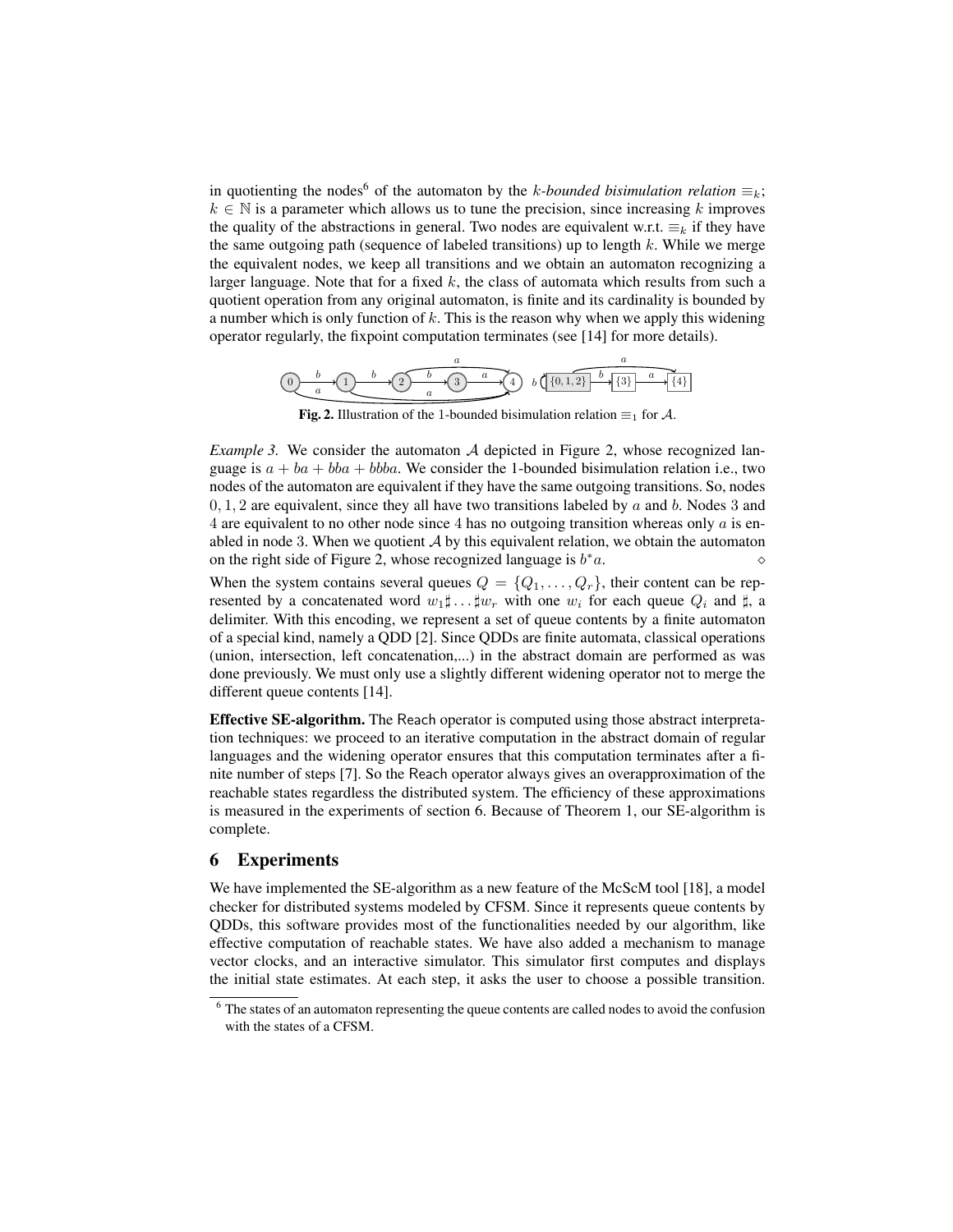in quotienting the nodes[6] of the automaton by the *k-bounded bisimulation relation* $\equiv_k$; $k \in \mathbb{N}$ is a parameter which allows us to tune the precision, since increasing $k$ improves the quality of the abstractions in general. Two nodes are equivalent w.r.t. $\equiv_k$ if they have the same outgoing path (sequence of labeled transitions) up to length $k$. While we merge the equivalent nodes, we keep all transitions and we obtain an automaton recognizing a larger language. Note that for a fixed $k$, the class of automata which results from such a quotient operation from any original automaton, is finite and its cardinality is bounded by a number which is only function of $k$. This is the reason why when we apply this widening operator regularly, the fixpoint computation terminates (see [14] for more details).

**Fig. 2.** Illustration of the 1-bounded bisimulation relation $\equiv_1$ for $\mathcal{A}$.

*Example 3.* We consider the automaton $\mathcal{A}$ depicted in Figure 2, whose recognized language is $a + ba + bba + bbba$. We consider the 1-bounded bisimulation relation i.e., two nodes of the automaton are equivalent if they have the same outgoing transitions. So, nodes $0, 1, 2$ are equivalent, since they all have two transitions labeled by $a$ and $b$. Nodes 3 and 4 are equivalent to no other node since 4 has no outgoing transition whereas only $a$ is enabled in node 3. When we quotient $\mathcal{A}$ by this equivalent relation, we obtain the automaton on the right side of Figure 2, whose recognized language is $b^*a$. ◇

When the system contains several queues $Q = \{Q_1, \ldots, Q_r\}$, their content can be represented by a concatenated word $w_1 \sharp \ldots \sharp w_r$ with one $w_i$ for each queue $Q_i$ and $\sharp$, a delimiter. With this encoding, we represent a set of queue contents by a finite automaton of a special kind, namely a QDD [2]. Since QDDs are finite automata, classical operations (union, intersection, left concatenation,...) in the abstract domain are performed as was done previously. We must only use a slightly different widening operator not to merge the different queue contents [14].

**Effective SE-algorithm.** The Reach operator is computed using those abstract interpretation techniques: we proceed to an iterative computation in the abstract domain of regular languages and the widening operator ensures that this computation terminates after a finite number of steps [7]. So the Reach operator always gives an overapproximation of the reachable states regardless the distributed system. The efficiency of these approximations is measured in the experiments of section 6. Because of Theorem 1, our SE-algorithm is complete.

## 6 Experiments

We have implemented the SE-algorithm as a new feature of the McScM tool [18], a model checker for distributed systems modeled by CFSM. Since it represents queue contents by QDDs, this software provides most of the functionalities needed by our algorithm, like effective computation of reachable states. We have also added a mechanism to manage vector clocks, and an interactive simulator. This simulator first computes and displays the initial state estimates. At each step, it asks the user to choose a possible transition.

[6] The states of an automaton representing the queue contents are called nodes to avoid the confusion with the states of a CFSM.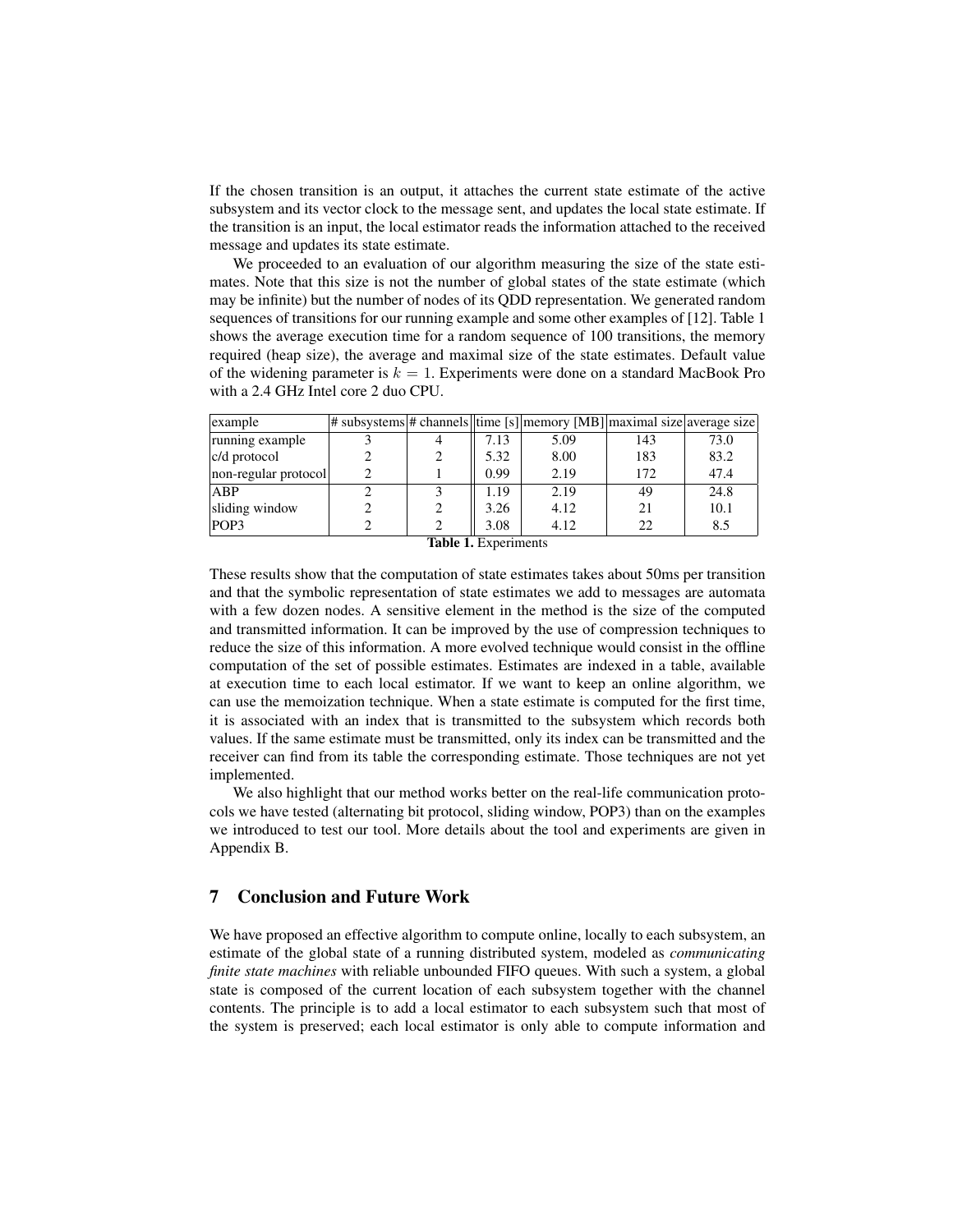If the chosen transition is an output, it attaches the current state estimate of the active subsystem and its vector clock to the message sent, and updates the local state estimate. If the transition is an input, the local estimator reads the information attached to the received message and updates its state estimate.

We proceeded to an evaluation of our algorithm measuring the size of the state estimates. Note that this size is not the number of global states of the state estimate (which may be infinite) but the number of nodes of its QDD representation. We generated random sequences of transitions for our running example and some other examples of [12]. Table 1 shows the average execution time for a random sequence of 100 transitions, the memory required (heap size), the average and maximal size of the state estimates. Default value of the widening parameter is $k = 1$. Experiments were done on a standard MacBook Pro with a 2.4 GHz Intel core 2 duo CPU.

| example | # subsystems | # channels | time [s] | memory [MB] | maximal size | average size |
|---|---|---|---|---|---|---|
| running example | 3 | 4 | 7.13 | 5.09 | 143 | 73.0 |
| c/d protocol | 2 | 2 | 5.32 | 8.00 | 183 | 83.2 |
| non-regular protocol | 2 | 1 | 0.99 | 2.19 | 172 | 47.4 |
| ABP | 2 | 3 | 1.19 | 2.19 | 49 | 24.8 |
| sliding window | 2 | 2 | 3.26 | 4.12 | 21 | 10.1 |
| POP3 | 2 | 2 | 3.08 | 4.12 | 22 | 8.5 |

**Table 1.** Experiments

These results show that the computation of state estimates takes about 50ms per transition and that the symbolic representation of state estimates we add to messages are automata with a few dozen nodes. A sensitive element in the method is the size of the computed and transmitted information. It can be improved by the use of compression techniques to reduce the size of this information. A more evolved technique would consist in the offline computation of the set of possible estimates. Estimates are indexed in a table, available at execution time to each local estimator. If we want to keep an online algorithm, we can use the memoization technique. When a state estimate is computed for the first time, it is associated with an index that is transmitted to the subsystem which records both values. If the same estimate must be transmitted, only its index can be transmitted and the receiver can find from its table the corresponding estimate. Those techniques are not yet implemented.

We also highlight that our method works better on the real-life communication protocols we have tested (alternating bit protocol, sliding window, POP3) than on the examples we introduced to test our tool. More details about the tool and experiments are given in Appendix B.

## 7 Conclusion and Future Work

We have proposed an effective algorithm to compute online, locally to each subsystem, an estimate of the global state of a running distributed system, modeled as *communicating finite state machines* with reliable unbounded FIFO queues. With such a system, a global state is composed of the current location of each subsystem together with the channel contents. The principle is to add a local estimator to each subsystem such that most of the system is preserved; each local estimator is only able to compute information and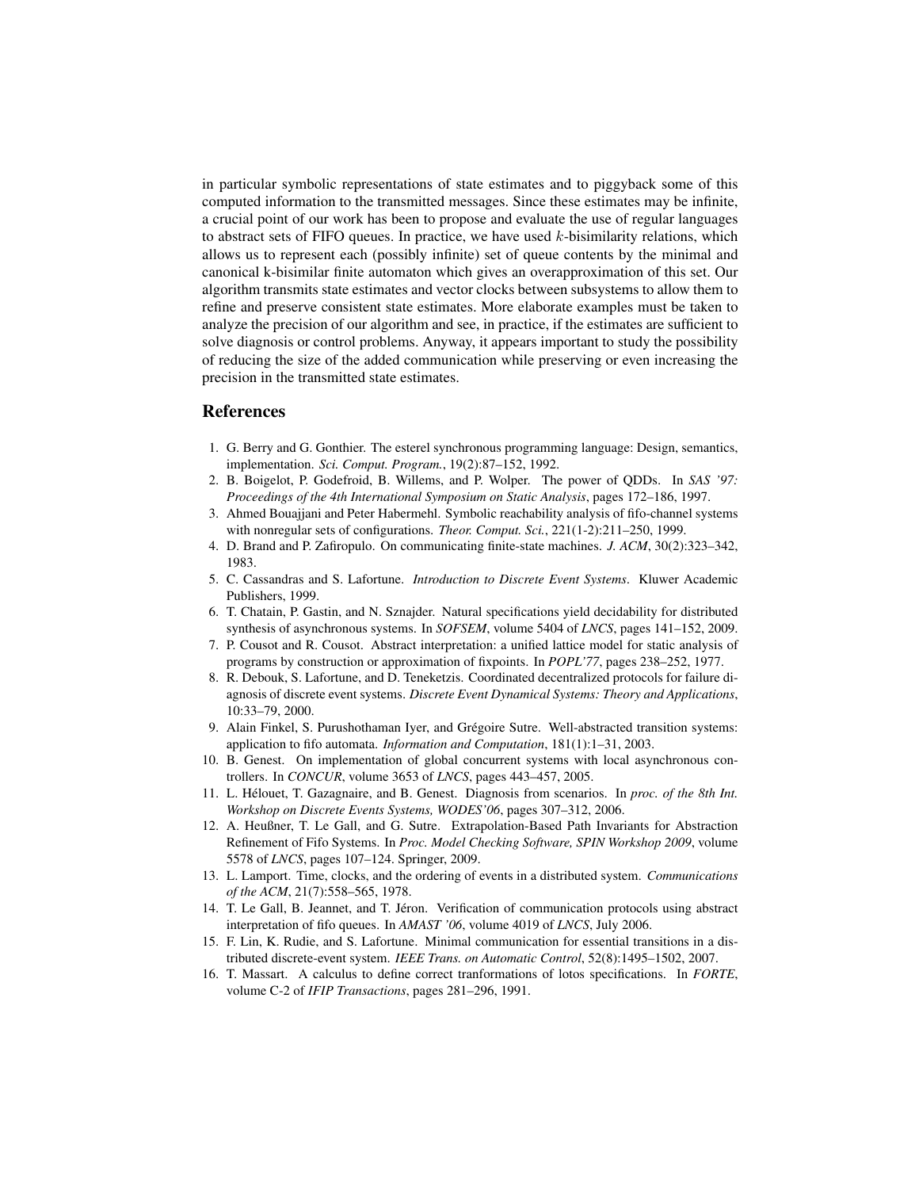in particular symbolic representations of state estimates and to piggyback some of this computed information to the transmitted messages. Since these estimates may be infinite, a crucial point of our work has been to propose and evaluate the use of regular languages to abstract sets of FIFO queues. In practice, we have used $k$-bisimilarity relations, which allows us to represent each (possibly infinite) set of queue contents by the minimal and canonical k-bisimilar finite automaton which gives an overapproximation of this set. Our algorithm transmits state estimates and vector clocks between subsystems to allow them to refine and preserve consistent state estimates. More elaborate examples must be taken to analyze the precision of our algorithm and see, in practice, if the estimates are sufficient to solve diagnosis or control problems. Anyway, it appears important to study the possibility of reducing the size of the added communication while preserving or even increasing the precision in the transmitted state estimates.

## References

1. G. Berry and G. Gonthier. The esterel synchronous programming language: Design, semantics, implementation. *Sci. Comput. Program.*, 19(2):87–152, 1992.
2. B. Boigelot, P. Godefroid, B. Willems, and P. Wolper. The power of QDDs. In *SAS '97: Proceedings of the 4th International Symposium on Static Analysis*, pages 172–186, 1997.
3. Ahmed Bouajjani and Peter Habermehl. Symbolic reachability analysis of fifo-channel systems with nonregular sets of configurations. *Theor. Comput. Sci.*, 221(1-2):211–250, 1999.
4. D. Brand and P. Zafiropulo. On communicating finite-state machines. *J. ACM*, 30(2):323–342, 1983.
5. C. Cassandras and S. Lafortune. *Introduction to Discrete Event Systems*. Kluwer Academic Publishers, 1999.
6. T. Chatain, P. Gastin, and N. Sznajder. Natural specifications yield decidability for distributed synthesis of asynchronous systems. In *SOFSEM*, volume 5404 of *LNCS*, pages 141–152, 2009.
7. P. Cousot and R. Cousot. Abstract interpretation: a unified lattice model for static analysis of programs by construction or approximation of fixpoints. In *POPL'77*, pages 238–252, 1977.
8. R. Debouk, S. Lafortune, and D. Teneketzis. Coordinated decentralized protocols for failure diagnosis of discrete event systems. *Discrete Event Dynamical Systems: Theory and Applications*, 10:33–79, 2000.
9. Alain Finkel, S. Purushothaman Iyer, and Grégoire Sutre. Well-abstracted transition systems: application to fifo automata. *Information and Computation*, 181(1):1–31, 2003.
10. B. Genest. On implementation of global concurrent systems with local asynchronous controllers. In *CONCUR*, volume 3653 of *LNCS*, pages 443–457, 2005.
11. L. Hélouet, T. Gazagnaire, and B. Genest. Diagnosis from scenarios. In *proc. of the 8th Int. Workshop on Discrete Events Systems, WODES'06*, pages 307–312, 2006.
12. A. Heußner, T. Le Gall, and G. Sutre. Extrapolation-Based Path Invariants for Abstraction Refinement of Fifo Systems. In *Proc. Model Checking Software, SPIN Workshop 2009*, volume 5578 of *LNCS*, pages 107–124. Springer, 2009.
13. L. Lamport. Time, clocks, and the ordering of events in a distributed system. *Communications of the ACM*, 21(7):558–565, 1978.
14. T. Le Gall, B. Jeannet, and T. Jéron. Verification of communication protocols using abstract interpretation of fifo queues. In *AMAST '06*, volume 4019 of *LNCS*, July 2006.
15. F. Lin, K. Rudie, and S. Lafortune. Minimal communication for essential transitions in a distributed discrete-event system. *IEEE Trans. on Automatic Control*, 52(8):1495–1502, 2007.
16. T. Massart. A calculus to define correct tranformations of lotos specifications. In *FORTE*, volume C-2 of *IFIP Transactions*, pages 281–296, 1991.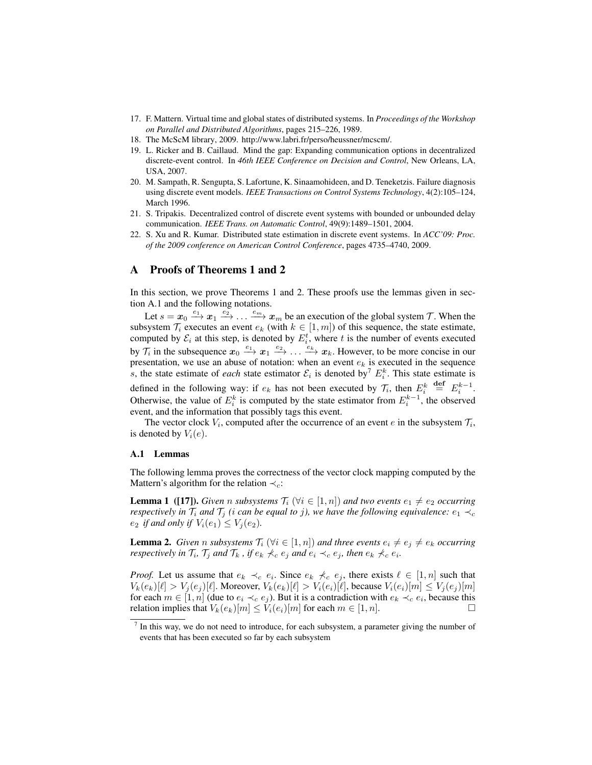17. F. Mattern. Virtual time and global states of distributed systems. In *Proceedings of the Workshop on Parallel and Distributed Algorithms*, pages 215–226, 1989.
18. The McScM library, 2009. http://www.labri.fr/perso/heussner/mcscm/.
19. L. Ricker and B. Caillaud. Mind the gap: Expanding communication options in decentralized discrete-event control. In *46th IEEE Conference on Decision and Control*, New Orleans, LA, USA, 2007.
20. M. Sampath, R. Sengupta, S. Lafortune, K. Sinaamohideen, and D. Teneketzis. Failure diagnosis using discrete event models. *IEEE Transactions on Control Systems Technology*, 4(2):105–124, March 1996.
21. S. Tripakis. Decentralized control of discrete event systems with bounded or unbounded delay communication. *IEEE Trans. on Automatic Control*, 49(9):1489–1501, 2004.
22. S. Xu and R. Kumar. Distributed state estimation in discrete event systems. In *ACC'09: Proc. of the 2009 conference on American Control Conference*, pages 4735–4740, 2009.

# A Proofs of Theorems 1 and 2

In this section, we prove Theorems 1 and 2. These proofs use the lemmas given in section A.1 and the following notations.

Let $s = \boldsymbol{x}_0 \xrightarrow{e_1} \boldsymbol{x}_1 \xrightarrow{e_2} \dots \xrightarrow{e_m} \boldsymbol{x}_m$ be an execution of the global system $\mathcal{T}$. When the subsystem $\mathcal{T}_i$ executes an event $e_k$ (with $k \in [1, m]$) of this sequence, the state estimate, computed by $\mathcal{E}_i$ at this step, is denoted by $E_i^t$, where $t$ is the number of events executed by $\mathcal{T}_i$ in the subsequence $\boldsymbol{x}_0 \xrightarrow{e_1} \boldsymbol{x}_1 \xrightarrow{e_2} \dots \xrightarrow{e_k} \boldsymbol{x}_k$. However, to be more concise in our presentation, we use an abuse of notation: when an event $e_k$ is executed in the sequence $s$, the state estimate of *each* state estimator $\mathcal{E}_i$ is denoted by[7] $E_i^k$. This state estimate is defined in the following way: if $e_k$ has not been executed by $\mathcal{T}_i$, then $E_i^k \stackrel{\textbf{def}}{=} E_i^{k-1}$. Otherwise, the value of $E_i^k$ is computed by the state estimator from $E_i^{k-1}$, the observed event, and the information that possibly tags this event.

The vector clock $V_i$, computed after the occurrence of an event $e$ in the subsystem $\mathcal{T}_i$, is denoted by $V_i(e)$.

### A.1 Lemmas

The following lemma proves the correctness of the vector clock mapping computed by the Mattern's algorithm for the relation $\prec_c$:

**Lemma 1 ([17]).** *Given $n$ subsystems $\mathcal{T}_i$ ($\forall i \in [1, n]$) and two events $e_1 \neq e_2$ occurring respectively in $\mathcal{T}_i$ and $\mathcal{T}_j$ ($i$ can be equal to $j$), we have the following equivalence: $e_1 \prec_c e_2$ if and only if $V_i(e_1) \leq V_j(e_2)$.*

**Lemma 2.** *Given $n$ subsystems $\mathcal{T}_i$ ($\forall i \in [1, n]$) and three events $e_i \neq e_j \neq e_k$ occurring respectively in $\mathcal{T}_i$, $\mathcal{T}_j$ and $\mathcal{T}_k$, if $e_k \not\prec_c e_j$ and $e_i \prec_c e_j$, then $e_k \not\prec_c e_i$.*

*Proof.* Let us assume that $e_k \prec_c e_i$. Since $e_k \not\prec_c e_j$, there exists $\ell \in [1, n]$ such that $V_k(e_k)[\ell] > V_j(e_j)[\ell]$. Moreover, $V_k(e_k)[\ell] > V_i(e_i)[\ell]$, because $V_i(e_i)[m] \leq V_j(e_j)[m]$ for each $m \in [1, n]$ (due to $e_i \prec_c e_j$). But it is a contradiction with $e_k \prec_c e_i$, because this relation implies that $V_k(e_k)[m] \leq V_i(e_i)[m]$ for each $m \in [1, n]$. □

[7] In this way, we do not need to introduce, for each subsystem, a parameter giving the number of events that has been executed so far by each subsystem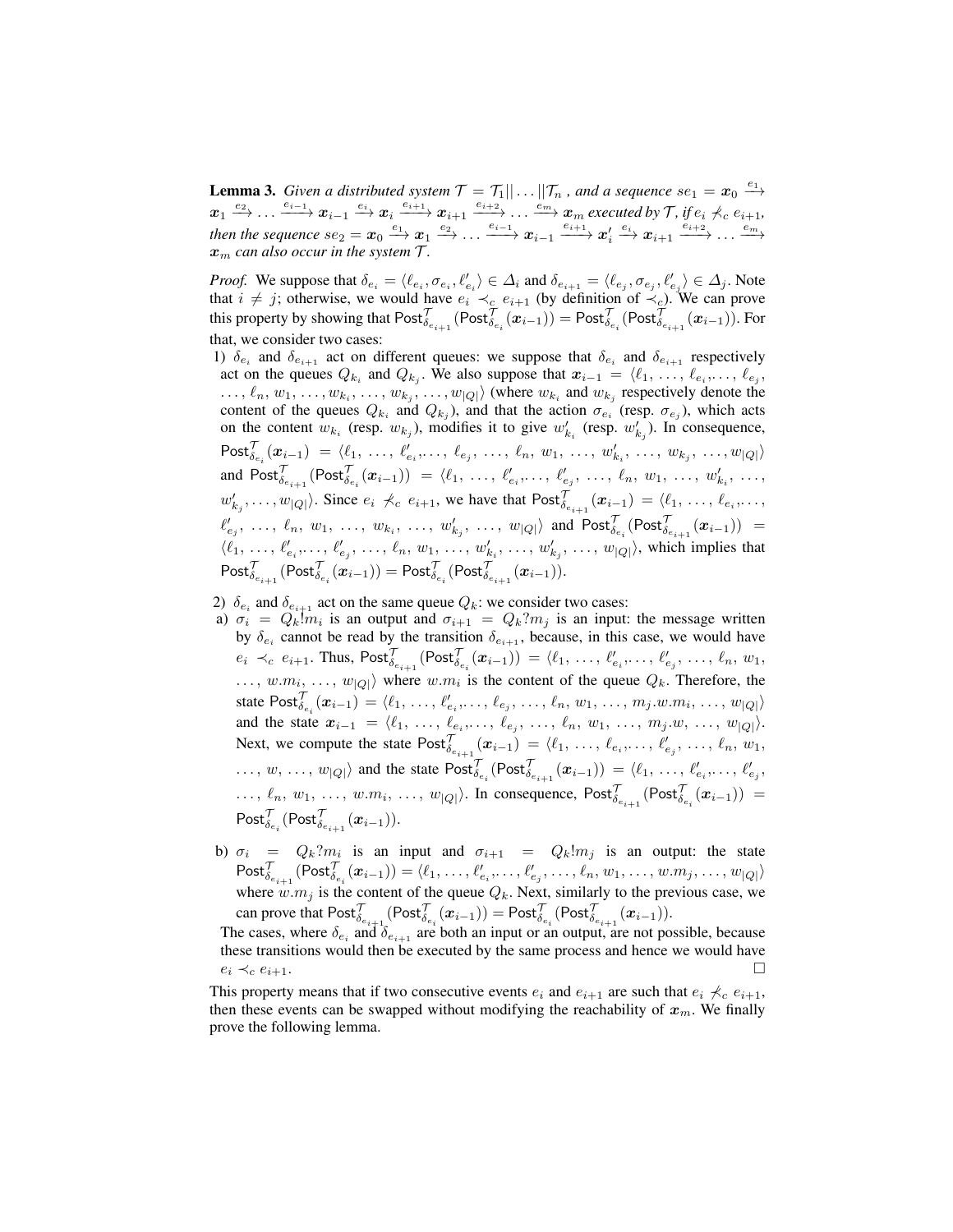**Lemma 3.** *Given a distributed system $\mathcal{T} = \mathcal{T}_1 || \ldots || \mathcal{T}_n$ , and a sequence $se_1 = \boldsymbol{x}_0 \xrightarrow{e_1} \boldsymbol{x}_1 \xrightarrow{e_2} \ldots \xrightarrow{e_{i-1}} \boldsymbol{x}_{i-1} \xrightarrow{e_i} \boldsymbol{x}_i \xrightarrow{e_{i+1}} \boldsymbol{x}_{i+1} \xrightarrow{e_{i+2}} \ldots \xrightarrow{e_m} \boldsymbol{x}_m$ executed by $\mathcal{T}$, if $e_i \not\prec_c e_{i+1}$, then the sequence $se_2 = \boldsymbol{x}_0 \xrightarrow{e_1} \boldsymbol{x}_1 \xrightarrow{e_2} \ldots \xrightarrow{e_{i-1}} \boldsymbol{x}_{i-1} \xrightarrow{e_{i+1}} \boldsymbol{x}'_i \xrightarrow{e_i} \boldsymbol{x}_{i+1} \xrightarrow{e_{i+2}} \ldots \xrightarrow{e_m} \boldsymbol{x}_m$ can also occur in the system $\mathcal{T}$.*

*Proof.* We suppose that $\delta_{e_i} = \langle \ell_{e_i}, \sigma_{e_i}, \ell'_{e_i} \rangle \in \Delta_i$ and $\delta_{e_{i+1}} = \langle \ell_{e_j}, \sigma_{e_j}, \ell'_{e_j} \rangle \in \Delta_j$. Note that $i \neq j$; otherwise, we would have $e_i \prec_c e_{i+1}$ (by definition of $\prec_c$). We can prove this property by showing that $\mathsf{Post}^{\mathcal{T}}_{\delta_{e_{i+1}}}(\mathsf{Post}^{\mathcal{T}}_{\delta_{e_i}}(\boldsymbol{x}_{i-1})) = \mathsf{Post}^{\mathcal{T}}_{\delta_{e_i}}(\mathsf{Post}^{\mathcal{T}}_{\delta_{e_{i+1}}}(\boldsymbol{x}_{i-1}))$. For that, we consider two cases:

1) $\delta_{e_i}$ and $\delta_{e_{i+1}}$ act on different queues: we suppose that $\delta_{e_i}$ and $\delta_{e_{i+1}}$ respectively act on the queues $Q_{k_i}$ and $Q_{k_j}$. We also suppose that $\boldsymbol{x}_{i-1} = \langle \ell_1, \ldots, \ell_{e_i}, \ldots, \ell_{e_j}, \ldots, \ell_n, w_1, \ldots, w_{k_i}, \ldots, w_{k_j}, \ldots, w_{|Q|} \rangle$ (where $w_{k_i}$ and $w_{k_j}$ respectively denote the content of the queues $Q_{k_i}$ and $Q_{k_j}$), and that the action $\sigma_{e_i}$ (resp. $\sigma_{e_j}$), which acts on the content $w_{k_i}$ (resp. $w_{k_j}$), modifies it to give $w'_{k_i}$ (resp. $w'_{k_j}$). In consequence, $\mathsf{Post}^{\mathcal{T}}_{\delta_{e_i}}(\boldsymbol{x}_{i-1}) = \langle \ell_1, \ldots, \ell'_{e_i}, \ldots, \ell_{e_j}, \ldots, \ell_n, w_1, \ldots, w'_{k_i}, \ldots, w_{k_j}, \ldots, w_{|Q|} \rangle$ and $\mathsf{Post}^{\mathcal{T}}_{\delta_{e_{i+1}}}(\mathsf{Post}^{\mathcal{T}}_{\delta_{e_i}}(\boldsymbol{x}_{i-1})) = \langle \ell_1, \ldots, \ell'_{e_i}, \ldots, \ell'_{e_j}, \ldots, \ell_n, w_1, \ldots, w'_{k_i}, \ldots, w'_{k_j}, \ldots, w_{|Q|} \rangle$. Since $e_i \not\prec_c e_{i+1}$, we have that $\mathsf{Post}^{\mathcal{T}}_{\delta_{e_{i+1}}}(\boldsymbol{x}_{i-1}) = \langle \ell_1, \ldots, \ell_{e_i}, \ldots, \ell'_{e_j}, \ldots, \ell_n, w_1, \ldots, w_{k_i}, \ldots, w'_{k_j}, \ldots, w_{|Q|} \rangle$ and $\mathsf{Post}^{\mathcal{T}}_{\delta_{e_i}}(\mathsf{Post}^{\mathcal{T}}_{\delta_{e_{i+1}}}(\boldsymbol{x}_{i-1})) = \langle \ell_1, \ldots, \ell'_{e_i}, \ldots, \ell'_{e_j}, \ldots, \ell_n, w_1, \ldots, w'_{k_i}, \ldots, w'_{k_j}, \ldots, w_{|Q|} \rangle$, which implies that $\mathsf{Post}^{\mathcal{T}}_{\delta_{e_{i+1}}}(\mathsf{Post}^{\mathcal{T}}_{\delta_{e_i}}(\boldsymbol{x}_{i-1})) = \mathsf{Post}^{\mathcal{T}}_{\delta_{e_i}}(\mathsf{Post}^{\mathcal{T}}_{\delta_{e_{i+1}}}(\boldsymbol{x}_{i-1}))$.

2) $\delta_{e_i}$ and $\delta_{e_{i+1}}$ act on the same queue $Q_k$: we consider two cases:

a) $\sigma_i = Q_k!m_i$ is an output and $\sigma_{i+1} = Q_k?m_j$ is an input: the message written by $\delta_{e_i}$ cannot be read by the transition $\delta_{e_{i+1}}$, because, in this case, we would have $e_i \prec_c e_{i+1}$. Thus, $\mathsf{Post}^{\mathcal{T}}_{\delta_{e_{i+1}}}(\mathsf{Post}^{\mathcal{T}}_{\delta_{e_i}}(\boldsymbol{x}_{i-1})) = \langle \ell_1, \ldots, \ell'_{e_i}, \ldots, \ell'_{e_j}, \ldots, \ell_n, w_1, \ldots, w.m_i, \ldots, w_{|Q|} \rangle$ where $w.m_i$ is the content of the queue $Q_k$. Therefore, the state $\mathsf{Post}^{\mathcal{T}}_{\delta_{e_i}}(\boldsymbol{x}_{i-1}) = \langle \ell_1, \ldots, \ell'_{e_i}, \ldots, \ell_{e_j}, \ldots, \ell_n, w_1, \ldots, m_j.w.m_i, \ldots, w_{|Q|} \rangle$ and the state $\boldsymbol{x}_{i-1} = \langle \ell_1, \ldots, \ell_{e_i}, \ldots, \ell_{e_j}, \ldots, \ell_n, w_1, \ldots, m_j.w, \ldots, w_{|Q|} \rangle$. Next, we compute the state $\mathsf{Post}^{\mathcal{T}}_{\delta_{e_{i+1}}}(\boldsymbol{x}_{i-1}) = \langle \ell_1, \ldots, \ell_{e_i}, \ldots, \ell'_{e_j}, \ldots, \ell_n, w_1, \ldots, w, \ldots, w_{|Q|} \rangle$ and the state $\mathsf{Post}^{\mathcal{T}}_{\delta_{e_i}}(\mathsf{Post}^{\mathcal{T}}_{\delta_{e_{i+1}}}(\boldsymbol{x}_{i-1})) = \langle \ell_1, \ldots, \ell'_{e_i}, \ldots, \ell'_{e_j}, \ldots, \ell_n, w_1, \ldots, w.m_i, \ldots, w_{|Q|} \rangle$. In consequence, $\mathsf{Post}^{\mathcal{T}}_{\delta_{e_{i+1}}}(\mathsf{Post}^{\mathcal{T}}_{\delta_{e_i}}(\boldsymbol{x}_{i-1})) = \mathsf{Post}^{\mathcal{T}}_{\delta_{e_i}}(\mathsf{Post}^{\mathcal{T}}_{\delta_{e_{i+1}}}(\boldsymbol{x}_{i-1}))$.

b) $\sigma_i = Q_k?m_i$ is an input and $\sigma_{i+1} = Q_k!m_j$ is an output: the state $\mathsf{Post}^{\mathcal{T}}_{\delta_{e_{i+1}}}(\mathsf{Post}^{\mathcal{T}}_{\delta_{e_i}}(\boldsymbol{x}_{i-1})) = \langle \ell_1, \ldots, \ell'_{e_i}, \ldots, \ell'_{e_j}, \ldots, \ell_n, w_1, \ldots, w.m_j, \ldots, w_{|Q|} \rangle$ where $w.m_j$ is the content of the queue $Q_k$. Next, similarly to the previous case, we can prove that $\mathsf{Post}^{\mathcal{T}}_{\delta_{e_{i+1}}}(\mathsf{Post}^{\mathcal{T}}_{\delta_{e_i}}(\boldsymbol{x}_{i-1})) = \mathsf{Post}^{\mathcal{T}}_{\delta_{e_i}}(\mathsf{Post}^{\mathcal{T}}_{\delta_{e_{i+1}}}(\boldsymbol{x}_{i-1}))$.

The cases, where $\delta_{e_i}$ and $\delta_{e_{i+1}}$ are both an input or an output, are not possible, because these transitions would then be executed by the same process and hence we would have $e_i \prec_c e_{i+1}$. □

This property means that if two consecutive events $e_i$ and $e_{i+1}$ are such that $e_i \not\prec_c e_{i+1}$, then these events can be swapped without modifying the reachability of $\boldsymbol{x}_m$. We finally prove the following lemma.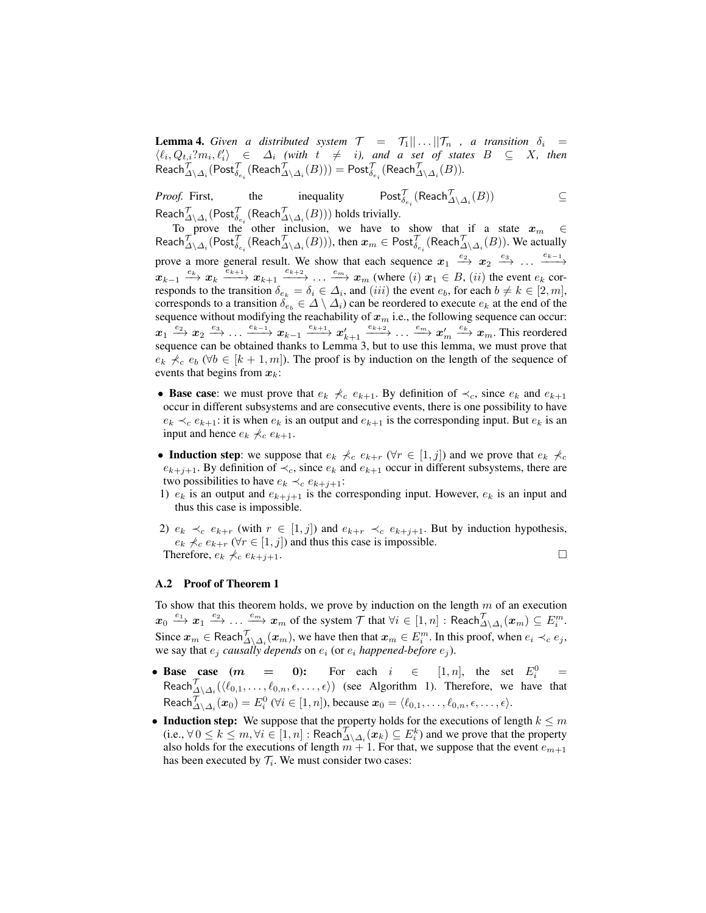**Lemma 4.** *Given a distributed system $\mathcal{T} = \mathcal{T}_1 || \ldots || \mathcal{T}_n$ , a transition $\delta_i = \langle \ell_i, Q_{t,i}?m_i, \ell_i' \rangle \in \Delta_i$ (with $t \neq i$), and a set of states $B \subseteq X$, then* $\mathsf{Reach}^{\mathcal{T}}_{\Delta \setminus \Delta_i}(\mathsf{Post}^{\mathcal{T}}_{\delta_{e_i}}(\mathsf{Reach}^{\mathcal{T}}_{\Delta \setminus \Delta_i}(B))) = \mathsf{Post}^{\mathcal{T}}_{\delta_{e_i}}(\mathsf{Reach}^{\mathcal{T}}_{\Delta \setminus \Delta_i}(B))$.

*Proof.* First, the inequality $\mathsf{Post}^{\mathcal{T}}_{\delta_{e_i}}(\mathsf{Reach}^{\mathcal{T}}_{\Delta \setminus \Delta_i}(B)) \subseteq \mathsf{Reach}^{\mathcal{T}}_{\Delta \setminus \Delta_i}(\mathsf{Post}^{\mathcal{T}}_{\delta_{e_i}}(\mathsf{Reach}^{\mathcal{T}}_{\Delta \setminus \Delta_i}(B)))$ holds trivially.

To prove the other inclusion, we have to show that if a state $\boldsymbol{x}_m \in \mathsf{Reach}^{\mathcal{T}}_{\Delta \setminus \Delta_i}(\mathsf{Post}^{\mathcal{T}}_{\delta_{e_i}}(\mathsf{Reach}^{\mathcal{T}}_{\Delta \setminus \Delta_i}(B)))$, then $\boldsymbol{x}_m \in \mathsf{Post}^{\mathcal{T}}_{\delta_{e_i}}(\mathsf{Reach}^{\mathcal{T}}_{\Delta \setminus \Delta_i}(B))$. We actually prove a more general result. We show that each sequence $\boldsymbol{x}_1 \xrightarrow{e_2} \boldsymbol{x}_2 \xrightarrow{e_3} \ldots \xrightarrow{e_{k-1}} \boldsymbol{x}_{k-1} \xrightarrow{e_k} \boldsymbol{x}_k \xrightarrow{e_{k+1}} \boldsymbol{x}_{k+1} \xrightarrow{e_{k+2}} \ldots \xrightarrow{e_m} \boldsymbol{x}_m$ (where $(i)$ $\boldsymbol{x}_1 \in B$, $(ii)$ the event $e_k$ corresponds to the transition $\delta_{e_k} = \delta_i \in \Delta_i$, and $(iii)$ the event $e_b$, for each $b \neq k \in [2, m]$, corresponds to a transition $\delta_{e_b} \in \Delta \setminus \Delta_i$) can be reordered to execute $e_k$ at the end of the sequence without modifying the reachability of $\boldsymbol{x}_m$ i.e., the following sequence can occur: $\boldsymbol{x}_1 \xrightarrow{e_2} \boldsymbol{x}_2 \xrightarrow{e_3} \ldots \xrightarrow{e_{k-1}} \boldsymbol{x}_{k-1} \xrightarrow{e_{k+1}} \boldsymbol{x}'_{k+1} \xrightarrow{e_{k+2}} \ldots \xrightarrow{e_m} \boldsymbol{x}'_m \xrightarrow{e_k} \boldsymbol{x}_m$. This reordered sequence can be obtained thanks to Lemma 3, but to use this lemma, we must prove that $e_k \not\prec_c e_b$ ($\forall b \in [k+1, m]$). The proof is by induction on the length of the sequence of events that begins from $\boldsymbol{x}_k$:

- **Base case**: we must prove that $e_k \not\prec_c e_{k+1}$. By definition of $\prec_c$, since $e_k$ and $e_{k+1}$ occur in different subsystems and are consecutive events, there is one possibility to have $e_k \prec_c e_{k+1}$: it is when $e_k$ is an output and $e_{k+1}$ is the corresponding input. But $e_k$ is an input and hence $e_k \not\prec_c e_{k+1}$.
- **Induction step**: we suppose that $e_k \not\prec_c e_{k+r}$ ($\forall r \in [1, j]$) and we prove that $e_k \not\prec_c e_{k+j+1}$. By definition of $\prec_c$, since $e_k$ and $e_{k+1}$ occur in different subsystems, there are two possibilities to have $e_k \prec_c e_{k+j+1}$:
  1) $e_k$ is an output and $e_{k+j+1}$ is the corresponding input. However, $e_k$ is an input and thus this case is impossible.
  2) $e_k \prec_c e_{k+r}$ (with $r \in [1, j]$) and $e_{k+r} \prec_c e_{k+j+1}$. But by induction hypothesis, $e_k \not\prec_c e_{k+r}$ ($\forall r \in [1, j]$) and thus this case is impossible.

  Therefore, $e_k \not\prec_c e_{k+j+1}$. □

### A.2 Proof of Theorem 1

To show that this theorem holds, we prove by induction on the length $m$ of an execution $\boldsymbol{x}_0 \xrightarrow{e_1} \boldsymbol{x}_1 \xrightarrow{e_2} \ldots \xrightarrow{e_m} \boldsymbol{x}_m$ of the system $\mathcal{T}$ that $\forall i \in [1, n] : \mathsf{Reach}^{\mathcal{T}}_{\Delta \setminus \Delta_i}(\boldsymbol{x}_m) \subseteq E_i^m$. Since $\boldsymbol{x}_m \in \mathsf{Reach}^{\mathcal{T}}_{\Delta \setminus \Delta_i}(\boldsymbol{x}_m)$, we have then that $\boldsymbol{x}_m \in E_i^m$. In this proof, when $e_i \prec_c e_j$, we say that $e_j$ *causally depends* on $e_i$ (or $e_i$ *happened-before* $e_j$).

- **Base case ($m = 0$):** For each $i \in [1, n]$, the set $E_i^0 = \mathsf{Reach}^{\mathcal{T}}_{\Delta \setminus \Delta_i}(\langle \ell_{0,1}, \ldots, \ell_{0,n}, \epsilon, \ldots, \epsilon \rangle)$ (see Algorithm 1). Therefore, we have that $\mathsf{Reach}^{\mathcal{T}}_{\Delta \setminus \Delta_i}(\boldsymbol{x}_0) = E_i^0$ ($\forall i \in [1, n]$), because $\boldsymbol{x}_0 = \langle \ell_{0,1}, \ldots, \ell_{0,n}, \epsilon, \ldots, \epsilon \rangle$.
- **Induction step:** We suppose that the property holds for the executions of length $k \leq m$ (i.e., $\forall\, 0 \leq k \leq m, \forall i \in [1, n] : \mathsf{Reach}^{\mathcal{T}}_{\Delta \setminus \Delta_i}(\boldsymbol{x}_k) \subseteq E_i^k$) and we prove that the property also holds for the executions of length $m+1$. For that, we suppose that the event $e_{m+1}$ has been executed by $\mathcal{T}_i$. We must consider two cases: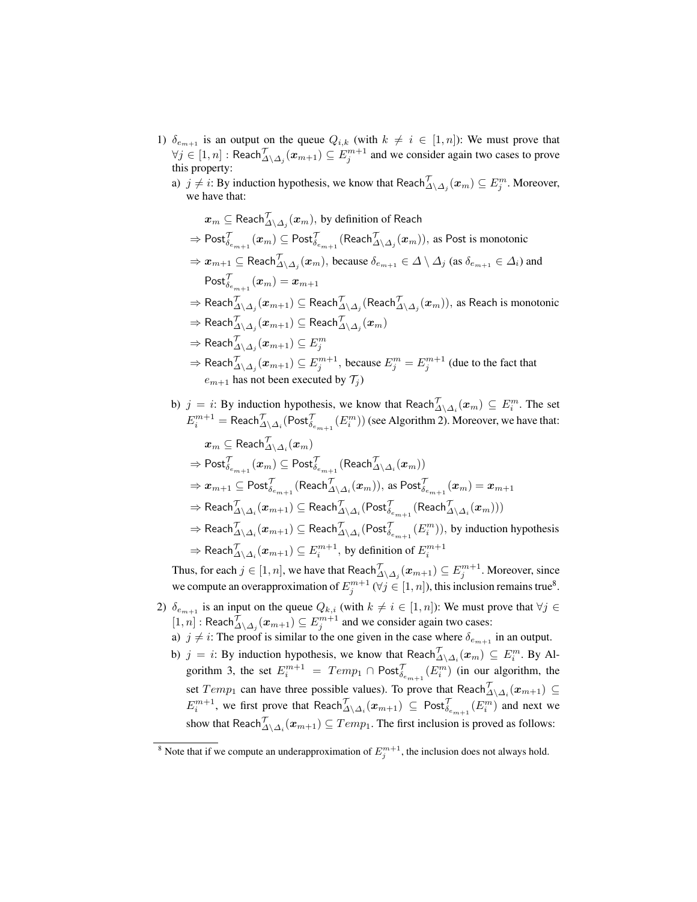1) $\delta_{e_{m+1}}$ is an output on the queue $Q_{i,k}$ (with $k \neq i \in [1,n]$): We must prove that $\forall j \in [1,n] : \mathsf{Reach}^{\mathcal{T}}_{\Delta \setminus \Delta_j}(\boldsymbol{x}_{m+1}) \subseteq E_j^{m+1}$ and we consider again two cases to prove this property:

   a) $j \neq i$: By induction hypothesis, we know that $\mathsf{Reach}^{\mathcal{T}}_{\Delta \setminus \Delta_j}(\boldsymbol{x}_m) \subseteq E_j^m$. Moreover, we have that:

      $\boldsymbol{x}_m \subseteq \mathsf{Reach}^{\mathcal{T}}_{\Delta \setminus \Delta_j}(\boldsymbol{x}_m)$, by definition of Reach

      $\Rightarrow \mathsf{Post}^{\mathcal{T}}_{\delta_{e_{m+1}}}(\boldsymbol{x}_m) \subseteq \mathsf{Post}^{\mathcal{T}}_{\delta_{e_{m+1}}}(\mathsf{Reach}^{\mathcal{T}}_{\Delta \setminus \Delta_j}(\boldsymbol{x}_m))$, as Post is monotonic

      $\Rightarrow \boldsymbol{x}_{m+1} \subseteq \mathsf{Reach}^{\mathcal{T}}_{\Delta \setminus \Delta_j}(\boldsymbol{x}_m)$, because $\delta_{e_{m+1}} \in \Delta \setminus \Delta_j$ (as $\delta_{e_{m+1}} \in \Delta_i$) and $\mathsf{Post}^{\mathcal{T}}_{\delta_{e_{m+1}}}(\boldsymbol{x}_m) = \boldsymbol{x}_{m+1}$

      $\Rightarrow \mathsf{Reach}^{\mathcal{T}}_{\Delta \setminus \Delta_j}(\boldsymbol{x}_{m+1}) \subseteq \mathsf{Reach}^{\mathcal{T}}_{\Delta \setminus \Delta_j}(\mathsf{Reach}^{\mathcal{T}}_{\Delta \setminus \Delta_j}(\boldsymbol{x}_m))$, as Reach is monotonic

      $\Rightarrow \mathsf{Reach}^{\mathcal{T}}_{\Delta \setminus \Delta_j}(\boldsymbol{x}_{m+1}) \subseteq \mathsf{Reach}^{\mathcal{T}}_{\Delta \setminus \Delta_j}(\boldsymbol{x}_m)$

      $\Rightarrow \mathsf{Reach}^{\mathcal{T}}_{\Delta \setminus \Delta_j}(\boldsymbol{x}_{m+1}) \subseteq E_j^m$

      $\Rightarrow \mathsf{Reach}^{\mathcal{T}}_{\Delta \setminus \Delta_j}(\boldsymbol{x}_{m+1}) \subseteq E_j^{m+1}$, because $E_j^m = E_j^{m+1}$ (due to the fact that $e_{m+1}$ has not been executed by $\mathcal{T}_j$)

   b) $j = i$: By induction hypothesis, we know that $\mathsf{Reach}^{\mathcal{T}}_{\Delta \setminus \Delta_i}(\boldsymbol{x}_m) \subseteq E_i^m$. The set $E_i^{m+1} = \mathsf{Reach}^{\mathcal{T}}_{\Delta \setminus \Delta_i}(\mathsf{Post}^{\mathcal{T}}_{\delta_{e_{m+1}}}(E_i^m))$ (see Algorithm 2). Moreover, we have that:

      $\boldsymbol{x}_m \subseteq \mathsf{Reach}^{\mathcal{T}}_{\Delta \setminus \Delta_i}(\boldsymbol{x}_m)$

      $\Rightarrow \mathsf{Post}^{\mathcal{T}}_{\delta_{e_{m+1}}}(\boldsymbol{x}_m) \subseteq \mathsf{Post}^{\mathcal{T}}_{\delta_{e_{m+1}}}(\mathsf{Reach}^{\mathcal{T}}_{\Delta \setminus \Delta_i}(\boldsymbol{x}_m))$

      $\Rightarrow \boldsymbol{x}_{m+1} \subseteq \mathsf{Post}^{\mathcal{T}}_{\delta_{e_{m+1}}}(\mathsf{Reach}^{\mathcal{T}}_{\Delta \setminus \Delta_i}(\boldsymbol{x}_m))$, as $\mathsf{Post}^{\mathcal{T}}_{\delta_{e_{m+1}}}(\boldsymbol{x}_m) = \boldsymbol{x}_{m+1}$

      $\Rightarrow \mathsf{Reach}^{\mathcal{T}}_{\Delta \setminus \Delta_i}(\boldsymbol{x}_{m+1}) \subseteq \mathsf{Reach}^{\mathcal{T}}_{\Delta \setminus \Delta_i}(\mathsf{Post}^{\mathcal{T}}_{\delta_{e_{m+1}}}(\mathsf{Reach}^{\mathcal{T}}_{\Delta \setminus \Delta_i}(\boldsymbol{x}_m)))$

      $\Rightarrow \mathsf{Reach}^{\mathcal{T}}_{\Delta \setminus \Delta_i}(\boldsymbol{x}_{m+1}) \subseteq \mathsf{Reach}^{\mathcal{T}}_{\Delta \setminus \Delta_i}(\mathsf{Post}^{\mathcal{T}}_{\delta_{e_{m+1}}}(E_i^m))$, by induction hypothesis

      $\Rightarrow \mathsf{Reach}^{\mathcal{T}}_{\Delta \setminus \Delta_i}(\boldsymbol{x}_{m+1}) \subseteq E_i^{m+1}$, by definition of $E_i^{m+1}$

   Thus, for each $j \in [1,n]$, we have that $\mathsf{Reach}^{\mathcal{T}}_{\Delta \setminus \Delta_j}(\boldsymbol{x}_{m+1}) \subseteq E_j^{m+1}$. Moreover, since we compute an overapproximation of $E_j^{m+1}$ ($\forall j \in [1,n]$), this inclusion remains true[8].

2) $\delta_{e_{m+1}}$ is an input on the queue $Q_{k,i}$ (with $k \neq i \in [1,n]$): We must prove that $\forall j \in [1,n] : \mathsf{Reach}^{\mathcal{T}}_{\Delta \setminus \Delta_j}(\boldsymbol{x}_{m+1}) \subseteq E_j^{m+1}$ and we consider again two cases:

   a) $j \neq i$: The proof is similar to the one given in the case where $\delta_{e_{m+1}}$ in an output.

   b) $j = i$: By induction hypothesis, we know that $\mathsf{Reach}^{\mathcal{T}}_{\Delta \setminus \Delta_i}(\boldsymbol{x}_m) \subseteq E_i^m$. By Algorithm 3, the set $E_i^{m+1} = Temp_1 \cap \mathsf{Post}^{\mathcal{T}}_{\delta_{e_{m+1}}}(E_i^m)$ (in our algorithm, the set $Temp_1$ can have three possible values). To prove that $\mathsf{Reach}^{\mathcal{T}}_{\Delta \setminus \Delta_i}(\boldsymbol{x}_{m+1}) \subseteq E_i^{m+1}$, we first prove that $\mathsf{Reach}^{\mathcal{T}}_{\Delta \setminus \Delta_i}(\boldsymbol{x}_{m+1}) \subseteq \mathsf{Post}^{\mathcal{T}}_{\delta_{e_{m+1}}}(E_i^m)$ and next we show that $\mathsf{Reach}^{\mathcal{T}}_{\Delta \setminus \Delta_i}(\boldsymbol{x}_{m+1}) \subseteq Temp_1$. The first inclusion is proved as follows:

[8] Note that if we compute an underapproximation of $E_j^{m+1}$, the inclusion does not always hold.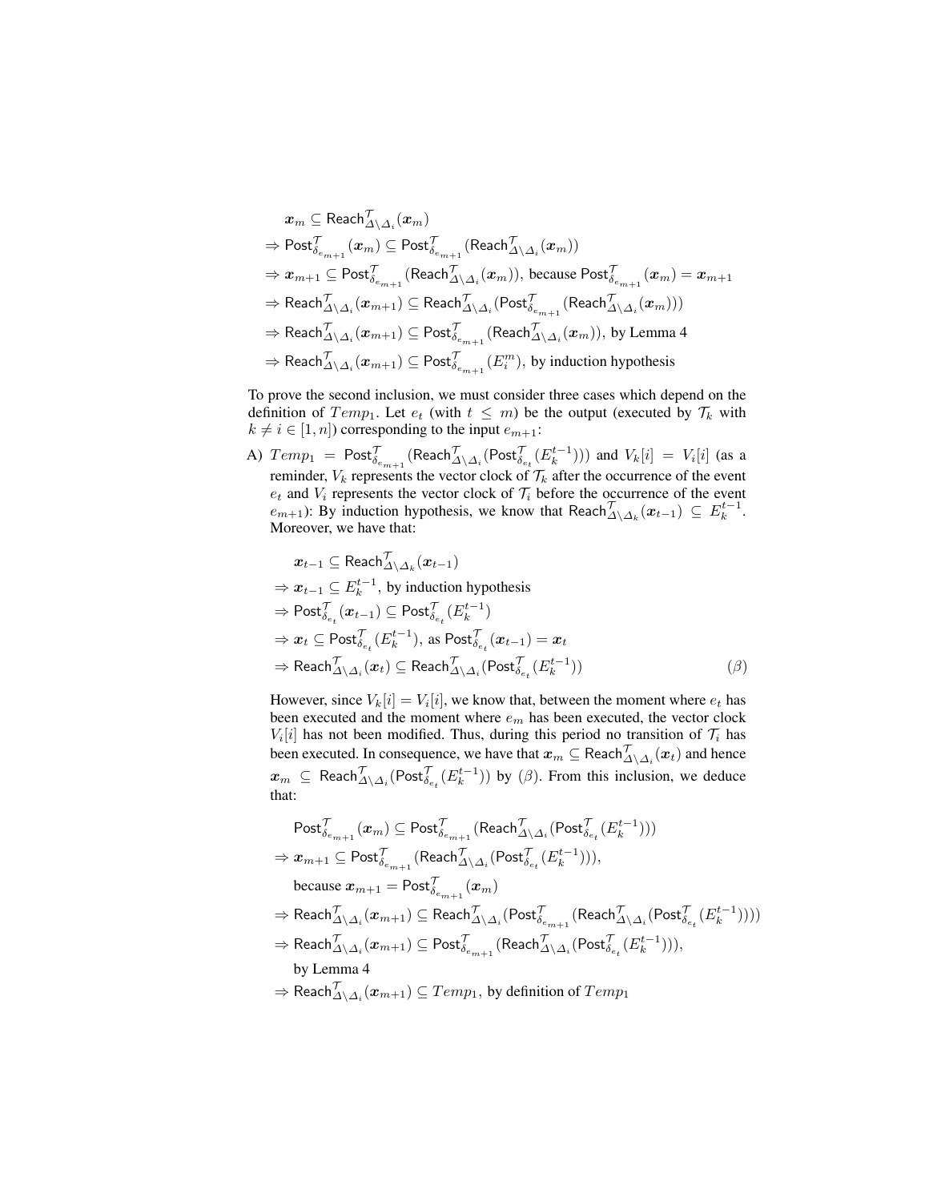$$
\begin{aligned}
&\boldsymbol{x}_m \subseteq \mathsf{Reach}^{\mathcal{T}}_{\Delta\setminus\Delta_i}(\boldsymbol{x}_m)\\
&\Rightarrow \mathsf{Post}^{\mathcal{T}}_{\delta_{e_{m+1}}}(\boldsymbol{x}_m) \subseteq \mathsf{Post}^{\mathcal{T}}_{\delta_{e_{m+1}}}(\mathsf{Reach}^{\mathcal{T}}_{\Delta\setminus\Delta_i}(\boldsymbol{x}_m))\\
&\Rightarrow \boldsymbol{x}_{m+1} \subseteq \mathsf{Post}^{\mathcal{T}}_{\delta_{e_{m+1}}}(\mathsf{Reach}^{\mathcal{T}}_{\Delta\setminus\Delta_i}(\boldsymbol{x}_m)), \text{ because } \mathsf{Post}^{\mathcal{T}}_{\delta_{e_{m+1}}}(\boldsymbol{x}_m) = \boldsymbol{x}_{m+1}\\
&\Rightarrow \mathsf{Reach}^{\mathcal{T}}_{\Delta\setminus\Delta_i}(\boldsymbol{x}_{m+1}) \subseteq \mathsf{Reach}^{\mathcal{T}}_{\Delta\setminus\Delta_i}(\mathsf{Post}^{\mathcal{T}}_{\delta_{e_{m+1}}}(\mathsf{Reach}^{\mathcal{T}}_{\Delta\setminus\Delta_i}(\boldsymbol{x}_m)))\\
&\Rightarrow \mathsf{Reach}^{\mathcal{T}}_{\Delta\setminus\Delta_i}(\boldsymbol{x}_{m+1}) \subseteq \mathsf{Post}^{\mathcal{T}}_{\delta_{e_{m+1}}}(\mathsf{Reach}^{\mathcal{T}}_{\Delta\setminus\Delta_i}(\boldsymbol{x}_m)), \text{ by Lemma 4}\\
&\Rightarrow \mathsf{Reach}^{\mathcal{T}}_{\Delta\setminus\Delta_i}(\boldsymbol{x}_{m+1}) \subseteq \mathsf{Post}^{\mathcal{T}}_{\delta_{e_{m+1}}}(E_i^m), \text{ by induction hypothesis}
\end{aligned}
$$

To prove the second inclusion, we must consider three cases which depend on the definition of $Temp_1$. Let $e_t$ (with $t \leq m$) be the output (executed by $\mathcal{T}_k$ with $k \neq i \in [1, n]$) corresponding to the input $e_{m+1}$:

A) $Temp_1 = \mathsf{Post}^{\mathcal{T}}_{\delta_{e_{m+1}}}(\mathsf{Reach}^{\mathcal{T}}_{\Delta\setminus\Delta_i}(\mathsf{Post}^{\mathcal{T}}_{\delta_{e_t}}(E_k^{t-1})))$ and $V_k[i] = V_i[i]$ (as a reminder, $V_k$ represents the vector clock of $\mathcal{T}_k$ after the occurrence of the event $e_t$ and $V_i$ represents the vector clock of $\mathcal{T}_i$ before the occurrence of the event $e_{m+1}$): By induction hypothesis, we know that $\mathsf{Reach}^{\mathcal{T}}_{\Delta\setminus\Delta_k}(\boldsymbol{x}_{t-1}) \subseteq E_k^{t-1}$. Moreover, we have that:

$$
\begin{aligned}
&\boldsymbol{x}_{t-1} \subseteq \mathsf{Reach}^{\mathcal{T}}_{\Delta\setminus\Delta_k}(\boldsymbol{x}_{t-1})\\
&\Rightarrow \boldsymbol{x}_{t-1} \subseteq E_k^{t-1}, \text{ by induction hypothesis}\\
&\Rightarrow \mathsf{Post}^{\mathcal{T}}_{\delta_{e_t}}(\boldsymbol{x}_{t-1}) \subseteq \mathsf{Post}^{\mathcal{T}}_{\delta_{e_t}}(E_k^{t-1})\\
&\Rightarrow \boldsymbol{x}_t \subseteq \mathsf{Post}^{\mathcal{T}}_{\delta_{e_t}}(E_k^{t-1}), \text{ as } \mathsf{Post}^{\mathcal{T}}_{\delta_{e_t}}(\boldsymbol{x}_{t-1}) = \boldsymbol{x}_t\\
&\Rightarrow \mathsf{Reach}^{\mathcal{T}}_{\Delta\setminus\Delta_i}(\boldsymbol{x}_t) \subseteq \mathsf{Reach}^{\mathcal{T}}_{\Delta\setminus\Delta_i}(\mathsf{Post}^{\mathcal{T}}_{\delta_{e_t}}(E_k^{t-1})) \qquad (\beta)
\end{aligned}
$$

However, since $V_k[i] = V_i[i]$, we know that, between the moment where $e_t$ has been executed and the moment where $e_m$ has been executed, the vector clock $V_i[i]$ has not been modified. Thus, during this period no transition of $\mathcal{T}_i$ has been executed. In consequence, we have that $\boldsymbol{x}_m \subseteq \mathsf{Reach}^{\mathcal{T}}_{\Delta\setminus\Delta_i}(\boldsymbol{x}_t)$ and hence $\boldsymbol{x}_m \subseteq \mathsf{Reach}^{\mathcal{T}}_{\Delta\setminus\Delta_i}(\mathsf{Post}^{\mathcal{T}}_{\delta_{e_t}}(E_k^{t-1}))$ by $(\beta)$. From this inclusion, we deduce that:

$$
\begin{aligned}
&\mathsf{Post}^{\mathcal{T}}_{\delta_{e_{m+1}}}(\boldsymbol{x}_m) \subseteq \mathsf{Post}^{\mathcal{T}}_{\delta_{e_{m+1}}}(\mathsf{Reach}^{\mathcal{T}}_{\Delta\setminus\Delta_i}(\mathsf{Post}^{\mathcal{T}}_{\delta_{e_t}}(E_k^{t-1})))\\
&\Rightarrow \boldsymbol{x}_{m+1} \subseteq \mathsf{Post}^{\mathcal{T}}_{\delta_{e_{m+1}}}(\mathsf{Reach}^{\mathcal{T}}_{\Delta\setminus\Delta_i}(\mathsf{Post}^{\mathcal{T}}_{\delta_{e_t}}(E_k^{t-1}))),\\
&\quad \text{because } \boldsymbol{x}_{m+1} = \mathsf{Post}^{\mathcal{T}}_{\delta_{e_{m+1}}}(\boldsymbol{x}_m)\\
&\Rightarrow \mathsf{Reach}^{\mathcal{T}}_{\Delta\setminus\Delta_i}(\boldsymbol{x}_{m+1}) \subseteq \mathsf{Reach}^{\mathcal{T}}_{\Delta\setminus\Delta_i}(\mathsf{Post}^{\mathcal{T}}_{\delta_{e_{m+1}}}(\mathsf{Reach}^{\mathcal{T}}_{\Delta\setminus\Delta_i}(\mathsf{Post}^{\mathcal{T}}_{\delta_{e_t}}(E_k^{t-1}))))\\
&\Rightarrow \mathsf{Reach}^{\mathcal{T}}_{\Delta\setminus\Delta_i}(\boldsymbol{x}_{m+1}) \subseteq \mathsf{Post}^{\mathcal{T}}_{\delta_{e_{m+1}}}(\mathsf{Reach}^{\mathcal{T}}_{\Delta\setminus\Delta_i}(\mathsf{Post}^{\mathcal{T}}_{\delta_{e_t}}(E_k^{t-1}))),\\
&\quad \text{by Lemma 4}\\
&\Rightarrow \mathsf{Reach}^{\mathcal{T}}_{\Delta\setminus\Delta_i}(\boldsymbol{x}_{m+1}) \subseteq Temp_1, \text{ by definition of } Temp_1
\end{aligned}
$$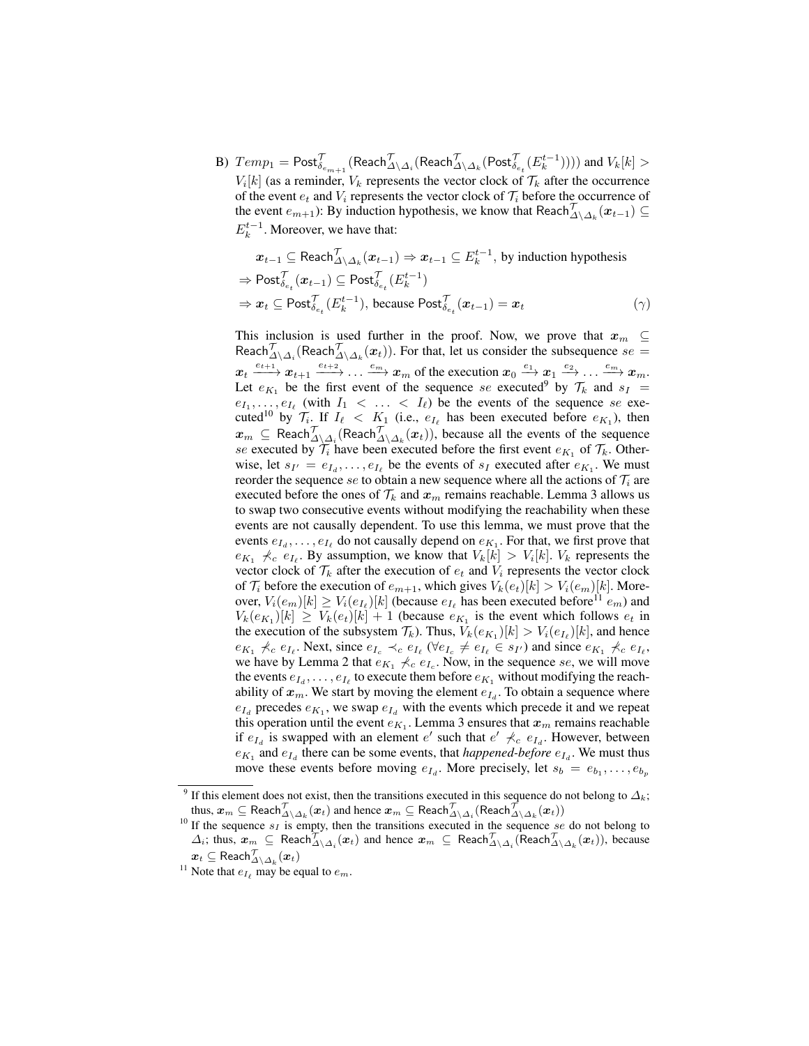B) $Temp_1 = \mathsf{Post}^{\mathcal{T}}_{\delta_{e_{m+1}}}(\mathsf{Reach}^{\mathcal{T}}_{\Delta\setminus\Delta_i}(\mathsf{Reach}^{\mathcal{T}}_{\Delta\setminus\Delta_k}(\mathsf{Post}^{\mathcal{T}}_{\delta_{e_t}}(E_k^{t-1}))))$ and $V_k[k] > V_i[k]$ (as a reminder, $V_k$ represents the vector clock of $\mathcal{T}_k$ after the occurrence of the event $e_t$ and $V_i$ represents the vector clock of $\mathcal{T}_i$ before the occurrence of the event $e_{m+1}$): By induction hypothesis, we know that $\mathsf{Reach}^{\mathcal{T}}_{\Delta\setminus\Delta_k}(\boldsymbol{x}_{t-1}) \subseteq E_k^{t-1}$. Moreover, we have that:

$$
\begin{aligned}
&\boldsymbol{x}_{t-1} \subseteq \mathsf{Reach}^{\mathcal{T}}_{\Delta\setminus\Delta_k}(\boldsymbol{x}_{t-1}) \Rightarrow \boldsymbol{x}_{t-1} \subseteq E_k^{t-1}, \text{ by induction hypothesis}\\
&\Rightarrow \mathsf{Post}^{\mathcal{T}}_{\delta_{e_t}}(\boldsymbol{x}_{t-1}) \subseteq \mathsf{Post}^{\mathcal{T}}_{\delta_{e_t}}(E_k^{t-1})\\
&\Rightarrow \boldsymbol{x}_t \subseteq \mathsf{Post}^{\mathcal{T}}_{\delta_{e_t}}(E_k^{t-1}), \text{ because } \mathsf{Post}^{\mathcal{T}}_{\delta_{e_t}}(\boldsymbol{x}_{t-1}) = \boldsymbol{x}_t \qquad (\gamma)
\end{aligned}
$$

This inclusion is used further in the proof. Now, we prove that $\boldsymbol{x}_m \subseteq \mathsf{Reach}^{\mathcal{T}}_{\Delta\setminus\Delta_i}(\mathsf{Reach}^{\mathcal{T}}_{\Delta\setminus\Delta_k}(\boldsymbol{x}_t))$. For that, let us consider the subsequence $se = \boldsymbol{x}_t \xrightarrow{e_{t+1}} \boldsymbol{x}_{t+1} \xrightarrow{e_{t+2}} \ldots \xrightarrow{e_m} \boldsymbol{x}_m$ of the execution $\boldsymbol{x}_0 \xrightarrow{e_1} \boldsymbol{x}_1 \xrightarrow{e_2} \ldots \xrightarrow{e_m} \boldsymbol{x}_m$. Let $e_{K_1}$ be the first event of the sequence $se$ executed[9] by $\mathcal{T}_k$ and $s_I = e_{I_1}, \ldots, e_{I_\ell}$ (with $I_1 < \ldots < I_\ell$) be the events of the sequence $se$ executed[10] by $\mathcal{T}_i$. If $I_\ell < K_1$ (i.e., $e_{I_\ell}$ has been executed before $e_{K_1}$), then $\boldsymbol{x}_m \subseteq \mathsf{Reach}^{\mathcal{T}}_{\Delta\setminus\Delta_i}(\mathsf{Reach}^{\mathcal{T}}_{\Delta\setminus\Delta_k}(\boldsymbol{x}_t))$, because all the events of the sequence $se$ executed by $\mathcal{T}_i$ have been executed before the first event $e_{K_1}$ of $\mathcal{T}_k$. Otherwise, let $s_{I'} = e_{I_d}, \ldots, e_{I_\ell}$ be the events of $s_I$ executed after $e_{K_1}$. We must reorder the sequence $se$ to obtain a new sequence where all the actions of $\mathcal{T}_i$ are executed before the ones of $\mathcal{T}_k$ and $\boldsymbol{x}_m$ remains reachable. Lemma 3 allows us to swap two consecutive events without modifying the reachability when these events are not causally dependent. To use this lemma, we must prove that the events $e_{I_d}, \ldots, e_{I_\ell}$ do not causally depend on $e_{K_1}$. For that, we first prove that $e_{K_1} \not\prec_c e_{I_\ell}$. By assumption, we know that $V_k[k] > V_i[k]$. $V_k$ represents the vector clock of $\mathcal{T}_k$ after the execution of $e_t$ and $V_i$ represents the vector clock of $\mathcal{T}_i$ before the execution of $e_{m+1}$, which gives $V_k(e_t)[k] > V_i(e_m)[k]$. Moreover, $V_i(e_m)[k] \geq V_i(e_{I_\ell})[k]$ (because $e_{I_\ell}$ has been executed before[11] $e_m$) and $V_k(e_{K_1})[k] \geq V_k(e_t)[k] + 1$ (because $e_{K_1}$ is the event which follows $e_t$ in the execution of the subsystem $\mathcal{T}_k$). Thus, $V_k(e_{K_1})[k] > V_i(e_{I_\ell})[k]$, and hence $e_{K_1} \not\prec_c e_{I_\ell}$. Next, since $e_{I_c} \prec_c e_{I_\ell}$ ($\forall e_{I_c} \neq e_{I_\ell} \in s_{I'}$) and since $e_{K_1} \not\prec_c e_{I_\ell}$, we have by Lemma 2 that $e_{K_1} \not\prec_c e_{I_c}$. Now, in the sequence $se$, we will move the events $e_{I_d}, \ldots, e_{I_\ell}$ to execute them before $e_{K_1}$ without modifying the reachability of $\boldsymbol{x}_m$. We start by moving the element $e_{I_d}$. To obtain a sequence where $e_{I_d}$ precedes $e_{K_1}$, we swap $e_{I_d}$ with the events which precede it and we repeat this operation until the event $e_{K_1}$. Lemma 3 ensures that $\boldsymbol{x}_m$ remains reachable if $e_{I_d}$ is swapped with an element $e'$ such that $e' \not\prec_c e_{I_d}$. However, between $e_{K_1}$ and $e_{I_d}$ there can be some events, that *happened-before* $e_{I_d}$. We must thus move these events before moving $e_{I_d}$. More precisely, let $s_b = e_{b_1}, \ldots, e_{b_p}$

[9] If this element does not exist, then the transitions executed in this sequence do not belong to $\Delta_k$; thus, $\boldsymbol{x}_m \subseteq \mathsf{Reach}^{\mathcal{T}}_{\Delta\setminus\Delta_k}(\boldsymbol{x}_t)$ and hence $\boldsymbol{x}_m \subseteq \mathsf{Reach}^{\mathcal{T}}_{\Delta\setminus\Delta_i}(\mathsf{Reach}^{\mathcal{T}}_{\Delta\setminus\Delta_k}(\boldsymbol{x}_t))$

[10] If the sequence $s_I$ is empty, then the transitions executed in the sequence $se$ do not belong to $\Delta_i$; thus, $\boldsymbol{x}_m \subseteq \mathsf{Reach}^{\mathcal{T}}_{\Delta\setminus\Delta_i}(\boldsymbol{x}_t)$ and hence $\boldsymbol{x}_m \subseteq \mathsf{Reach}^{\mathcal{T}}_{\Delta\setminus\Delta_i}(\mathsf{Reach}^{\mathcal{T}}_{\Delta\setminus\Delta_k}(\boldsymbol{x}_t))$, because $\boldsymbol{x}_t \subseteq \mathsf{Reach}^{\mathcal{T}}_{\Delta\setminus\Delta_k}(\boldsymbol{x}_t)$

[11] Note that $e_{I_\ell}$ may be equal to $e_m$.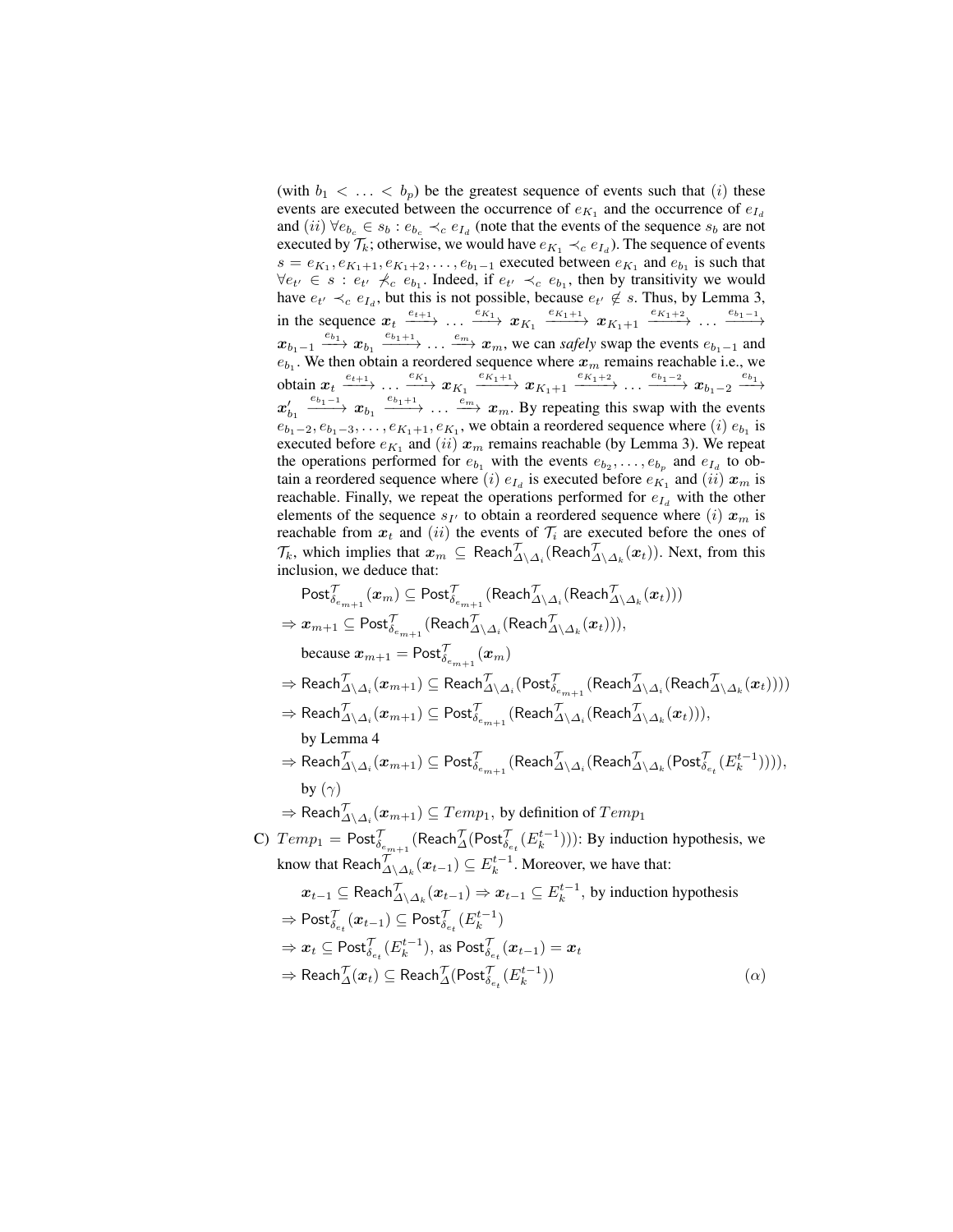(with $b_1 < \ldots < b_p$) be the greatest sequence of events such that $(i)$ these events are executed between the occurrence of $e_{K_1}$ and the occurrence of $e_{I_d}$ and $(ii)$ $\forall e_{b_c} \in s_b : e_{b_c} \prec_c e_{I_d}$ (note that the events of the sequence $s_b$ are not executed by $\mathcal{T}_k$; otherwise, we would have $e_{K_1} \prec_c e_{I_d}$). The sequence of events $s = e_{K_1}, e_{K_1+1}, e_{K_1+2}, \ldots, e_{b_1-1}$ executed between $e_{K_1}$ and $e_{b_1}$ is such that $\forall e_{t'} \in s : e_{t'} \not\prec_c e_{b_1}$. Indeed, if $e_{t'} \prec_c e_{b_1}$, then by transitivity we would have $e_{t'} \prec_c e_{I_d}$, but this is not possible, because $e_{t'} \notin s$. Thus, by Lemma 3, in the sequence $\boldsymbol{x}_t \xrightarrow{e_{t+1}} \ldots \xrightarrow{e_{K_1}} \boldsymbol{x}_{K_1} \xrightarrow{e_{K_1+1}} \boldsymbol{x}_{K_1+1} \xrightarrow{e_{K_1+2}} \ldots \xrightarrow{e_{b_1-1}} \boldsymbol{x}_{b_1-1} \xrightarrow{e_{b_1}} \boldsymbol{x}_{b_1} \xrightarrow{e_{b_1+1}} \ldots \xrightarrow{e_m} \boldsymbol{x}_m$, we can *safely* swap the events $e_{b_1-1}$ and $e_{b_1}$. We then obtain a reordered sequence where $\boldsymbol{x}_m$ remains reachable i.e., we obtain $\boldsymbol{x}_t \xrightarrow{e_{t+1}} \ldots \xrightarrow{e_{K_1}} \boldsymbol{x}_{K_1} \xrightarrow{e_{K_1+1}} \boldsymbol{x}_{K_1+1} \xrightarrow{e_{K_1+2}} \ldots \xrightarrow{e_{b_1-2}} \boldsymbol{x}_{b_1-2} \xrightarrow{e_{b_1}} \boldsymbol{x}'_{b_1} \xrightarrow{e_{b_1-1}} \boldsymbol{x}_{b_1} \xrightarrow{e_{b_1+1}} \ldots \xrightarrow{e_m} \boldsymbol{x}_m$. By repeating this swap with the events $e_{b_1-2}, e_{b_1-3}, \ldots, e_{K_1+1}, e_{K_1}$, we obtain a reordered sequence where $(i)$ $e_{b_1}$ is executed before $e_{K_1}$ and $(ii)$ $\boldsymbol{x}_m$ remains reachable (by Lemma 3). We repeat the operations performed for $e_{b_1}$ with the events $e_{b_2}, \ldots, e_{b_p}$ and $e_{I_d}$ to obtain a reordered sequence where $(i)$ $e_{I_d}$ is executed before $e_{K_1}$ and $(ii)$ $\boldsymbol{x}_m$ is reachable. Finally, we repeat the operations performed for $e_{I_d}$ with the other elements of the sequence $s_{I'}$ to obtain a reordered sequence where $(i)$ $\boldsymbol{x}_m$ is reachable from $\boldsymbol{x}_t$ and $(ii)$ the events of $\mathcal{T}_i$ are executed before the ones of $\mathcal{T}_k$, which implies that $\boldsymbol{x}_m \subseteq \mathsf{Reach}^{\mathcal{T}}_{\Delta\setminus\Delta_i}(\mathsf{Reach}^{\mathcal{T}}_{\Delta\setminus\Delta_k}(\boldsymbol{x}_t))$. Next, from this inclusion, we deduce that:

$$\mathsf{Post}^{\mathcal{T}}_{\delta_{e_{m+1}}}(\boldsymbol{x}_m) \subseteq \mathsf{Post}^{\mathcal{T}}_{\delta_{e_{m+1}}}(\mathsf{Reach}^{\mathcal{T}}_{\Delta\setminus\Delta_i}(\mathsf{Reach}^{\mathcal{T}}_{\Delta\setminus\Delta_k}(\boldsymbol{x}_t)))$$

$$\Rightarrow \boldsymbol{x}_{m+1} \subseteq \mathsf{Post}^{\mathcal{T}}_{\delta_{e_{m+1}}}(\mathsf{Reach}^{\mathcal{T}}_{\Delta\setminus\Delta_i}(\mathsf{Reach}^{\mathcal{T}}_{\Delta\setminus\Delta_k}(\boldsymbol{x}_t))),$$

because $\boldsymbol{x}_{m+1} = \mathsf{Post}^{\mathcal{T}}_{\delta_{e_{m+1}}}(\boldsymbol{x}_m)$

$$\Rightarrow \mathsf{Reach}^{\mathcal{T}}_{\Delta\setminus\Delta_i}(\boldsymbol{x}_{m+1}) \subseteq \mathsf{Reach}^{\mathcal{T}}_{\Delta\setminus\Delta_i}(\mathsf{Post}^{\mathcal{T}}_{\delta_{e_{m+1}}}(\mathsf{Reach}^{\mathcal{T}}_{\Delta\setminus\Delta_i}(\mathsf{Reach}^{\mathcal{T}}_{\Delta\setminus\Delta_k}(\boldsymbol{x}_t))))$$

$$\Rightarrow \mathsf{Reach}^{\mathcal{T}}_{\Delta\setminus\Delta_i}(\boldsymbol{x}_{m+1}) \subseteq \mathsf{Post}^{\mathcal{T}}_{\delta_{e_{m+1}}}(\mathsf{Reach}^{\mathcal{T}}_{\Delta\setminus\Delta_i}(\mathsf{Reach}^{\mathcal{T}}_{\Delta\setminus\Delta_k}(\boldsymbol{x}_t))),$$

by Lemma 4

$$\Rightarrow \mathsf{Reach}^{\mathcal{T}}_{\Delta\setminus\Delta_i}(\boldsymbol{x}_{m+1}) \subseteq \mathsf{Post}^{\mathcal{T}}_{\delta_{e_{m+1}}}(\mathsf{Reach}^{\mathcal{T}}_{\Delta\setminus\Delta_i}(\mathsf{Reach}^{\mathcal{T}}_{\Delta\setminus\Delta_k}(\mathsf{Post}^{\mathcal{T}}_{\delta_{e_t}}(E_k^{t-1})))),$$

by $(\gamma)$

$$\Rightarrow \mathsf{Reach}^{\mathcal{T}}_{\Delta\setminus\Delta_i}(\boldsymbol{x}_{m+1}) \subseteq Temp_1, \text{ by definition of } Temp_1$$

C) $Temp_1 = \mathsf{Post}^{\mathcal{T}}_{\delta_{e_{m+1}}}(\mathsf{Reach}^{\mathcal{T}}_{\Delta}(\mathsf{Post}^{\mathcal{T}}_{\delta_{e_t}}(E_k^{t-1})))$: By induction hypothesis, we know that $\mathsf{Reach}^{\mathcal{T}}_{\Delta\setminus\Delta_k}(\boldsymbol{x}_{t-1}) \subseteq E_k^{t-1}$. Moreover, we have that:

$$\boldsymbol{x}_{t-1} \subseteq \mathsf{Reach}^{\mathcal{T}}_{\Delta\setminus\Delta_k}(\boldsymbol{x}_{t-1}) \Rightarrow \boldsymbol{x}_{t-1} \subseteq E_k^{t-1}, \text{ by induction hypothesis}$$

$$\Rightarrow \mathsf{Post}^{\mathcal{T}}_{\delta_{e_t}}(\boldsymbol{x}_{t-1}) \subseteq \mathsf{Post}^{\mathcal{T}}_{\delta_{e_t}}(E_k^{t-1})$$

$$\Rightarrow \boldsymbol{x}_t \subseteq \mathsf{Post}^{\mathcal{T}}_{\delta_{e_t}}(E_k^{t-1}), \text{ as } \mathsf{Post}^{\mathcal{T}}_{\delta_{e_t}}(\boldsymbol{x}_{t-1}) = \boldsymbol{x}_t$$

$$\Rightarrow \mathsf{Reach}^{\mathcal{T}}_{\Delta}(\boldsymbol{x}_t) \subseteq \mathsf{Reach}^{\mathcal{T}}_{\Delta}(\mathsf{Post}^{\mathcal{T}}_{\delta_{e_t}}(E_k^{t-1})) \qquad (\alpha)$$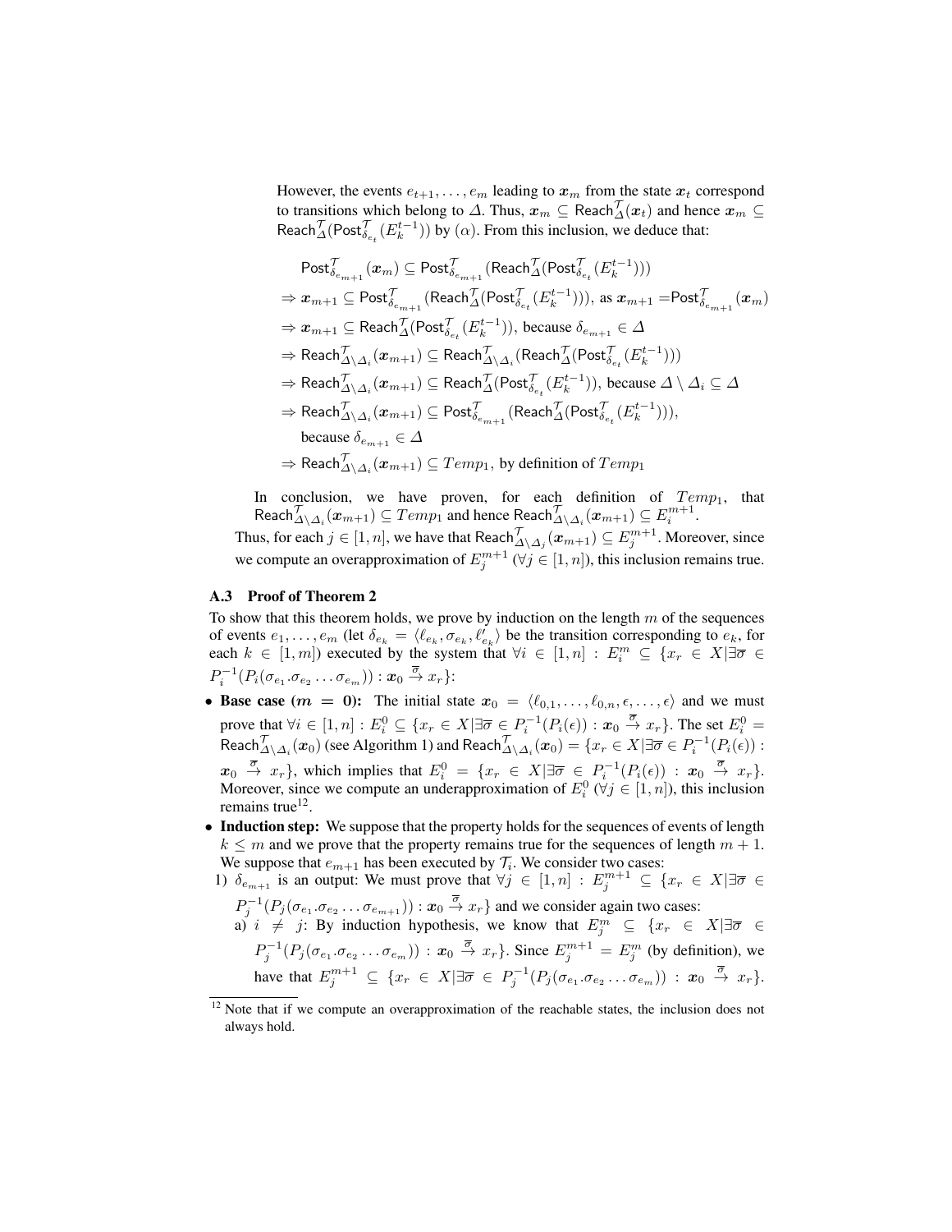However, the events $e_{t+1}, \ldots, e_m$ leading to $\boldsymbol{x}_m$ from the state $\boldsymbol{x}_t$ correspond to transitions which belong to $\Delta$. Thus, $\boldsymbol{x}_m \subseteq \mathsf{Reach}^{\mathcal{T}}_{\Delta}(\boldsymbol{x}_t)$ and hence $\boldsymbol{x}_m \subseteq \mathsf{Reach}^{\mathcal{T}}_{\Delta}(\mathsf{Post}^{\mathcal{T}}_{\delta_{e_t}}(E_k^{t-1}))$ by $(\alpha)$. From this inclusion, we deduce that:

$$
\begin{aligned}
&\mathsf{Post}^{\mathcal{T}}_{\delta_{e_{m+1}}}(\boldsymbol{x}_m) \subseteq \mathsf{Post}^{\mathcal{T}}_{\delta_{e_{m+1}}}(\mathsf{Reach}^{\mathcal{T}}_{\Delta}(\mathsf{Post}^{\mathcal{T}}_{\delta_{e_t}}(E_k^{t-1})))\\
&\Rightarrow \boldsymbol{x}_{m+1} \subseteq \mathsf{Post}^{\mathcal{T}}_{\delta_{e_{m+1}}}(\mathsf{Reach}^{\mathcal{T}}_{\Delta}(\mathsf{Post}^{\mathcal{T}}_{\delta_{e_t}}(E_k^{t-1}))), \text{ as } \boldsymbol{x}_{m+1} = \mathsf{Post}^{\mathcal{T}}_{\delta_{e_{m+1}}}(\boldsymbol{x}_m)\\
&\Rightarrow \boldsymbol{x}_{m+1} \subseteq \mathsf{Reach}^{\mathcal{T}}_{\Delta}(\mathsf{Post}^{\mathcal{T}}_{\delta_{e_t}}(E_k^{t-1})), \text{ because } \delta_{e_{m+1}} \in \Delta\\
&\Rightarrow \mathsf{Reach}^{\mathcal{T}}_{\Delta\setminus\Delta_i}(\boldsymbol{x}_{m+1}) \subseteq \mathsf{Reach}^{\mathcal{T}}_{\Delta\setminus\Delta_i}(\mathsf{Reach}^{\mathcal{T}}_{\Delta}(\mathsf{Post}^{\mathcal{T}}_{\delta_{e_t}}(E_k^{t-1})))\\
&\Rightarrow \mathsf{Reach}^{\mathcal{T}}_{\Delta\setminus\Delta_i}(\boldsymbol{x}_{m+1}) \subseteq \mathsf{Reach}^{\mathcal{T}}_{\Delta}(\mathsf{Post}^{\mathcal{T}}_{\delta_{e_t}}(E_k^{t-1})), \text{ because } \Delta\setminus\Delta_i \subseteq \Delta\\
&\Rightarrow \mathsf{Reach}^{\mathcal{T}}_{\Delta\setminus\Delta_i}(\boldsymbol{x}_{m+1}) \subseteq \mathsf{Post}^{\mathcal{T}}_{\delta_{e_{m+1}}}(\mathsf{Reach}^{\mathcal{T}}_{\Delta}(\mathsf{Post}^{\mathcal{T}}_{\delta_{e_t}}(E_k^{t-1}))),\\
&\quad \text{because } \delta_{e_{m+1}} \in \Delta\\
&\Rightarrow \mathsf{Reach}^{\mathcal{T}}_{\Delta\setminus\Delta_i}(\boldsymbol{x}_{m+1}) \subseteq Temp_1, \text{ by definition of } Temp_1
\end{aligned}
$$

In conclusion, we have proven, for each definition of $Temp_1$, that $\mathsf{Reach}^{\mathcal{T}}_{\Delta\setminus\Delta_i}(\boldsymbol{x}_{m+1}) \subseteq Temp_1$ and hence $\mathsf{Reach}^{\mathcal{T}}_{\Delta\setminus\Delta_i}(\boldsymbol{x}_{m+1}) \subseteq E_i^{m+1}$.

Thus, for each $j \in [1, n]$, we have that $\mathsf{Reach}^{\mathcal{T}}_{\Delta\setminus\Delta_j}(\boldsymbol{x}_{m+1}) \subseteq E_j^{m+1}$. Moreover, since we compute an overapproximation of $E_j^{m+1}$ ($\forall j \in [1, n]$), this inclusion remains true.

### A.3 Proof of Theorem 2

To show that this theorem holds, we prove by induction on the length $m$ of the sequences of events $e_1, \ldots, e_m$ (let $\delta_{e_k} = \langle \ell_{e_k}, \sigma_{e_k}, \ell'_{e_k} \rangle$ be the transition corresponding to $e_k$, for each $k \in [1, m]$) executed by the system that $\forall i \in [1, n] : E_i^m \subseteq \{x_r \in X | \exists \overline{\sigma} \in P_i^{-1}(P_i(\sigma_{e_1}.\sigma_{e_2} \ldots \sigma_{e_m})) : \boldsymbol{x}_0 \xrightarrow{\overline{\sigma}} x_r\}$:

- **Base case ($m = 0$):** The initial state $\boldsymbol{x}_0 = \langle \ell_{0,1}, \ldots, \ell_{0,n}, \epsilon, \ldots, \epsilon \rangle$ and we must prove that $\forall i \in [1, n] : E_i^0 \subseteq \{x_r \in X | \exists \overline{\sigma} \in P_i^{-1}(P_i(\epsilon)) : \boldsymbol{x}_0 \xrightarrow{\overline{\sigma}} x_r\}$. The set $E_i^0 = \mathsf{Reach}^{\mathcal{T}}_{\Delta\setminus\Delta_i}(\boldsymbol{x}_0)$ (see Algorithm 1) and $\mathsf{Reach}^{\mathcal{T}}_{\Delta\setminus\Delta_i}(\boldsymbol{x}_0) = \{x_r \in X | \exists \overline{\sigma} \in P_i^{-1}(P_i(\epsilon)) : \boldsymbol{x}_0 \xrightarrow{\overline{\sigma}} x_r\}$, which implies that $E_i^0 = \{x_r \in X | \exists \overline{\sigma} \in P_i^{-1}(P_i(\epsilon)) : \boldsymbol{x}_0 \xrightarrow{\overline{\sigma}} x_r\}$. Moreover, since we compute an underapproximation of $E_i^0$ ($\forall j \in [1, n]$), this inclusion remains true[12].
- **Induction step:** We suppose that the property holds for the sequences of events of length $k \leq m$ and we prove that the property remains true for the sequences of length $m + 1$. We suppose that $e_{m+1}$ has been executed by $\mathcal{T}_i$. We consider two cases:
  1) $\delta_{e_{m+1}}$ is an output: We must prove that $\forall j \in [1, n] : E_j^{m+1} \subseteq \{x_r \in X | \exists \overline{\sigma} \in P_j^{-1}(P_j(\sigma_{e_1}.\sigma_{e_2} \ldots \sigma_{e_{m+1}})) : \boldsymbol{x}_0 \xrightarrow{\overline{\sigma}} x_r\}$ and we consider again two cases:
     a) $i \neq j$: By induction hypothesis, we know that $E_j^m \subseteq \{x_r \in X | \exists \overline{\sigma} \in P_j^{-1}(P_j(\sigma_{e_1}.\sigma_{e_2} \ldots \sigma_{e_m})) : \boldsymbol{x}_0 \xrightarrow{\overline{\sigma}} x_r\}$. Since $E_j^{m+1} = E_j^m$ (by definition), we have that $E_j^{m+1} \subseteq \{x_r \in X | \exists \overline{\sigma} \in P_j^{-1}(P_j(\sigma_{e_1}.\sigma_{e_2} \ldots \sigma_{e_m})) : \boldsymbol{x}_0 \xrightarrow{\overline{\sigma}} x_r\}$.

[12] Note that if we compute an overapproximation of the reachable states, the inclusion does not always hold.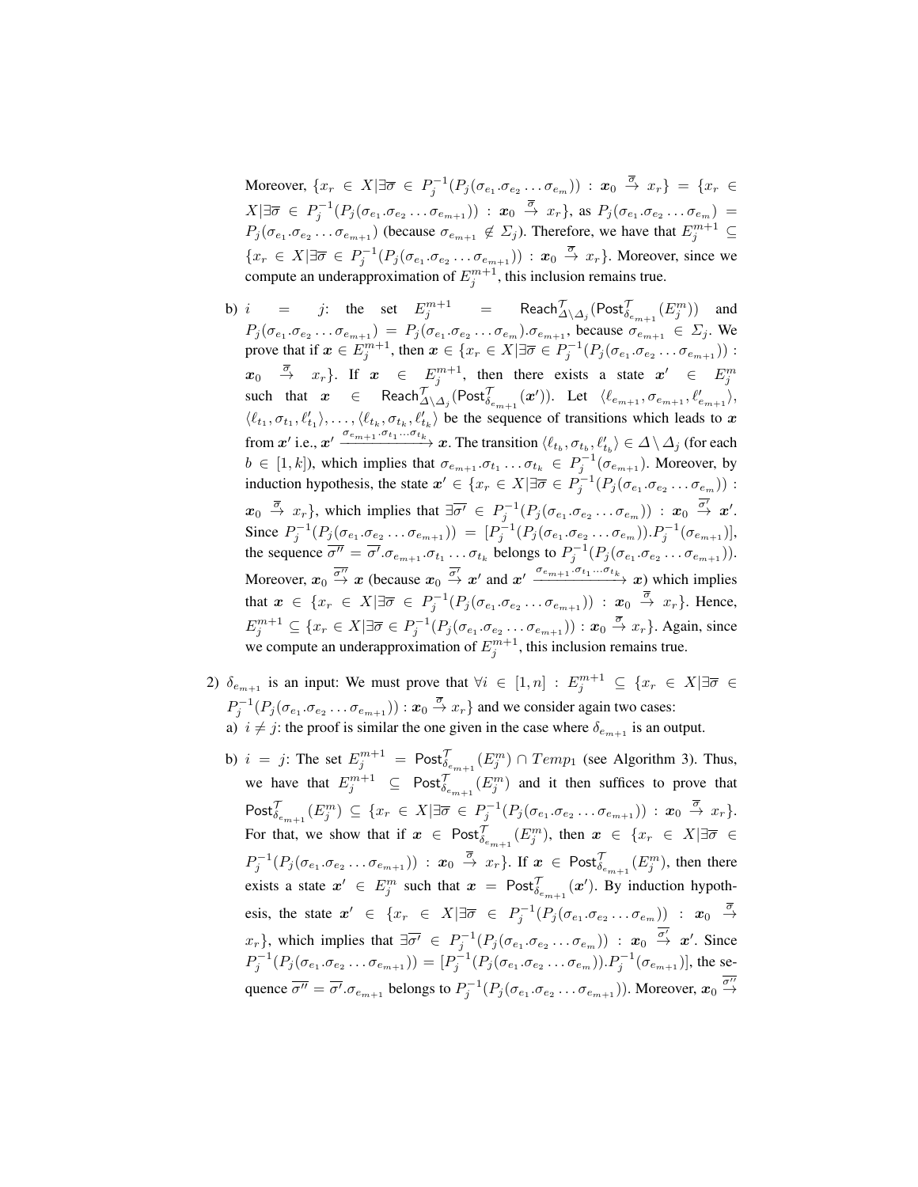Moreover, $\{x_r \in X | \exists \overline{\sigma} \in P_j^{-1}(P_j(\sigma_{e_1}.\sigma_{e_2} \ldots \sigma_{e_m})) : \boldsymbol{x}_0 \xrightarrow{\overline{\sigma}} x_r\} = \{x_r \in X | \exists \overline{\sigma} \in P_j^{-1}(P_j(\sigma_{e_1}.\sigma_{e_2} \ldots \sigma_{e_{m+1}})) : \boldsymbol{x}_0 \xrightarrow{\overline{\sigma}} x_r\}$, as $P_j(\sigma_{e_1}.\sigma_{e_2} \ldots \sigma_{e_m}) = P_j(\sigma_{e_1}.\sigma_{e_2} \ldots \sigma_{e_{m+1}})$ (because $\sigma_{e_{m+1}} \notin \Sigma_j$). Therefore, we have that $E_j^{m+1} \subseteq \{x_r \in X | \exists \overline{\sigma} \in P_j^{-1}(P_j(\sigma_{e_1}.\sigma_{e_2} \ldots \sigma_{e_{m+1}})) : \boldsymbol{x}_0 \xrightarrow{\overline{\sigma}} x_r\}$. Moreover, since we compute an underapproximation of $E_j^{m+1}$, this inclusion remains true.

b) $i = j$: the set $E_j^{m+1} = \mathsf{Reach}^{\mathcal{T}}_{\Delta \setminus \Delta_j}(\mathsf{Post}^{\mathcal{T}}_{\delta_{e_{m+1}}}(E_j^m))$ and $P_j(\sigma_{e_1}.\sigma_{e_2} \ldots \sigma_{e_{m+1}}) = P_j(\sigma_{e_1}.\sigma_{e_2} \ldots \sigma_{e_m}).\sigma_{e_{m+1}}$, because $\sigma_{e_{m+1}} \in \Sigma_j$. We prove that if $\boldsymbol{x} \in E_j^{m+1}$, then $\boldsymbol{x} \in \{x_r \in X | \exists \overline{\sigma} \in P_j^{-1}(P_j(\sigma_{e_1}.\sigma_{e_2} \ldots \sigma_{e_{m+1}})) : \boldsymbol{x}_0 \xrightarrow{\overline{\sigma}} x_r\}$. If $\boldsymbol{x} \in E_j^{m+1}$, then there exists a state $\boldsymbol{x}' \in E_j^m$ such that $\boldsymbol{x} \in \mathsf{Reach}^{\mathcal{T}}_{\Delta \setminus \Delta_j}(\mathsf{Post}^{\mathcal{T}}_{\delta_{e_{m+1}}}(\boldsymbol{x}'))$. Let $\langle \ell_{e_{m+1}}, \sigma_{e_{m+1}}, \ell'_{e_{m+1}} \rangle$, $\langle \ell_{t_1}, \sigma_{t_1}, \ell'_{t_1} \rangle, \ldots, \langle \ell_{t_k}, \sigma_{t_k}, \ell'_{t_k} \rangle$ be the sequence of transitions which leads to $\boldsymbol{x}$ from $\boldsymbol{x}'$ i.e., $\boldsymbol{x}' \xrightarrow{\sigma_{e_{m+1}}.\sigma_{t_1} \ldots \sigma_{t_k}} \boldsymbol{x}$. The transition $\langle \ell_{t_b}, \sigma_{t_b}, \ell'_{t_b} \rangle \in \Delta \setminus \Delta_j$ (for each $b \in [1,k]$), which implies that $\sigma_{e_{m+1}}.\sigma_{t_1} \ldots \sigma_{t_k} \in P_j^{-1}(\sigma_{e_{m+1}})$. Moreover, by induction hypothesis, the state $\boldsymbol{x}' \in \{x_r \in X | \exists \overline{\sigma} \in P_j^{-1}(P_j(\sigma_{e_1}.\sigma_{e_2} \ldots \sigma_{e_m})) : \boldsymbol{x}_0 \xrightarrow{\overline{\sigma}} x_r\}$, which implies that $\exists \overline{\sigma'} \in P_j^{-1}(P_j(\sigma_{e_1}.\sigma_{e_2} \ldots \sigma_{e_m})) : \boldsymbol{x}_0 \xrightarrow{\overline{\sigma'}} \boldsymbol{x}'$. Since $P_j^{-1}(P_j(\sigma_{e_1}.\sigma_{e_2} \ldots \sigma_{e_{m+1}})) = [P_j^{-1}(P_j(\sigma_{e_1}.\sigma_{e_2} \ldots \sigma_{e_m})).P_j^{-1}(\sigma_{e_{m+1}})]$, the sequence $\overline{\sigma''} = \overline{\sigma'}.\sigma_{e_{m+1}}.\sigma_{t_1} \ldots \sigma_{t_k}$ belongs to $P_j^{-1}(P_j(\sigma_{e_1}.\sigma_{e_2} \ldots \sigma_{e_{m+1}}))$. Moreover, $\boldsymbol{x}_0 \xrightarrow{\overline{\sigma''}} \boldsymbol{x}$ (because $\boldsymbol{x}_0 \xrightarrow{\overline{\sigma'}} \boldsymbol{x}'$ and $\boldsymbol{x}' \xrightarrow{\sigma_{e_{m+1}}.\sigma_{t_1} \ldots \sigma_{t_k}} \boldsymbol{x}$) which implies that $\boldsymbol{x} \in \{x_r \in X | \exists \overline{\sigma} \in P_j^{-1}(P_j(\sigma_{e_1}.\sigma_{e_2} \ldots \sigma_{e_{m+1}})) : \boldsymbol{x}_0 \xrightarrow{\overline{\sigma}} x_r\}$. Hence, $E_j^{m+1} \subseteq \{x_r \in X | \exists \overline{\sigma} \in P_j^{-1}(P_j(\sigma_{e_1}.\sigma_{e_2} \ldots \sigma_{e_{m+1}})) : \boldsymbol{x}_0 \xrightarrow{\overline{\sigma}} x_r\}$. Again, since we compute an underapproximation of $E_j^{m+1}$, this inclusion remains true.

2) $\delta_{e_{m+1}}$ is an input: We must prove that $\forall i \in [1,n] : E_j^{m+1} \subseteq \{x_r \in X | \exists \overline{\sigma} \in P_j^{-1}(P_j(\sigma_{e_1}.\sigma_{e_2} \ldots \sigma_{e_{m+1}})) : \boldsymbol{x}_0 \xrightarrow{\overline{\sigma}} x_r\}$ and we consider again two cases:

a) $i \neq j$: the proof is similar the one given in the case where $\delta_{e_{m+1}}$ is an output.

b) $i = j$: The set $E_j^{m+1} = \mathsf{Post}^{\mathcal{T}}_{\delta_{e_{m+1}}}(E_j^m) \cap Temp_1$ (see Algorithm 3). Thus, we have that $E_j^{m+1} \subseteq \mathsf{Post}^{\mathcal{T}}_{\delta_{e_{m+1}}}(E_j^m)$ and it then suffices to prove that $\mathsf{Post}^{\mathcal{T}}_{\delta_{e_{m+1}}}(E_j^m) \subseteq \{x_r \in X | \exists \overline{\sigma} \in P_j^{-1}(P_j(\sigma_{e_1}.\sigma_{e_2} \ldots \sigma_{e_{m+1}})) : \boldsymbol{x}_0 \xrightarrow{\overline{\sigma}} x_r\}$. For that, we show that if $\boldsymbol{x} \in \mathsf{Post}^{\mathcal{T}}_{\delta_{e_{m+1}}}(E_j^m)$, then $\boldsymbol{x} \in \{x_r \in X | \exists \overline{\sigma} \in P_j^{-1}(P_j(\sigma_{e_1}.\sigma_{e_2} \ldots \sigma_{e_{m+1}})) : \boldsymbol{x}_0 \xrightarrow{\overline{\sigma}} x_r\}$. If $\boldsymbol{x} \in \mathsf{Post}^{\mathcal{T}}_{\delta_{e_{m+1}}}(E_j^m)$, then there exists a state $\boldsymbol{x}' \in E_j^m$ such that $\boldsymbol{x} = \mathsf{Post}^{\mathcal{T}}_{\delta_{e_{m+1}}}(\boldsymbol{x}')$. By induction hypothesis, the state $\boldsymbol{x}' \in \{x_r \in X | \exists \overline{\sigma} \in P_j^{-1}(P_j(\sigma_{e_1}.\sigma_{e_2} \ldots \sigma_{e_m})) : \boldsymbol{x}_0 \xrightarrow{\overline{\sigma}} x_r\}$, which implies that $\exists \overline{\sigma'} \in P_j^{-1}(P_j(\sigma_{e_1}.\sigma_{e_2} \ldots \sigma_{e_m})) : \boldsymbol{x}_0 \xrightarrow{\overline{\sigma'}} \boldsymbol{x}'$. Since $P_j^{-1}(P_j(\sigma_{e_1}.\sigma_{e_2} \ldots \sigma_{e_{m+1}})) = [P_j^{-1}(P_j(\sigma_{e_1}.\sigma_{e_2} \ldots \sigma_{e_m})).P_j^{-1}(\sigma_{e_{m+1}})]$, the sequence $\overline{\sigma''} = \overline{\sigma'}.\sigma_{e_{m+1}}$ belongs to $P_j^{-1}(P_j(\sigma_{e_1}.\sigma_{e_2} \ldots \sigma_{e_{m+1}}))$. Moreover, $\boldsymbol{x}_0 \xrightarrow{\overline{\sigma''}}$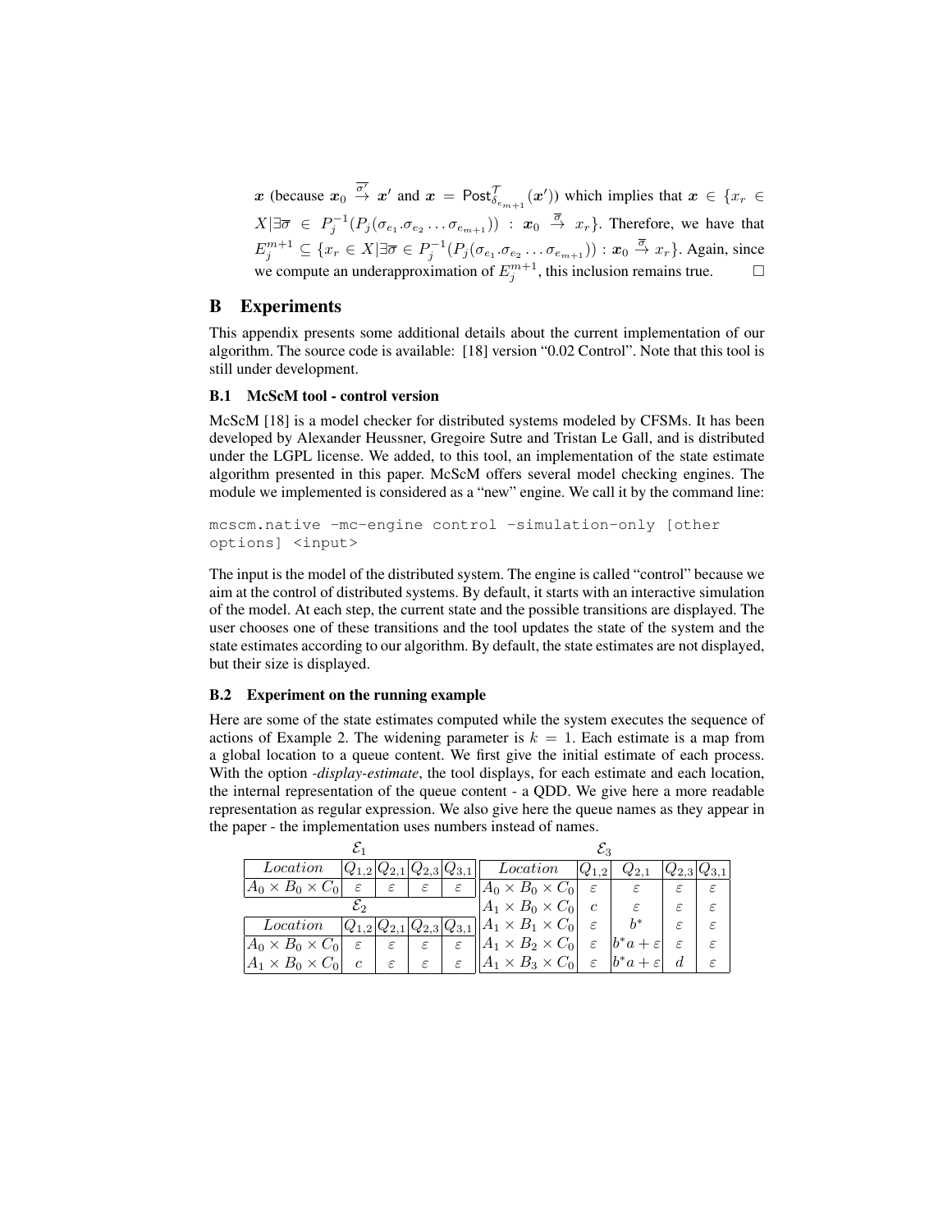$\boldsymbol{x}$ (because $\boldsymbol{x}_0 \xrightarrow{\overline{\sigma'}} \boldsymbol{x}'$ and $\boldsymbol{x} = \mathsf{Post}^{\mathcal{T}}_{\delta_{e_{m+1}}}(\boldsymbol{x}')$) which implies that $\boldsymbol{x} \in \{x_r \in X | \exists \overline{\sigma} \in P_j^{-1}(P_j(\sigma_{e_1}.\sigma_{e_2} \ldots \sigma_{e_{m+1}})) : \boldsymbol{x}_0 \xrightarrow{\overline{\sigma}} x_r\}$. Therefore, we have that $E_j^{m+1} \subseteq \{x_r \in X | \exists \overline{\sigma} \in P_j^{-1}(P_j(\sigma_{e_1}.\sigma_{e_2} \ldots \sigma_{e_{m+1}})) : \boldsymbol{x}_0 \xrightarrow{\overline{\sigma}} x_r\}$. Again, since we compute an underapproximation of $E_j^{m+1}$, this inclusion remains true. □

## B Experiments

This appendix presents some additional details about the current implementation of our algorithm. The source code is available: [18] version "0.02 Control". Note that this tool is still under development.

### B.1 McScM tool - control version

McScM [18] is a model checker for distributed systems modeled by CFSMs. It has been developed by Alexander Heussner, Gregoire Sutre and Tristan Le Gall, and is distributed under the LGPL license. We added, to this tool, an implementation of the state estimate algorithm presented in this paper. McScM offers several model checking engines. The module we implemented is considered as a "new" engine. We call it by the command line:

```
mcscm.native -mc-engine control -simulation-only [other
options] <input>
```

The input is the model of the distributed system. The engine is called "control" because we aim at the control of distributed systems. By default, it starts with an interactive simulation of the model. At each step, the current state and the possible transitions are displayed. The user chooses one of these transitions and the tool updates the state of the system and the state estimates according to our algorithm. By default, the state estimates are not displayed, but their size is displayed.

### B.2 Experiment on the running example

Here are some of the state estimates computed while the system executes the sequence of actions of Example 2. The widening parameter is $k = 1$. Each estimate is a map from a global location to a queue content. We first give the initial estimate of each process. With the option *-display-estimate*, the tool displays, for each estimate and each location, the internal representation of the queue content - a QDD. We give here a more readable representation as regular expression. We also give here the queue names as they appear in the paper - the implementation uses numbers instead of names.

$\mathcal{E}_1$

| *Location* | $Q_{1,2}$ | $Q_{2,1}$ | $Q_{2,3}$ | $Q_{3,1}$ |
|---|---|---|---|---|
| $A_0 \times B_0 \times C_0$ | $\varepsilon$ | $\varepsilon$ | $\varepsilon$ | $\varepsilon$ |

$\mathcal{E}_2$

| *Location* | $Q_{1,2}$ | $Q_{2,1}$ | $Q_{2,3}$ | $Q_{3,1}$ |
|---|---|---|---|---|
| $A_0 \times B_0 \times C_0$ | $\varepsilon$ | $\varepsilon$ | $\varepsilon$ | $\varepsilon$ |
| $A_1 \times B_0 \times C_0$ | $c$ | $\varepsilon$ | $\varepsilon$ | $\varepsilon$ |

$\mathcal{E}_3$

| *Location* | $Q_{1,2}$ | $Q_{2,1}$ | $Q_{2,3}$ | $Q_{3,1}$ |
|---|---|---|---|---|
| $A_0 \times B_0 \times C_0$ | $\varepsilon$ | $\varepsilon$ | $\varepsilon$ | $\varepsilon$ |
| $A_1 \times B_0 \times C_0$ | $c$ | $\varepsilon$ | $\varepsilon$ | $\varepsilon$ |
| $A_1 \times B_1 \times C_0$ | $\varepsilon$ | $b^*$ | $\varepsilon$ | $\varepsilon$ |
| $A_1 \times B_2 \times C_0$ | $\varepsilon$ | $b^*a + \varepsilon$ | $\varepsilon$ | $\varepsilon$ |
| $A_1 \times B_3 \times C_0$ | $\varepsilon$ | $b^*a + \varepsilon$ | $d$ | $\varepsilon$ |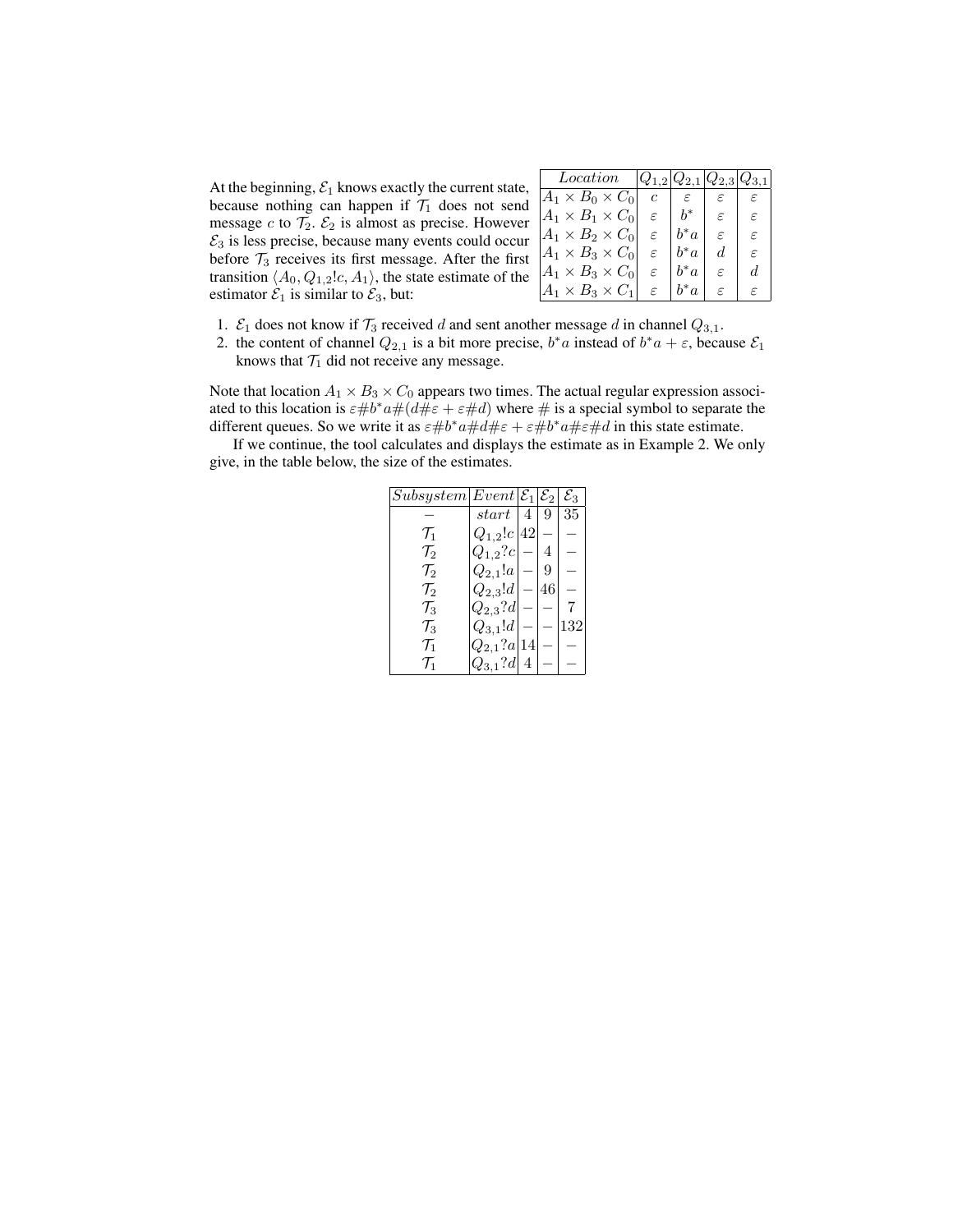At the beginning, $\mathcal{E}_1$ knows exactly the current state, because nothing can happen if $\mathcal{T}_1$ does not send message $c$ to $\mathcal{T}_2$. $\mathcal{E}_2$ is almost as precise. However $\mathcal{E}_3$ is less precise, because many events could occur before $\mathcal{T}_3$ receives its first message. After the first transition $\langle A_0, Q_{1,2}!c, A_1\rangle$, the state estimate of the estimator $\mathcal{E}_1$ is similar to $\mathcal{E}_3$, but:

| $Location$ | $Q_{1,2}$ | $Q_{2,1}$ | $Q_{2,3}$ | $Q_{3,1}$ |
|---|---|---|---|---|
| $A_1 \times B_0 \times C_0$ | $c$ | $\varepsilon$ | $\varepsilon$ | $\varepsilon$ |
| $A_1 \times B_1 \times C_0$ | $\varepsilon$ | $b^*$ | $\varepsilon$ | $\varepsilon$ |
| $A_1 \times B_2 \times C_0$ | $\varepsilon$ | $b^*a$ | $\varepsilon$ | $\varepsilon$ |
| $A_1 \times B_3 \times C_0$ | $\varepsilon$ | $b^*a$ | $d$ | $\varepsilon$ |
| $A_1 \times B_3 \times C_0$ | $\varepsilon$ | $b^*a$ | $\varepsilon$ | $d$ |
| $A_1 \times B_3 \times C_1$ | $\varepsilon$ | $b^*a$ | $\varepsilon$ | $\varepsilon$ |

1. $\mathcal{E}_1$ does not know if $\mathcal{T}_3$ received $d$ and sent another message $d$ in channel $Q_{3,1}$.
2. the content of channel $Q_{2,1}$ is a bit more precise, $b^*a$ instead of $b^*a + \varepsilon$, because $\mathcal{E}_1$ knows that $\mathcal{T}_1$ did not receive any message.

Note that location $A_1 \times B_3 \times C_0$ appears two times. The actual regular expression associated to this location is $\varepsilon\#b^*a\#(d\#\varepsilon + \varepsilon\#d)$ where $\#$ is a special symbol to separate the different queues. So we write it as $\varepsilon\#b^*a\#d\#\varepsilon + \varepsilon\#b^*a\#\varepsilon\#d$ in this state estimate.

If we continue, the tool calculates and displays the estimate as in Example 2. We only give, in the table below, the size of the estimates.

| $Subsystem$ | $Event$ | $\mathcal{E}_1$ | $\mathcal{E}_2$ | $\mathcal{E}_3$ |
|---|---|---|---|---|
| $-$ | $start$ | 4 | 9 | 35 |
| $\mathcal{T}_1$ | $Q_{1,2}!c$ | 42 | $-$ | $-$ |
| $\mathcal{T}_2$ | $Q_{1,2}?c$ | $-$ | 4 | $-$ |
| $\mathcal{T}_2$ | $Q_{2,1}!a$ | $-$ | 9 | $-$ |
| $\mathcal{T}_2$ | $Q_{2,3}!d$ | $-$ | 46 | $-$ |
| $\mathcal{T}_3$ | $Q_{2,3}?d$ | $-$ | $-$ | 7 |
| $\mathcal{T}_3$ | $Q_{3,1}!d$ | $-$ | $-$ | 132 |
| $\mathcal{T}_1$ | $Q_{2,1}?a$ | 14 | $-$ | $-$ |
| $\mathcal{T}_1$ | $Q_{3,1}?d$ | 4 | $-$ | $-$ |